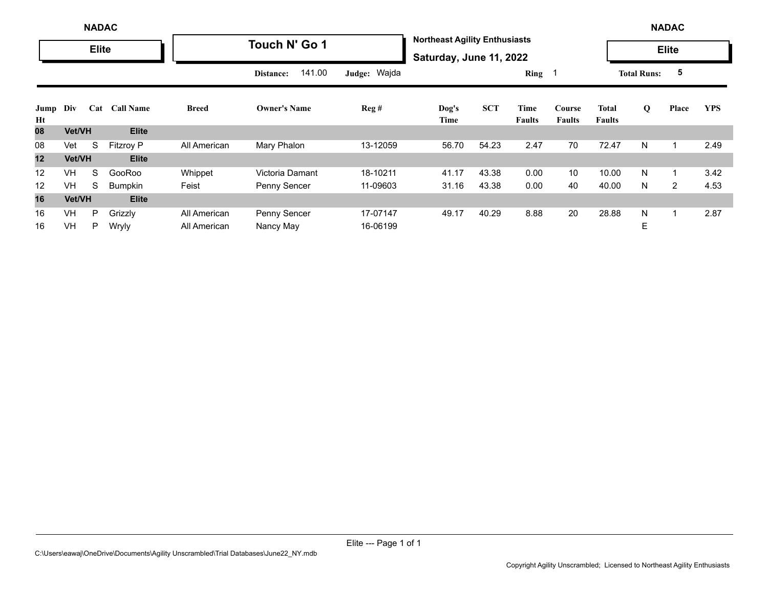NADAC

**Elite**

# Touch N' Go 1

**Northeast Agility Enthusiasts**

**Saturday, June 11, 2022**

NADAC

**Elite**

**Distance:** 141.00 **Judge:** Wajda **Ring** 1 **Total Runs:** 5

| Jump Ht | Div | Cat | Call Name | Breed | Owner's Name | Reg # | Dog's Time | SCT | Time Faults | Course Faults | Total Faults | Q | Place | YPS |
|---|---|---|---|---|---|---|---|---|---|---|---|---|---|---|
| **08** | **Vet/VH** | | **Elite** | | | | | | | | | | | |
| 08 | Vet | S | Fitzroy P | All American | Mary Phalon | 13-12059 | 56.70 | 54.23 | 2.47 | 70 | 72.47 | N | 1 | 2.49 |
| **12** | **Vet/VH** | | **Elite** | | | | | | | | | | | |
| 12 | VH | S | GooRoo | Whippet | Victoria Damant | 18-10211 | 41.17 | 43.38 | 0.00 | 10 | 10.00 | N | 1 | 3.42 |
| 12 | VH | S | Bumpkin | Feist | Penny Sencer | 11-09603 | 31.16 | 43.38 | 0.00 | 40 | 40.00 | N | 2 | 4.53 |
| **16** | **Vet/VH** | | **Elite** | | | | | | | | | | | |
| 16 | VH | P | Grizzly | All American | Penny Sencer | 17-07147 | 49.17 | 40.29 | 8.88 | 20 | 28.88 | N | 1 | 2.87 |
| 16 | VH | P | Wryly | All American | Nancy May | 16-06199 | | | | | | E | | |

C:\Users\eawaj\OneDrive\Documents\Agility Unscrambled\Trial Databases\June22_NY.mdb

Copyright Agility Unscrambled; Licensed to Northeast Agility Enthusiasts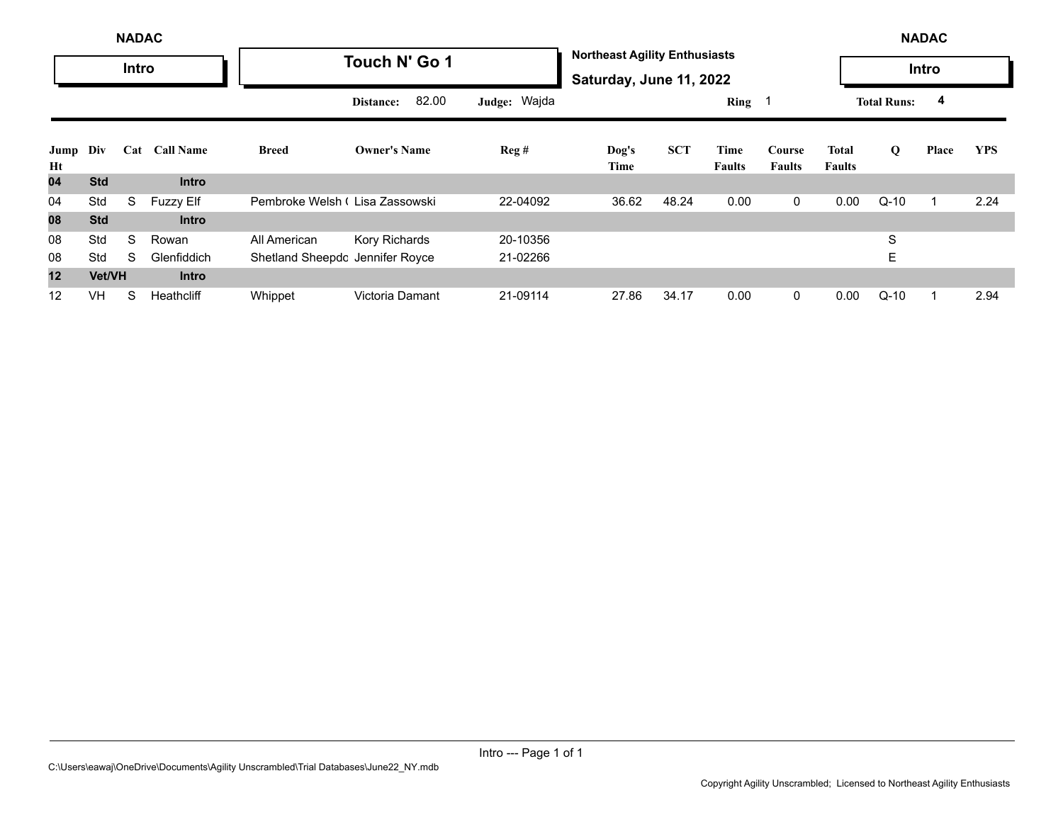NADAC

**Intro**

# Touch N' Go 1

**Northeast Agility Enthusiasts**

**Saturday, June 11, 2022**

NADAC

**Intro**

**Distance:** 82.00 **Judge:** Wajda **Ring** 1 **Total Runs:** 4

| Jump Ht | Div | Cat | Call Name | Breed | Owner's Name | Reg # | Dog's Time | SCT | Time Faults | Course Faults | Total Faults | Q | Place | YPS |
|---|---|---|---|---|---|---|---|---|---|---|---|---|---|---|
| **04** | **Std** | | **Intro** | | | | | | | | | | | |
| 04 | Std | S | Fuzzy Elf | Pembroke Welsh ( | Lisa Zassowski | 22-04092 | 36.62 | 48.24 | 0.00 | 0 | 0.00 | Q-10 | 1 | 2.24 |
| **08** | **Std** | | **Intro** | | | | | | | | | | | |
| 08 | Std | S | Rowan | All American | Kory Richards | 20-10356 | | | | | | S | | |
| 08 | Std | S | Glenfiddich | Shetland Sheepdo | Jennifer Royce | 21-02266 | | | | | | E | | |
| **12** | **Vet/VH** | | **Intro** | | | | | | | | | | | |
| 12 | VH | S | Heathcliff | Whippet | Victoria Damant | 21-09114 | 27.86 | 34.17 | 0.00 | 0 | 0.00 | Q-10 | 1 | 2.94 |

C:\Users\eawaj\OneDrive\Documents\Agility Unscrambled\Trial Databases\June22_NY.mdb

Copyright Agility Unscrambled; Licensed to Northeast Agility Enthusiasts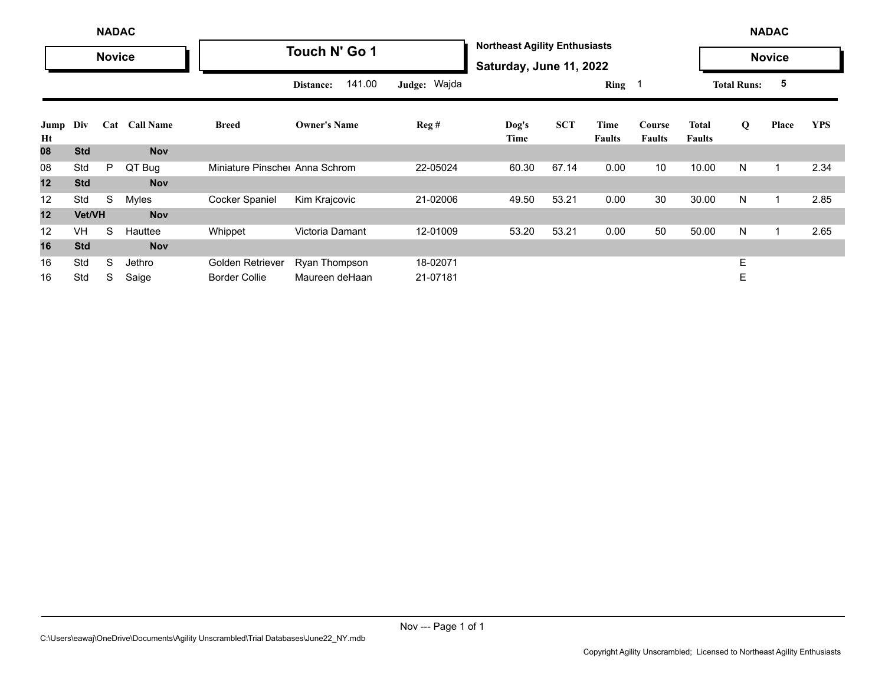NADAC

**Novice**

# Touch N' Go 1

**Northeast Agility Enthusiasts**

**Saturday, June 11, 2022**

NADAC

**Novice**

**Distance:** 141.00 **Judge:** Wajda **Ring** 1 **Total Runs:** 5

| Jump Ht | Div | Cat | Call Name | Breed | Owner's Name | Reg # | Dog's Time | SCT | Time Faults | Course Faults | Total Faults | Q | Place | YPS |
|---|---|---|---|---|---|---|---|---|---|---|---|---|---|---|
| **08** | **Std** | | **Nov** | | | | | | | | | | | |
| 08 | Std | P | QT Bug | Miniature Pinscher | Anna Schrom | 22-05024 | 60.30 | 67.14 | 0.00 | 10 | 10.00 | N | 1 | 2.34 |
| **12** | **Std** | | **Nov** | | | | | | | | | | | |
| 12 | Std | S | Myles | Cocker Spaniel | Kim Krajcovic | 21-02006 | 49.50 | 53.21 | 0.00 | 30 | 30.00 | N | 1 | 2.85 |
| **12** | **Vet/VH** | | **Nov** | | | | | | | | | | | |
| 12 | VH | S | Hauttee | Whippet | Victoria Damant | 12-01009 | 53.20 | 53.21 | 0.00 | 50 | 50.00 | N | 1 | 2.65 |
| **16** | **Std** | | **Nov** | | | | | | | | | | | |
| 16 | Std | S | Jethro | Golden Retriever | Ryan Thompson | 18-02071 | | | | | | E | | |
| 16 | Std | S | Saige | Border Collie | Maureen deHaan | 21-07181 | | | | | | E | | |

C:\Users\eawaj\OneDrive\Documents\Agility Unscrambled\Trial Databases\June22_NY.mdb

Copyright Agility Unscrambled; Licensed to Northeast Agility Enthusiasts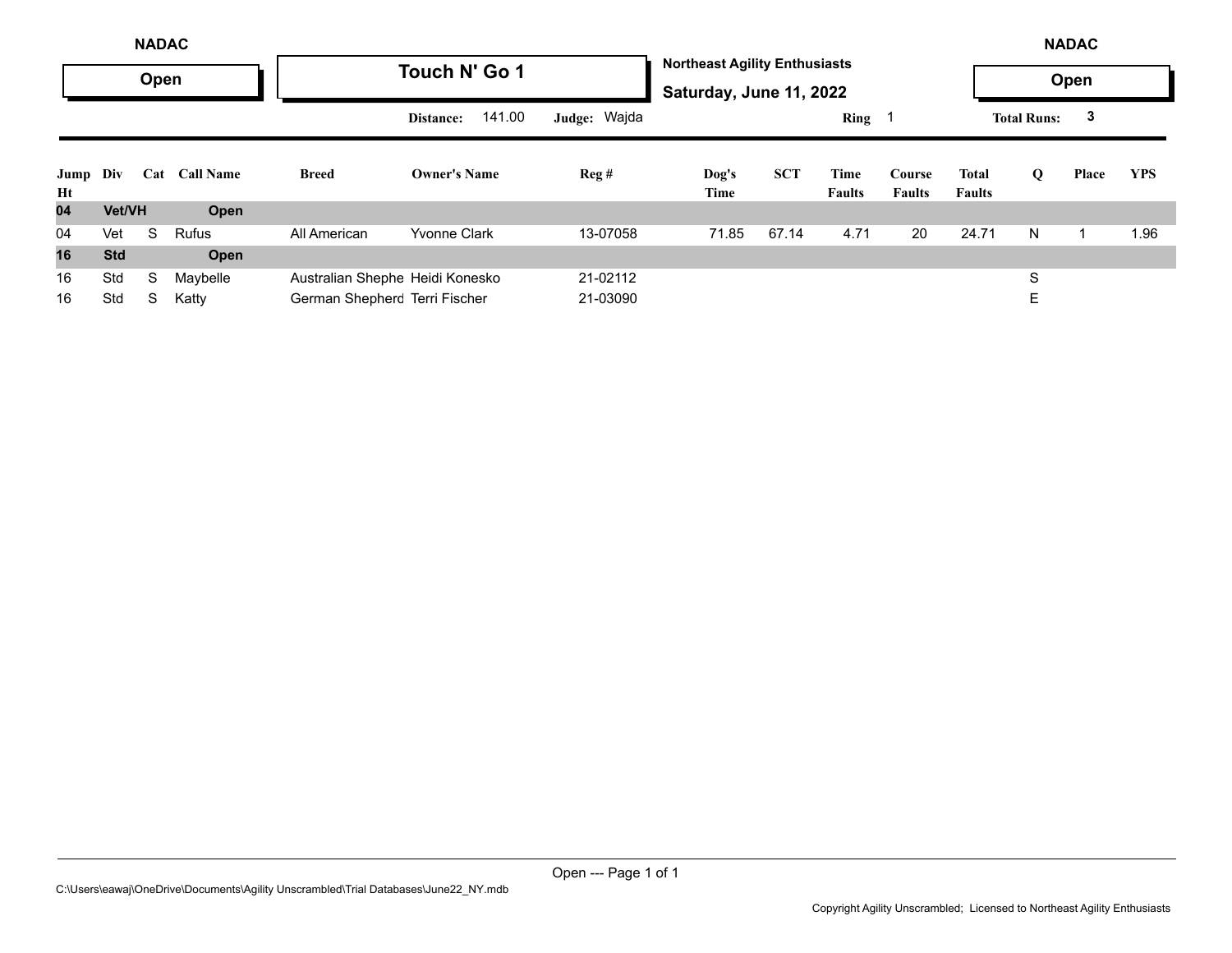NADAC

**Open**

# Touch N' Go 1

**Northeast Agility Enthusiasts**

**Saturday, June 11, 2022**

NADAC

**Open**

**Distance:** 141.00 **Judge:** Wajda **Ring** 1 **Total Runs:** 3

| Jump Ht | Div | Cat | Call Name | Breed | Owner's Name | Reg # | Dog's Time | SCT | Time Faults | Course Faults | Total Faults | Q | Place | YPS |
|---|---|---|---|---|---|---|---|---|---|---|---|---|---|---|
| **04** | **Vet/VH** | | **Open** | | | | | | | | | | | |
| 04 | Vet | S | Rufus | All American | Yvonne Clark | 13-07058 | 71.85 | 67.14 | 4.71 | 20 | 24.71 | N | 1 | 1.96 |
| **16** | **Std** | | **Open** | | | | | | | | | | | |
| 16 | Std | S | Maybelle | Australian Shephe | Heidi Konesko | 21-02112 | | | | | | S | | |
| 16 | Std | S | Katty | German Shepherd | Terri Fischer | 21-03090 | | | | | | E | | |

C:\Users\eawaj\OneDrive\Documents\Agility Unscrambled\Trial Databases\June22_NY.mdb

Copyright Agility Unscrambled; Licensed to Northeast Agility Enthusiasts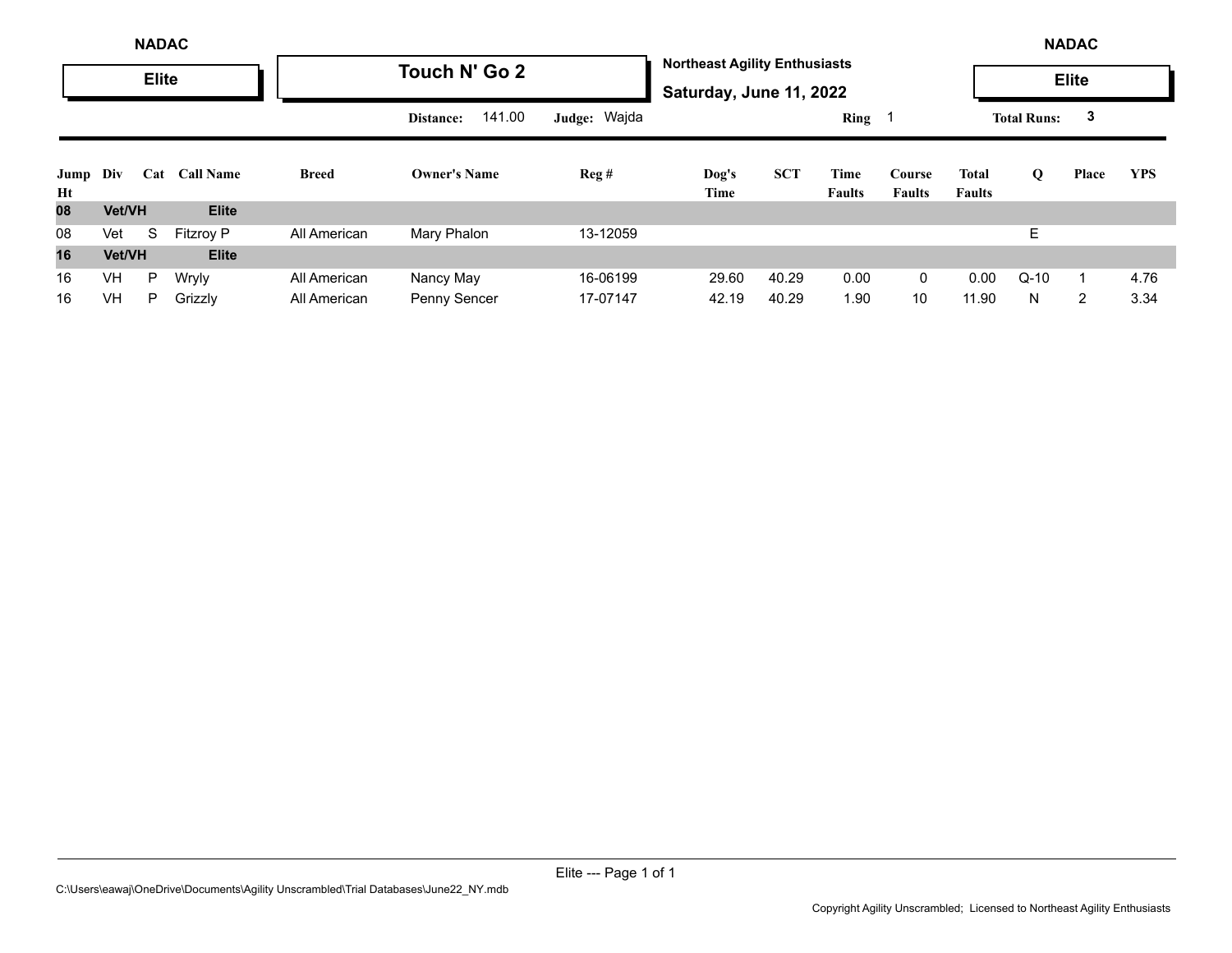NADAC — Elite

# Touch N' Go 2

**Northeast Agility Enthusiasts**
**Saturday, June 11, 2022**

NADAC — Elite

**Distance:** 141.00 **Judge:** Wajda **Ring** 1 **Total Runs:** 3

| Jump Ht | Div | Cat | Call Name | Breed | Owner's Name | Reg # | Dog's Time | SCT | Time Faults | Course Faults | Total Faults | Q | Place | YPS |
|---|---|---|---|---|---|---|---|---|---|---|---|---|---|---|
| **08** | **Vet/VH** | | **Elite** | | | | | | | | | | | |
| 08 | Vet | S | Fitzroy P | All American | Mary Phalon | 13-12059 | | | | | | E | | |
| **16** | **Vet/VH** | | **Elite** | | | | | | | | | | | |
| 16 | VH | P | Wryly | All American | Nancy May | 16-06199 | 29.60 | 40.29 | 0.00 | 0 | 0.00 | Q-10 | 1 | 4.76 |
| 16 | VH | P | Grizzly | All American | Penny Sencer | 17-07147 | 42.19 | 40.29 | 1.90 | 10 | 11.90 | N | 2 | 3.34 |

C:\Users\eawaj\OneDrive\Documents\Agility Unscrambled\Trial Databases\June22_NY.mdb

Copyright Agility Unscrambled; Licensed to Northeast Agility Enthusiasts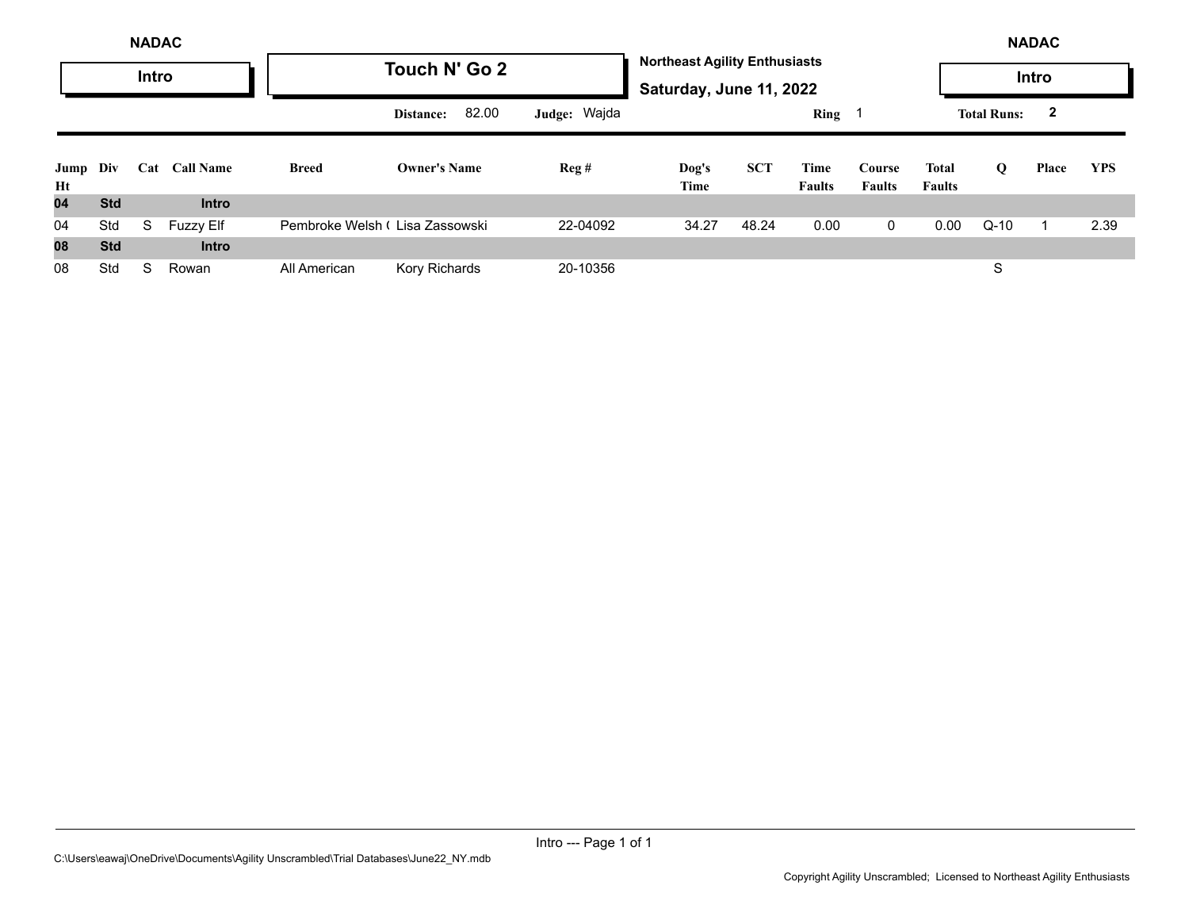NADAC

**Intro**

# Touch N' Go 2

**Northeast Agility Enthusiasts**

**Saturday, June 11, 2022**

NADAC

**Intro**

Distance: 82.00 | Judge: Wajda | Ring 1 | Total Runs: 2

| Jump Ht | Div | Cat | Call Name | Breed | Owner's Name | Reg # | Dog's Time | SCT | Time Faults | Course Faults | Total Faults | Q | Place | YPS |
|---|---|---|---|---|---|---|---|---|---|---|---|---|---|---|
| **04** | **Std** | | **Intro** | | | | | | | | | | | |
| 04 | Std | S | Fuzzy Elf | Pembroke Welsh ( | Lisa Zassowski | 22-04092 | 34.27 | 48.24 | 0.00 | 0 | 0.00 | Q-10 | 1 | 2.39 |
| **08** | **Std** | | **Intro** | | | | | | | | | | | |
| 08 | Std | S | Rowan | All American | Kory Richards | 20-10356 | | | | | | S | | |

Intro --- Page 1 of 1

C:\Users\eawaj\OneDrive\Documents\Agility Unscrambled\Trial Databases\June22_NY.mdb

Copyright Agility Unscrambled; Licensed to Northeast Agility Enthusiasts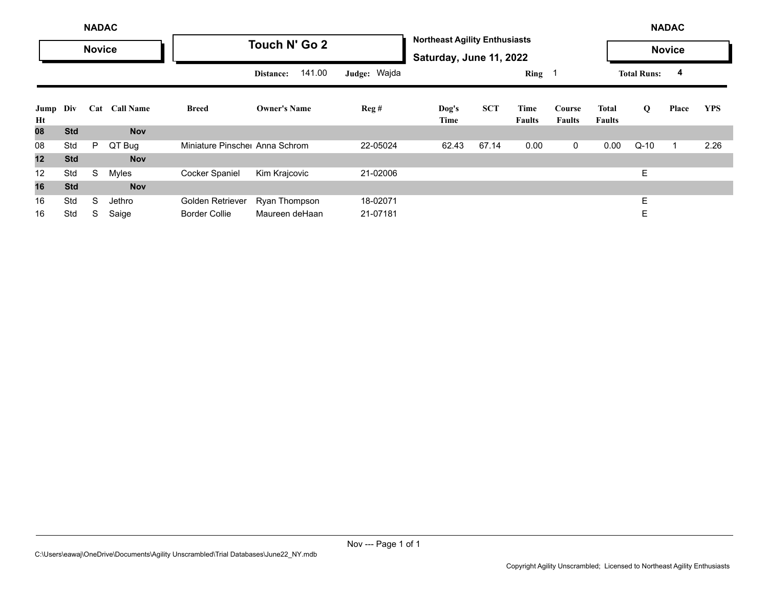NADAC

**Novice**

## Touch N' Go 2

**Northeast Agility Enthusiasts**

**Saturday, June 11, 2022**

NADAC

**Novice**

Distance: 141.00 Judge: Wajda Ring 1 Total Runs: 4

| Jump Ht | Div | Cat | Call Name | Breed | Owner's Name | Reg # | Dog's Time | SCT | Time Faults | Course Faults | Total Faults | Q | Place | YPS |
|---|---|---|---|---|---|---|---|---|---|---|---|---|---|---|
| **08** | **Std** | | **Nov** | | | | | | | | | | | |
| 08 | Std | P | QT Bug | Miniature Pinscher | Anna Schrom | 22-05024 | 62.43 | 67.14 | 0.00 | 0 | 0.00 | Q-10 | 1 | 2.26 |
| **12** | **Std** | | **Nov** | | | | | | | | | | | |
| 12 | Std | S | Myles | Cocker Spaniel | Kim Krajcovic | 21-02006 | | | | | | E | | |
| **16** | **Std** | | **Nov** | | | | | | | | | | | |
| 16 | Std | S | Jethro | Golden Retriever | Ryan Thompson | 18-02071 | | | | | | E | | |
| 16 | Std | S | Saige | Border Collie | Maureen deHaan | 21-07181 | | | | | | E | | |

C:\Users\eawaj\OneDrive\Documents\Agility Unscrambled\Trial Databases\June22_NY.mdb

Copyright Agility Unscrambled; Licensed to Northeast Agility Enthusiasts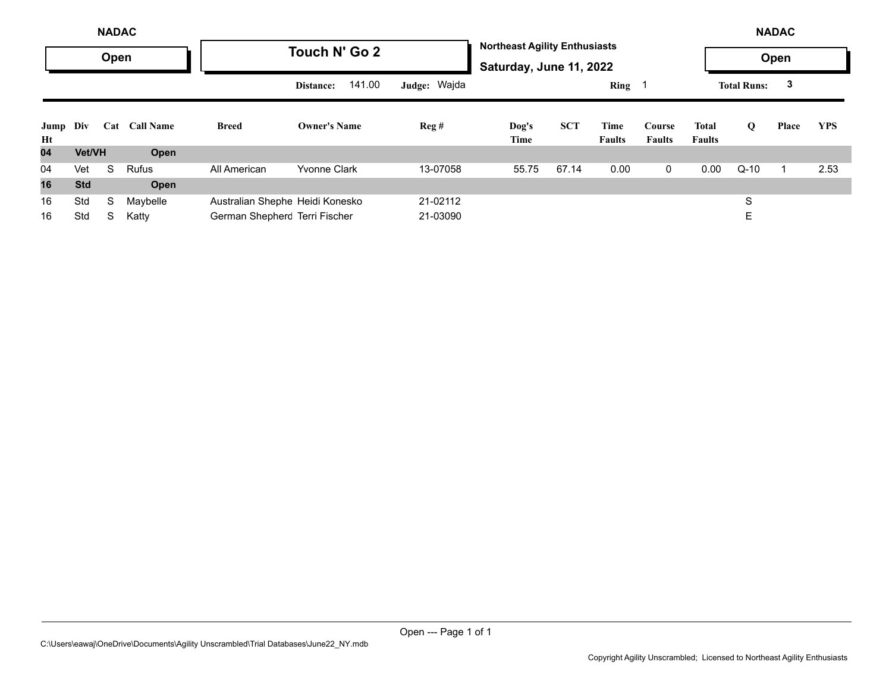NADAC

**Open**

# Touch N' Go 2

**Northeast Agility Enthusiasts**

**Saturday, June 11, 2022**

NADAC

**Open**

Distance: 141.00 Judge: Wajda Ring 1 Total Runs: 3

| Jump Ht | Div | Cat | Call Name | Breed | Owner's Name | Reg # | Dog's Time | SCT | Time Faults | Course Faults | Total Faults | Q | Place | YPS |
|---|---|---|---|---|---|---|---|---|---|---|---|---|---|---|
| **04** | **Vet/VH** | | **Open** | | | | | | | | | | | |
| 04 | Vet | S | Rufus | All American | Yvonne Clark | 13-07058 | 55.75 | 67.14 | 0.00 | 0 | 0.00 | Q-10 | 1 | 2.53 |
| **16** | **Std** | | **Open** | | | | | | | | | | | |
| 16 | Std | S | Maybelle | Australian Shephe | Heidi Konesko | 21-02112 | | | | | | S | | |
| 16 | Std | S | Katty | German Shepherd | Terri Fischer | 21-03090 | | | | | | E | | |

C:\Users\eawaj\OneDrive\Documents\Agility Unscrambled\Trial Databases\June22_NY.mdb

Copyright Agility Unscrambled; Licensed to Northeast Agility Enthusiasts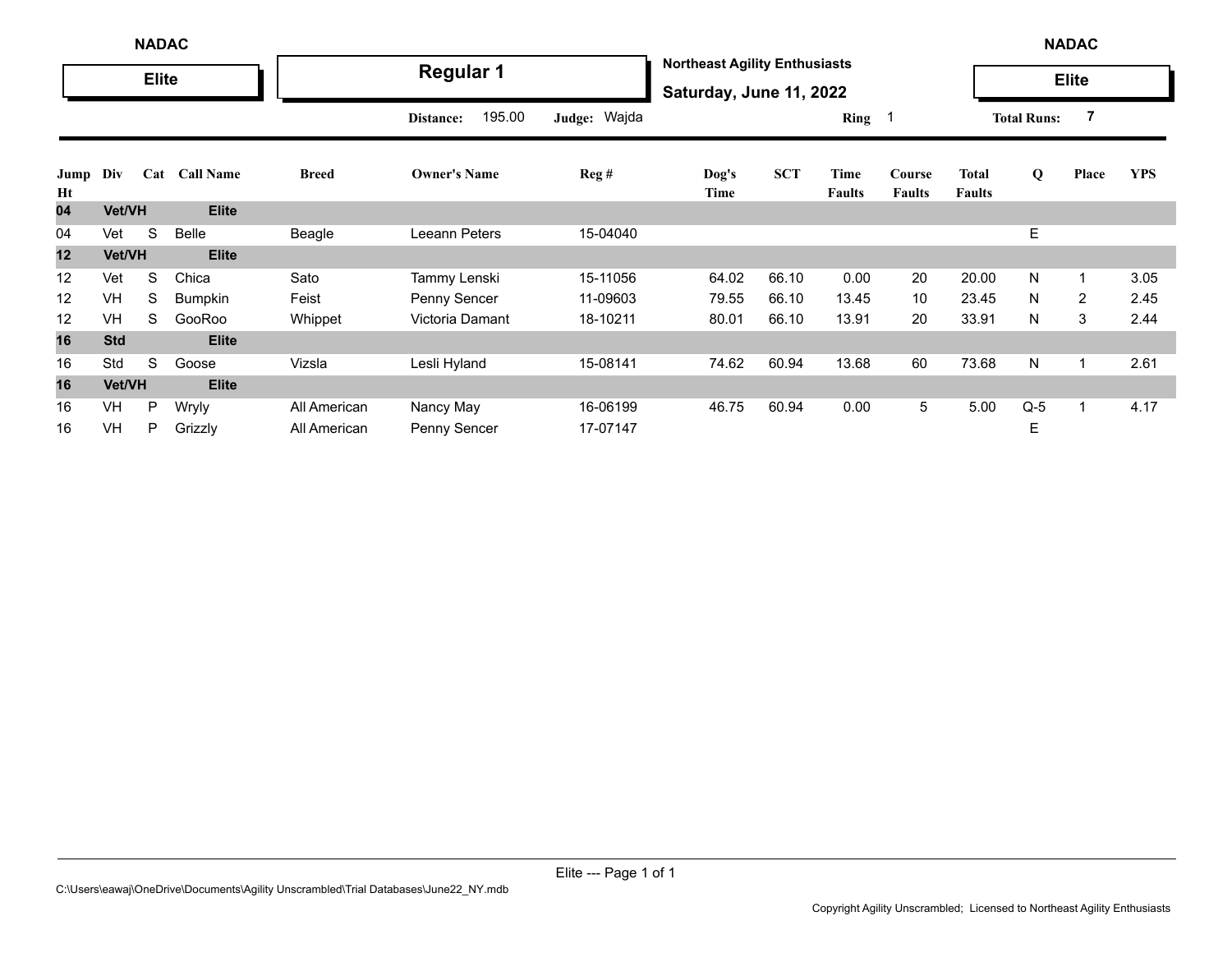NADAC — **Elite**

# Regular 1

**Northeast Agility Enthusiasts**
**Saturday, June 11, 2022**

NADAC — **Elite**

**Distance:** 195.00 **Judge:** Wajda **Ring** 1 **Total Runs:** 7

| Jump Ht | Div | Cat | Call Name | Breed | Owner's Name | Reg # | Dog's Time | SCT | Time Faults | Course Faults | Total Faults | Q | Place | YPS |
|---|---|---|---|---|---|---|---|---|---|---|---|---|---|---|
| **04** | **Vet/VH** | | **Elite** | | | | | | | | | | | |
| 04 | Vet | S | Belle | Beagle | Leeann Peters | 15-04040 | | | | | | E | | |
| **12** | **Vet/VH** | | **Elite** | | | | | | | | | | | |
| 12 | Vet | S | Chica | Sato | Tammy Lenski | 15-11056 | 64.02 | 66.10 | 0.00 | 20 | 20.00 | N | 1 | 3.05 |
| 12 | VH | S | Bumpkin | Feist | Penny Sencer | 11-09603 | 79.55 | 66.10 | 13.45 | 10 | 23.45 | N | 2 | 2.45 |
| 12 | VH | S | GooRoo | Whippet | Victoria Damant | 18-10211 | 80.01 | 66.10 | 13.91 | 20 | 33.91 | N | 3 | 2.44 |
| **16** | **Std** | | **Elite** | | | | | | | | | | | |
| 16 | Std | S | Goose | Vizsla | Lesli Hyland | 15-08141 | 74.62 | 60.94 | 13.68 | 60 | 73.68 | N | 1 | 2.61 |
| **16** | **Vet/VH** | | **Elite** | | | | | | | | | | | |
| 16 | VH | P | Wryly | All American | Nancy May | 16-06199 | 46.75 | 60.94 | 0.00 | 5 | 5.00 | Q-5 | 1 | 4.17 |
| 16 | VH | P | Grizzly | All American | Penny Sencer | 17-07147 | | | | | | E | | |

C:\Users\eawaj\OneDrive\Documents\Agility Unscrambled\Trial Databases\June22_NY.mdb

Copyright Agility Unscrambled; Licensed to Northeast Agility Enthusiasts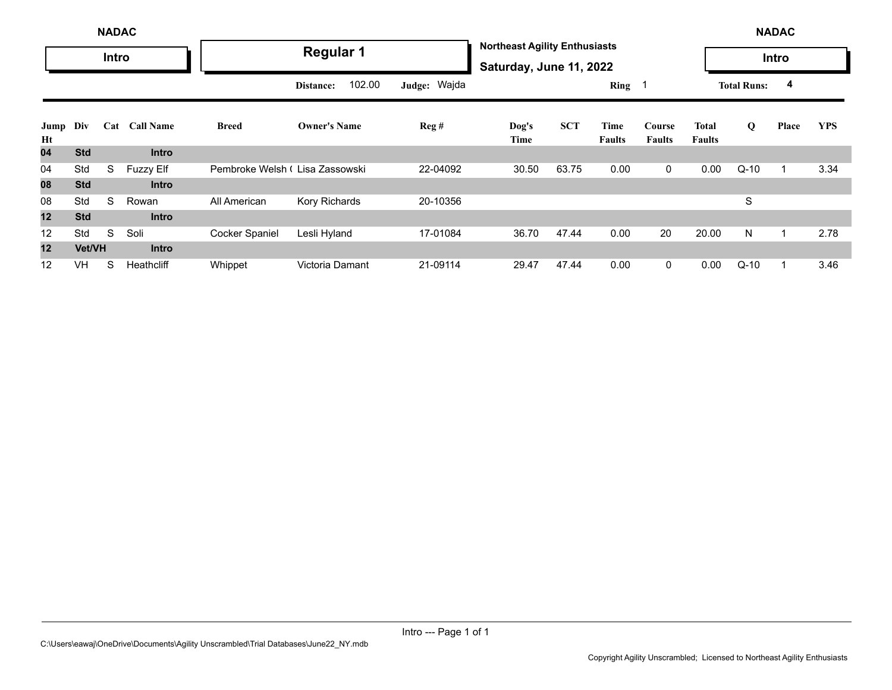NADAC

**Intro**

## Regular 1

**Northeast Agility Enthusiasts**

**Saturday, June 11, 2022**

NADAC

**Intro**

**Distance:** 102.00 **Judge:** Wajda **Ring** 1 **Total Runs:** 4

| Jump Ht | Div | Cat | Call Name | Breed | Owner's Name | Reg # | Dog's Time | SCT | Time Faults | Course Faults | Total Faults | Q | Place | YPS |
|---|---|---|---|---|---|---|---|---|---|---|---|---|---|---|
| **04** | **Std** | | **Intro** | | | | | | | | | | | |
| 04 | Std | S | Fuzzy Elf | Pembroke Welsh ( | Lisa Zassowski | 22-04092 | 30.50 | 63.75 | 0.00 | 0 | 0.00 | Q-10 | 1 | 3.34 |
| **08** | **Std** | | **Intro** | | | | | | | | | | | |
| 08 | Std | S | Rowan | All American | Kory Richards | 20-10356 | | | | | | S | | |
| **12** | **Std** | | **Intro** | | | | | | | | | | | |
| 12 | Std | S | Soli | Cocker Spaniel | Lesli Hyland | 17-01084 | 36.70 | 47.44 | 0.00 | 20 | 20.00 | N | 1 | 2.78 |
| **12** | **Vet/VH** | | **Intro** | | | | | | | | | | | |
| 12 | VH | S | Heathcliff | Whippet | Victoria Damant | 21-09114 | 29.47 | 47.44 | 0.00 | 0 | 0.00 | Q-10 | 1 | 3.46 |

C:\Users\eawaj\OneDrive\Documents\Agility Unscrambled\Trial Databases\June22_NY.mdb

Copyright Agility Unscrambled; Licensed to Northeast Agility Enthusiasts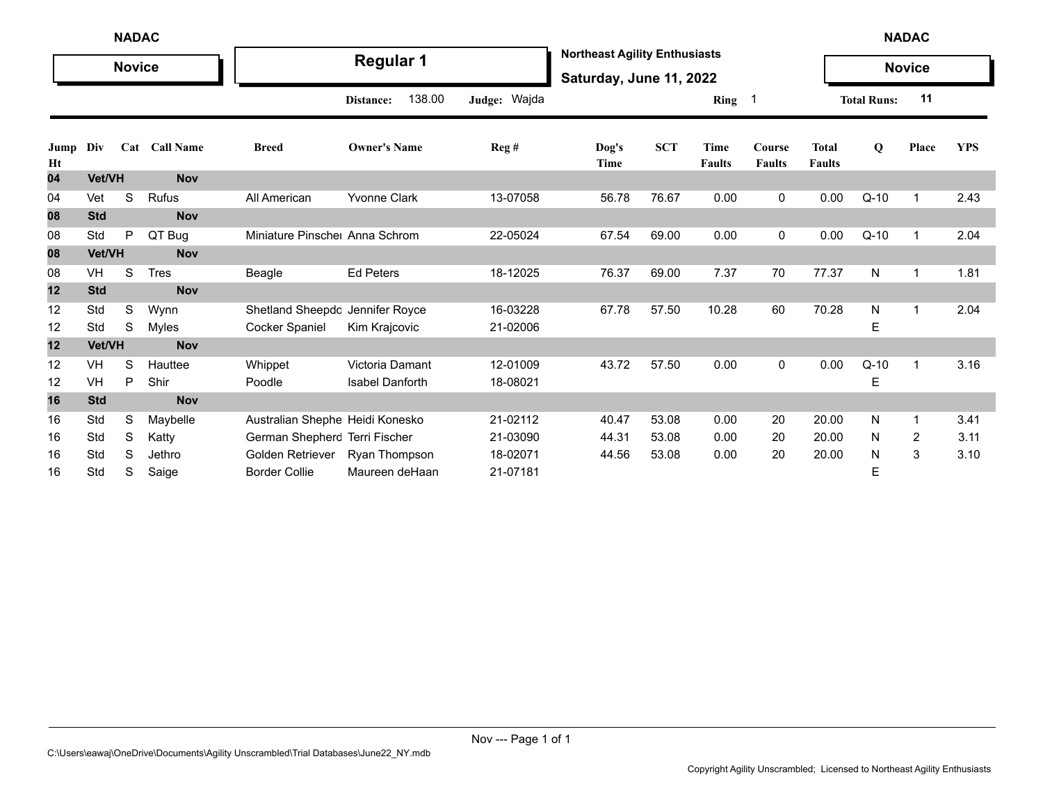NADAC — Novice

**Regular 1**

**Northeast Agility Enthusiasts**
**Saturday, June 11, 2022**

NADAC — Novice

Distance: 138.00 | Judge: Wajda | Ring 1 | Total Runs: 11

| Jump Ht | Div | Cat | Call Name | Breed | Owner's Name | Reg # | Dog's Time | SCT | Time Faults | Course Faults | Total Faults | Q | Place | YPS |
|---|---|---|---|---|---|---|---|---|---|---|---|---|---|---|
| **04** | **Vet/VH** | | **Nov** | | | | | | | | | | | |
| 04 | Vet | S | Rufus | All American | Yvonne Clark | 13-07058 | 56.78 | 76.67 | 0.00 | 0 | 0.00 | Q-10 | 1 | 2.43 |
| **08** | **Std** | | **Nov** | | | | | | | | | | | |
| 08 | Std | P | QT Bug | Miniature Pinscher | Anna Schrom | 22-05024 | 67.54 | 69.00 | 0.00 | 0 | 0.00 | Q-10 | 1 | 2.04 |
| **08** | **Vet/VH** | | **Nov** | | | | | | | | | | | |
| 08 | VH | S | Tres | Beagle | Ed Peters | 18-12025 | 76.37 | 69.00 | 7.37 | 70 | 77.37 | N | 1 | 1.81 |
| **12** | **Std** | | **Nov** | | | | | | | | | | | |
| 12 | Std | S | Wynn | Shetland Sheepdo | Jennifer Royce | 16-03228 | 67.78 | 57.50 | 10.28 | 60 | 70.28 | N | 1 | 2.04 |
| 12 | Std | S | Myles | Cocker Spaniel | Kim Krajcovic | 21-02006 | | | | | | E | | |
| **12** | **Vet/VH** | | **Nov** | | | | | | | | | | | |
| 12 | VH | S | Hauttee | Whippet | Victoria Damant | 12-01009 | 43.72 | 57.50 | 0.00 | 0 | 0.00 | Q-10 | 1 | 3.16 |
| 12 | VH | P | Shir | Poodle | Isabel Danforth | 18-08021 | | | | | | E | | |
| **16** | **Std** | | **Nov** | | | | | | | | | | | |
| 16 | Std | S | Maybelle | Australian Shephe | Heidi Konesko | 21-02112 | 40.47 | 53.08 | 0.00 | 20 | 20.00 | N | 1 | 3.41 |
| 16 | Std | S | Katty | German Shepherd | Terri Fischer | 21-03090 | 44.31 | 53.08 | 0.00 | 20 | 20.00 | N | 2 | 3.11 |
| 16 | Std | S | Jethro | Golden Retriever | Ryan Thompson | 18-02071 | 44.56 | 53.08 | 0.00 | 20 | 20.00 | N | 3 | 3.10 |
| 16 | Std | S | Saige | Border Collie | Maureen deHaan | 21-07181 | | | | | | E | | |

C:\Users\eawaj\OneDrive\Documents\Agility Unscrambled\Trial Databases\June22_NY.mdb

Copyright Agility Unscrambled; Licensed to Northeast Agility Enthusiasts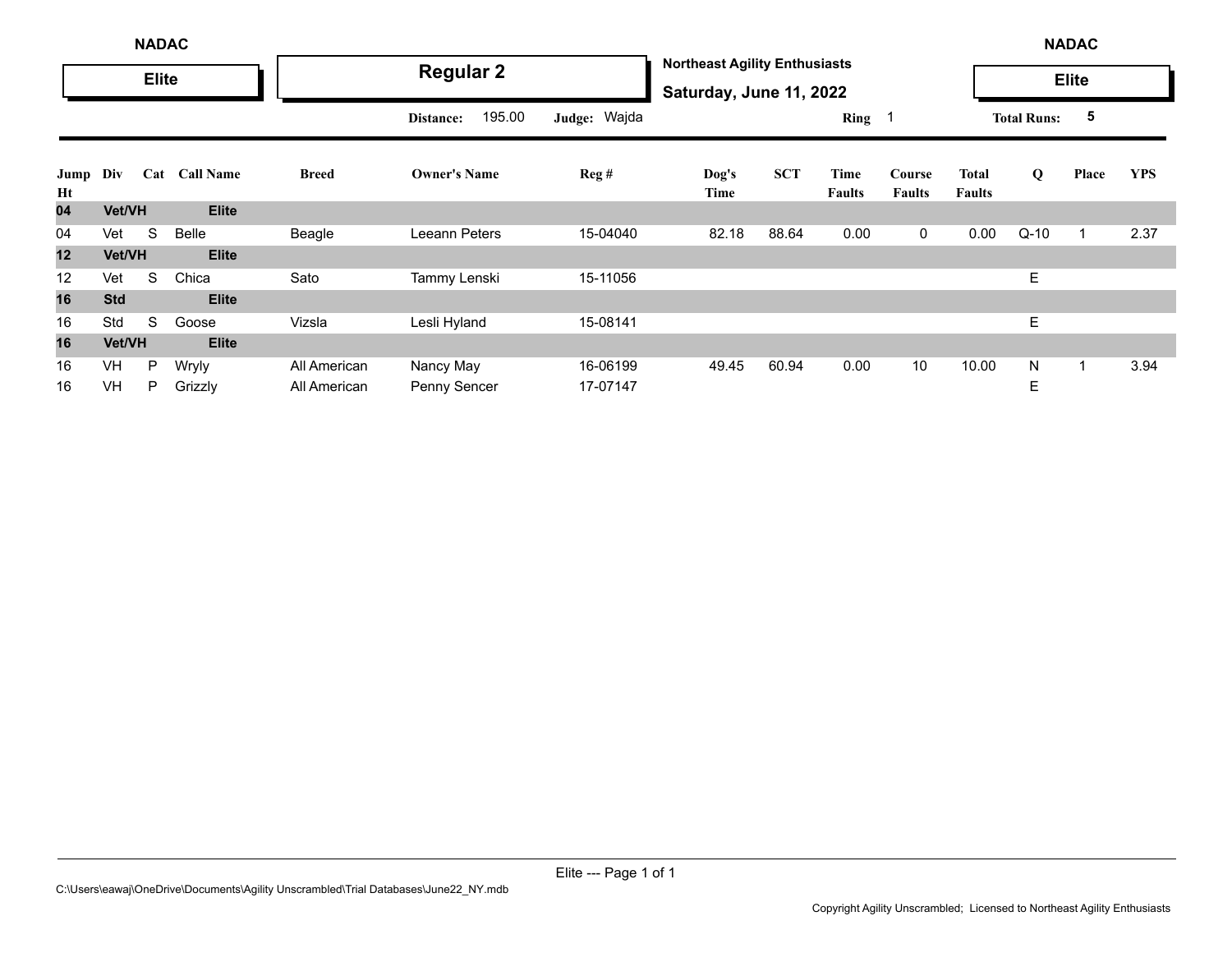NADAC

**Elite**

## Regular 2

**Northeast Agility Enthusiasts**

**Saturday, June 11, 2022**

NADAC

**Elite**

**Distance:** 195.00 **Judge:** Wajda **Ring** 1 **Total Runs:** 5

| Jump Ht | Div | Cat | Call Name | Breed | Owner's Name | Reg # | Dog's Time | SCT | Time Faults | Course Faults | Total Faults | Q | Place | YPS |
|---|---|---|---|---|---|---|---|---|---|---|---|---|---|---|
| **04** | **Vet/VH** | | **Elite** | | | | | | | | | | | |
| 04 | Vet | S | Belle | Beagle | Leeann Peters | 15-04040 | 82.18 | 88.64 | 0.00 | 0 | 0.00 | Q-10 | 1 | 2.37 |
| **12** | **Vet/VH** | | **Elite** | | | | | | | | | | | |
| 12 | Vet | S | Chica | Sato | Tammy Lenski | 15-11056 | | | | | | E | | |
| **16** | **Std** | | **Elite** | | | | | | | | | | | |
| 16 | Std | S | Goose | Vizsla | Lesli Hyland | 15-08141 | | | | | | E | | |
| **16** | **Vet/VH** | | **Elite** | | | | | | | | | | | |
| 16 | VH | P | Wryly | All American | Nancy May | 16-06199 | 49.45 | 60.94 | 0.00 | 10 | 10.00 | N | 1 | 3.94 |
| 16 | VH | P | Grizzly | All American | Penny Sencer | 17-07147 | | | | | | E | | |

C:\Users\eawaj\OneDrive\Documents\Agility Unscrambled\Trial Databases\June22_NY.mdb

Copyright Agility Unscrambled; Licensed to Northeast Agility Enthusiasts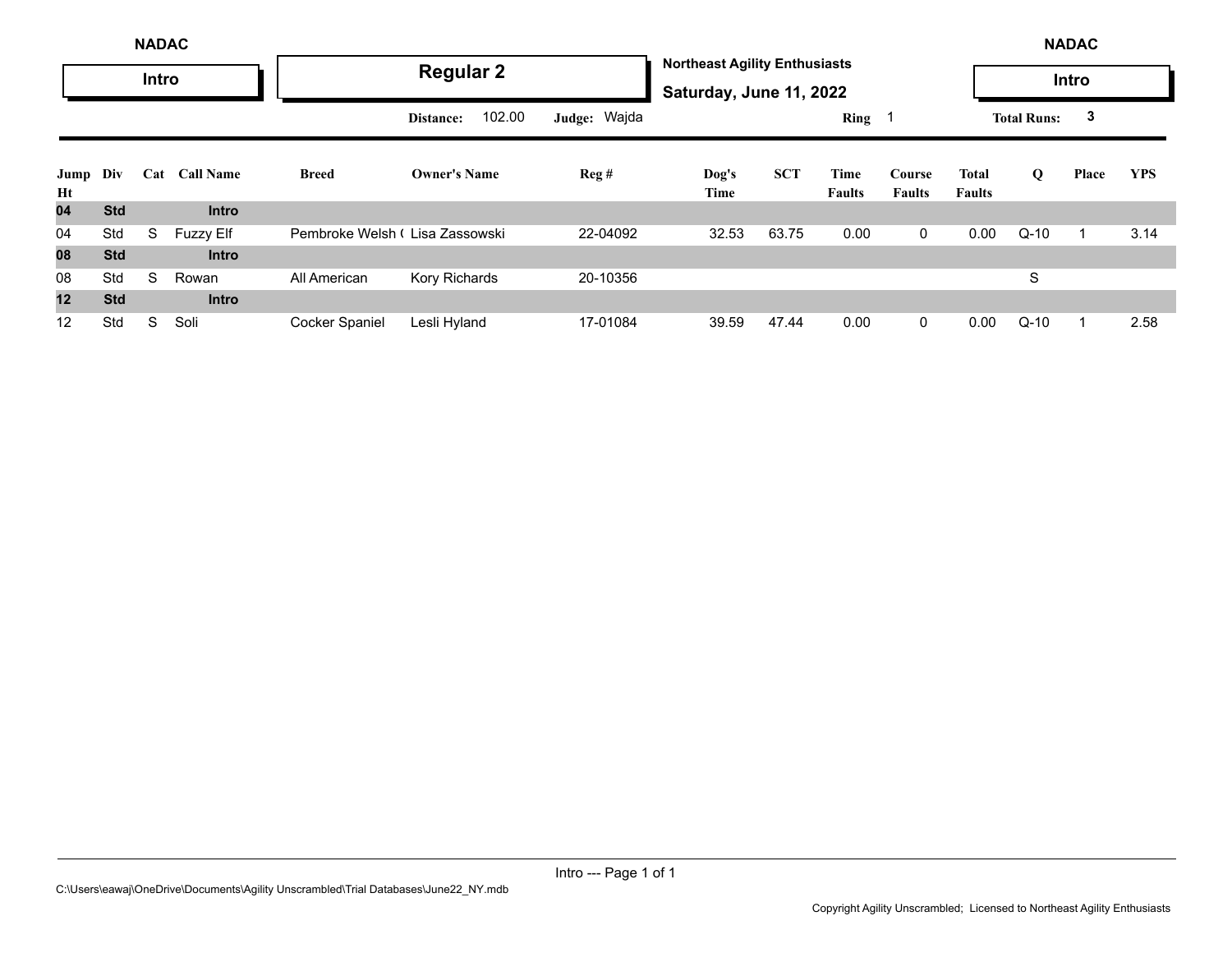**NADAC**

**Intro**

## Regular 2

**Northeast Agility Enthusiasts**

**Saturday, June 11, 2022**

**NADAC**

**Intro**

**Distance:** 102.00 **Judge:** Wajda **Ring** 1 **Total Runs:** 3

| Jump Ht | Div | Cat | Call Name | Breed | Owner's Name | Reg # | Dog's Time | SCT | Time Faults | Course Faults | Total Faults | Q | Place | YPS |
|---|---|---|---|---|---|---|---|---|---|---|---|---|---|---|
| **04** | **Std** | | **Intro** | | | | | | | | | | | |
| 04 | Std | S | Fuzzy Elf | Pembroke Welsh ( | Lisa Zassowski | 22-04092 | 32.53 | 63.75 | 0.00 | 0 | 0.00 | Q-10 | 1 | 3.14 |
| **08** | **Std** | | **Intro** | | | | | | | | | | | |
| 08 | Std | S | Rowan | All American | Kory Richards | 20-10356 | | | | | | S | | |
| **12** | **Std** | | **Intro** | | | | | | | | | | | |
| 12 | Std | S | Soli | Cocker Spaniel | Lesli Hyland | 17-01084 | 39.59 | 47.44 | 0.00 | 0 | 0.00 | Q-10 | 1 | 2.58 |

C:\Users\eawaj\OneDrive\Documents\Agility Unscrambled\Trial Databases\June22_NY.mdb

Copyright Agility Unscrambled; Licensed to Northeast Agility Enthusiasts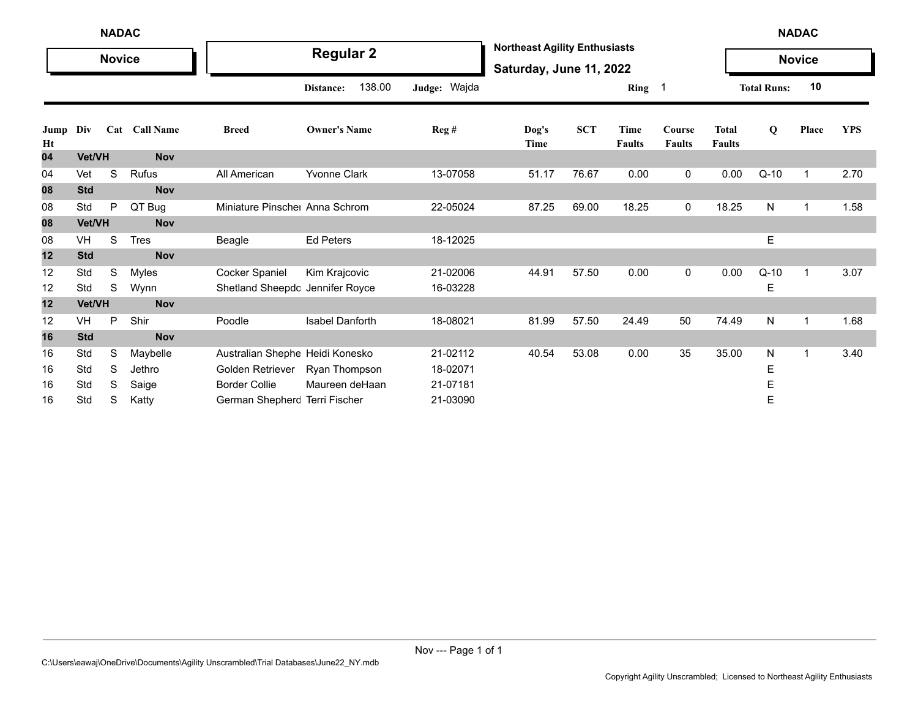NADAC

**Novice**

# Regular 2

**Northeast Agility Enthusiasts**

**Saturday, June 11, 2022**

NADAC

**Novice**

Distance: 138.00 Judge: Wajda Ring 1 Total Runs: 10

| Jump Ht | Div | Cat | Call Name | Breed | Owner's Name | Reg # | Dog's Time | SCT | Time Faults | Course Faults | Total Faults | Q | Place | YPS |
|---|---|---|---|---|---|---|---|---|---|---|---|---|---|---|
| **04** | **Vet/VH** | | **Nov** | | | | | | | | | | | |
| 04 | Vet | S | Rufus | All American | Yvonne Clark | 13-07058 | 51.17 | 76.67 | 0.00 | 0 | 0.00 | Q-10 | 1 | 2.70 |
| **08** | **Std** | | **Nov** | | | | | | | | | | | |
| 08 | Std | P | QT Bug | Miniature Pinscher | Anna Schrom | 22-05024 | 87.25 | 69.00 | 18.25 | 0 | 18.25 | N | 1 | 1.58 |
| **08** | **Vet/VH** | | **Nov** | | | | | | | | | | | |
| 08 | VH | S | Tres | Beagle | Ed Peters | 18-12025 | | | | | | E | | |
| **12** | **Std** | | **Nov** | | | | | | | | | | | |
| 12 | Std | S | Myles | Cocker Spaniel | Kim Krajcovic | 21-02006 | 44.91 | 57.50 | 0.00 | 0 | 0.00 | Q-10 | 1 | 3.07 |
| 12 | Std | S | Wynn | Shetland Sheepdo | Jennifer Royce | 16-03228 | | | | | | E | | |
| **12** | **Vet/VH** | | **Nov** | | | | | | | | | | | |
| 12 | VH | P | Shir | Poodle | Isabel Danforth | 18-08021 | 81.99 | 57.50 | 24.49 | 50 | 74.49 | N | 1 | 1.68 |
| **16** | **Std** | | **Nov** | | | | | | | | | | | |
| 16 | Std | S | Maybelle | Australian Shephe | Heidi Konesko | 21-02112 | 40.54 | 53.08 | 0.00 | 35 | 35.00 | N | 1 | 3.40 |
| 16 | Std | S | Jethro | Golden Retriever | Ryan Thompson | 18-02071 | | | | | | E | | |
| 16 | Std | S | Saige | Border Collie | Maureen deHaan | 21-07181 | | | | | | E | | |
| 16 | Std | S | Katty | German Shepherd | Terri Fischer | 21-03090 | | | | | | E | | |

Nov --- Page 1 of 1

C:\Users\eawaj\OneDrive\Documents\Agility Unscrambled\Trial Databases\June22_NY.mdb

Copyright Agility Unscrambled; Licensed to Northeast Agility Enthusiasts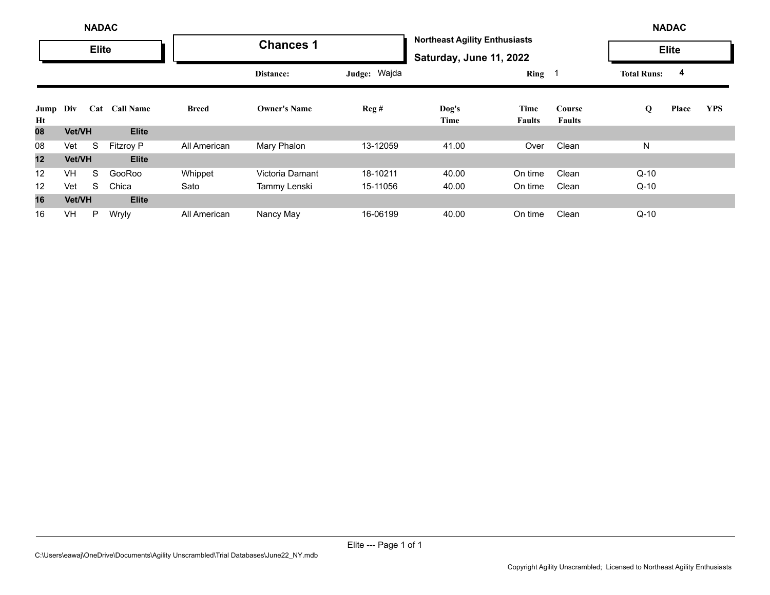NADAC

**Elite**

# Chances 1

**Northeast Agility Enthusiasts**

**Saturday, June 11, 2022**

NADAC

**Elite**

Distance: | Judge: Wajda | Ring 1 | Total Runs: 4

| Jump Ht | Div | Cat | Call Name | Breed | Owner's Name | Reg # | Dog's Time | Time Faults | Course Faults | Q | Place | YPS |
|---|---|---|---|---|---|---|---|---|---|---|---|---|
| **08** | **Vet/VH** | | **Elite** | | | | | | | | | |
| 08 | Vet | S | Fitzroy P | All American | Mary Phalon | 13-12059 | 41.00 | Over | Clean | N | | |
| **12** | **Vet/VH** | | **Elite** | | | | | | | | | |
| 12 | VH | S | GooRoo | Whippet | Victoria Damant | 18-10211 | 40.00 | On time | Clean | Q-10 | | |
| 12 | Vet | S | Chica | Sato | Tammy Lenski | 15-11056 | 40.00 | On time | Clean | Q-10 | | |
| **16** | **Vet/VH** | | **Elite** | | | | | | | | | |
| 16 | VH | P | Wryly | All American | Nancy May | 16-06199 | 40.00 | On time | Clean | Q-10 | | |

C:\Users\eawaj\OneDrive\Documents\Agility Unscrambled\Trial Databases\June22_NY.mdb

Copyright Agility Unscrambled; Licensed to Northeast Agility Enthusiasts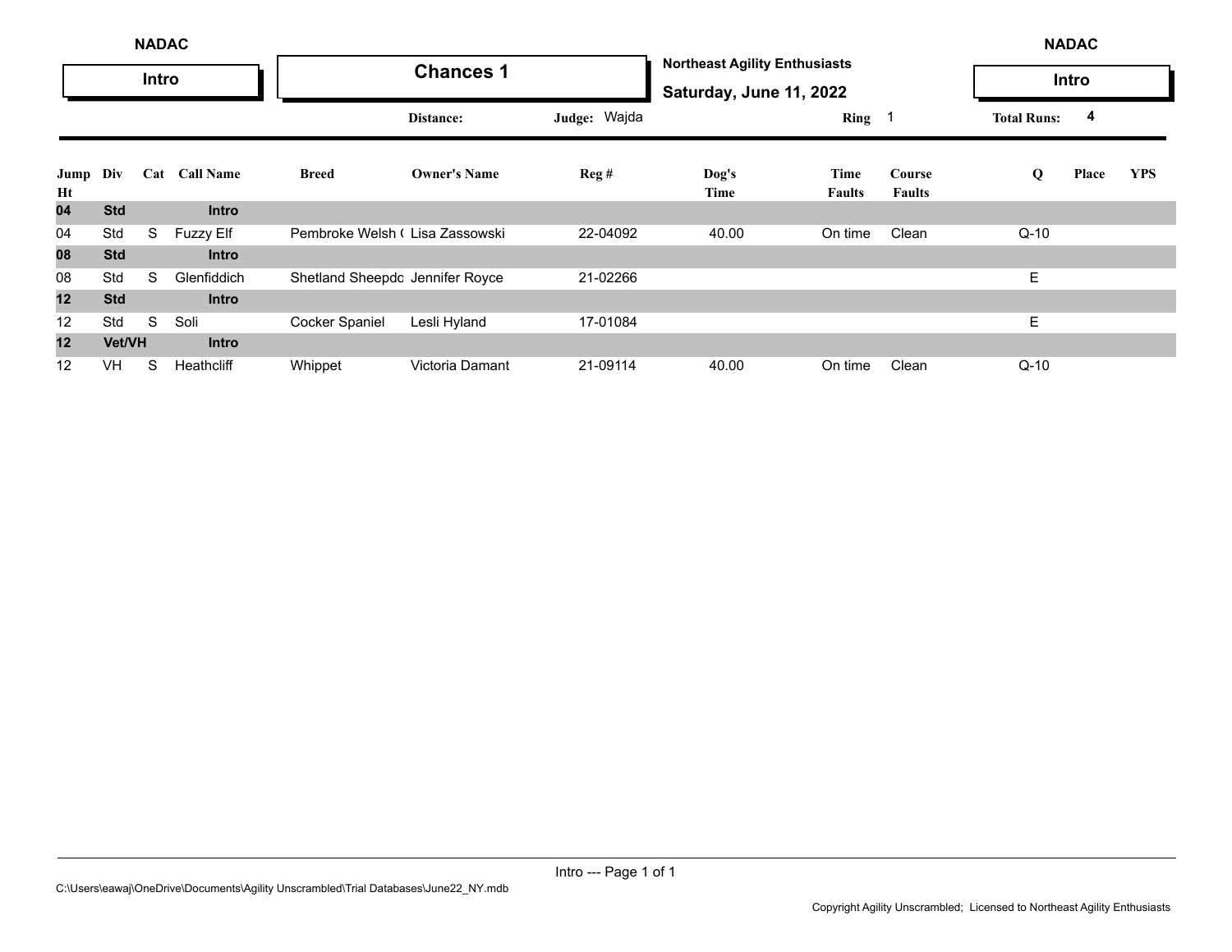NADAC

**Intro**

# Chances 1

**Northeast Agility Enthusiasts**

**Saturday, June 11, 2022**

NADAC

**Intro**

Distance: | Judge: Wajda | Ring 1 | Total Runs: 4

| Jump Ht | Div | Cat | Call Name | Breed | Owner's Name | Reg # | Dog's Time | Time Faults | Course Faults | Q | Place | YPS |
|---|---|---|---|---|---|---|---|---|---|---|---|---|
| **04** | **Std** | | **Intro** | | | | | | | | | |
| 04 | Std | S | Fuzzy Elf | Pembroke Welsh ( | Lisa Zassowski | 22-04092 | 40.00 | On time | Clean | Q-10 | | |
| **08** | **Std** | | **Intro** | | | | | | | | | |
| 08 | Std | S | Glenfiddich | Shetland Sheepdc | Jennifer Royce | 21-02266 | | | | E | | |
| **12** | **Std** | | **Intro** | | | | | | | | | |
| 12 | Std | S | Soli | Cocker Spaniel | Lesli Hyland | 17-01084 | | | | E | | |
| **12** | **Vet/VH** | | **Intro** | | | | | | | | | |
| 12 | VH | S | Heathcliff | Whippet | Victoria Damant | 21-09114 | 40.00 | On time | Clean | Q-10 | | |

C:\Users\eawaj\OneDrive\Documents\Agility Unscrambled\Trial Databases\June22_NY.mdb

Copyright Agility Unscrambled; Licensed to Northeast Agility Enthusiasts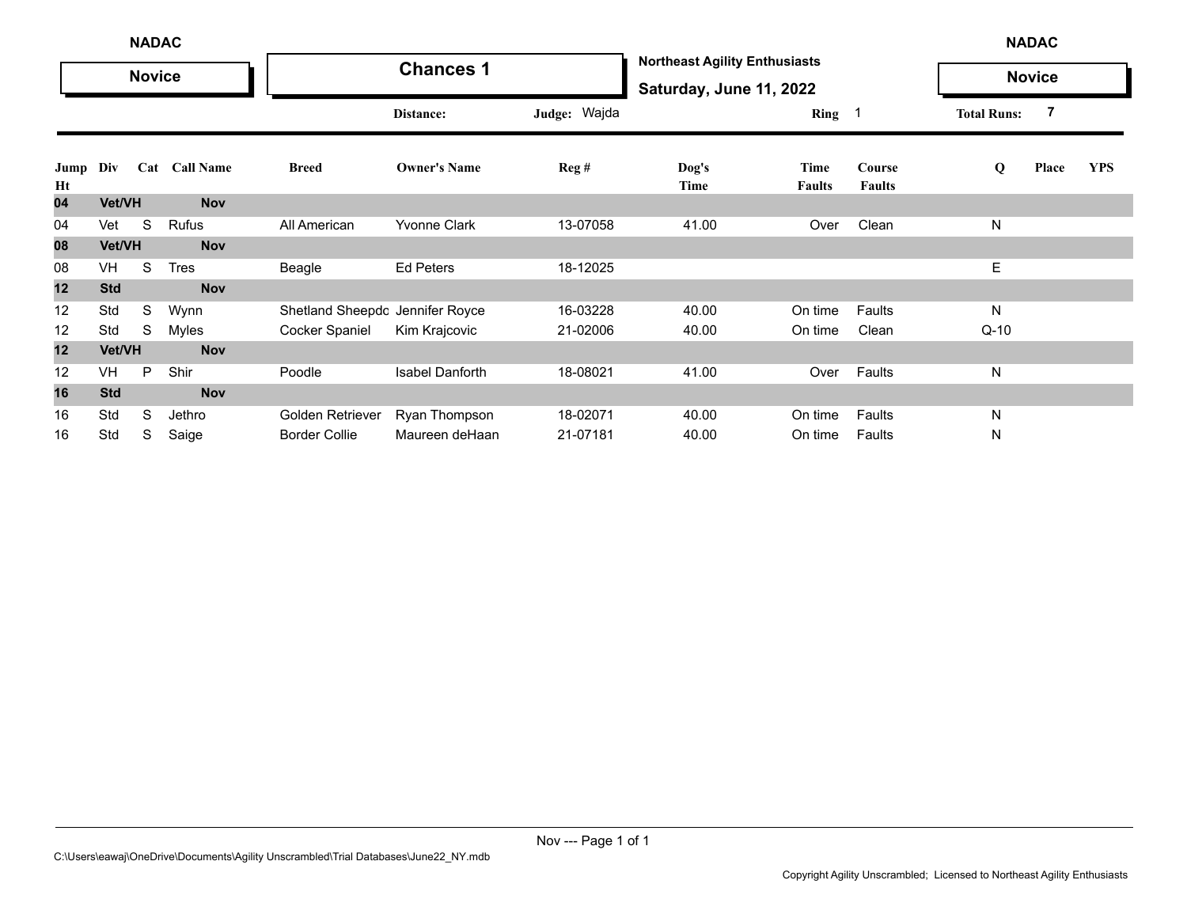NADAC

**Novice**

# Chances 1

**Northeast Agility Enthusiasts**

**Saturday, June 11, 2022**

NADAC

**Novice**

**Distance:** **Judge:** Wajda **Ring** 1 **Total Runs:** 7

| Jump Ht | Div | Cat | Call Name | Breed | Owner's Name | Reg # | Dog's Time | Time Faults | Course Faults | Q | Place | YPS |
|---|---|---|---|---|---|---|---|---|---|---|---|---|
| **04** | **Vet/VH** | | **Nov** | | | | | | | | | |
| 04 | Vet | S | Rufus | All American | Yvonne Clark | 13-07058 | 41.00 | Over | Clean | N | | |
| **08** | **Vet/VH** | | **Nov** | | | | | | | | | |
| 08 | VH | S | Tres | Beagle | Ed Peters | 18-12025 | | | | E | | |
| **12** | **Std** | | **Nov** | | | | | | | | | |
| 12 | Std | S | Wynn | Shetland Sheepdo | Jennifer Royce | 16-03228 | 40.00 | On time | Faults | N | | |
| 12 | Std | S | Myles | Cocker Spaniel | Kim Krajcovic | 21-02006 | 40.00 | On time | Clean | Q-10 | | |
| **12** | **Vet/VH** | | **Nov** | | | | | | | | | |
| 12 | VH | P | Shir | Poodle | Isabel Danforth | 18-08021 | 41.00 | Over | Faults | N | | |
| **16** | **Std** | | **Nov** | | | | | | | | | |
| 16 | Std | S | Jethro | Golden Retriever | Ryan Thompson | 18-02071 | 40.00 | On time | Faults | N | | |
| 16 | Std | S | Saige | Border Collie | Maureen deHaan | 21-07181 | 40.00 | On time | Faults | N | | |

C:\Users\eawaj\OneDrive\Documents\Agility Unscrambled\Trial Databases\June22_NY.mdb

Copyright Agility Unscrambled; Licensed to Northeast Agility Enthusiasts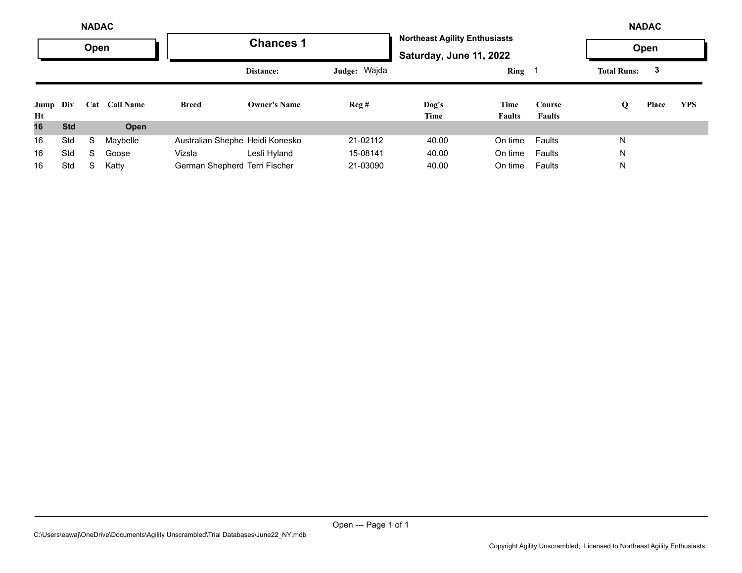NADAC

**Open**

# Chances 1

**Northeast Agility Enthusiasts**

**Saturday, June 11, 2022**

NADAC

**Open**

**Distance:** **Judge:** Wajda **Ring** 1 **Total Runs:** 3

| Jump Ht | Div | Cat | Call Name | Breed | Owner's Name | Reg # | Dog's Time | Time Faults | Course Faults | Q | Place | YPS |
|---|---|---|---|---|---|---|---|---|---|---|---|---|
| **16** | **Std** | | **Open** | | | | | | | | | |
| 16 | Std | S | Maybelle | Australian Shephe | Heidi Konesko | 21-02112 | 40.00 | On time | Faults | N | | |
| 16 | Std | S | Goose | Vizsla | Lesli Hyland | 15-08141 | 40.00 | On time | Faults | N | | |
| 16 | Std | S | Katty | German Shepherd | Terri Fischer | 21-03090 | 40.00 | On time | Faults | N | | |

Open --- Page 1 of 1

C:\Users\eawaj\OneDrive\Documents\Agility Unscrambled\Trial Databases\June22_NY.mdb

Copyright Agility Unscrambled; Licensed to Northeast Agility Enthusiasts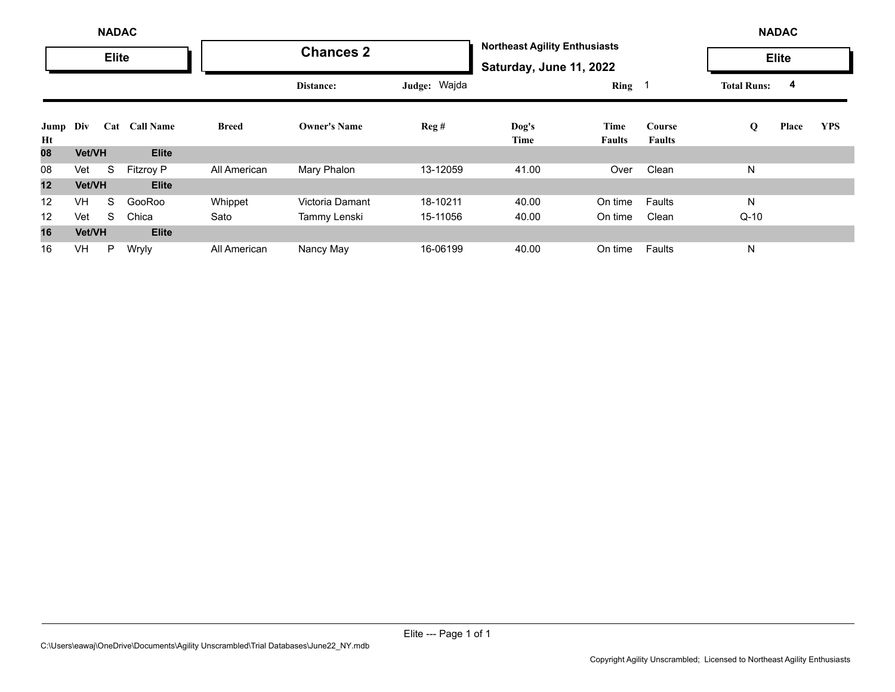NADAC

**Elite**

## Chances 2

**Northeast Agility Enthusiasts**

**Saturday, June 11, 2022**

NADAC

**Elite**

**Distance:** | **Judge:** Wajda | **Ring** 1 | **Total Runs:** 4

| Jump Ht | Div | Cat | Call Name | Breed | Owner's Name | Reg # | Dog's Time | Time Faults | Course Faults | Q | Place | YPS |
|---|---|---|---|---|---|---|---|---|---|---|---|---|
| **08** | **Vet/VH** | | **Elite** | | | | | | | | | |
| 08 | Vet | S | Fitzroy P | All American | Mary Phalon | 13-12059 | 41.00 | Over | Clean | N | | |
| **12** | **Vet/VH** | | **Elite** | | | | | | | | | |
| 12 | VH | S | GooRoo | Whippet | Victoria Damant | 18-10211 | 40.00 | On time | Faults | N | | |
| 12 | Vet | S | Chica | Sato | Tammy Lenski | 15-11056 | 40.00 | On time | Clean | Q-10 | | |
| **16** | **Vet/VH** | | **Elite** | | | | | | | | | |
| 16 | VH | P | Wryly | All American | Nancy May | 16-06199 | 40.00 | On time | Faults | N | | |

C:\Users\eawaj\OneDrive\Documents\Agility Unscrambled\Trial Databases\June22_NY.mdb

Copyright Agility Unscrambled; Licensed to Northeast Agility Enthusiasts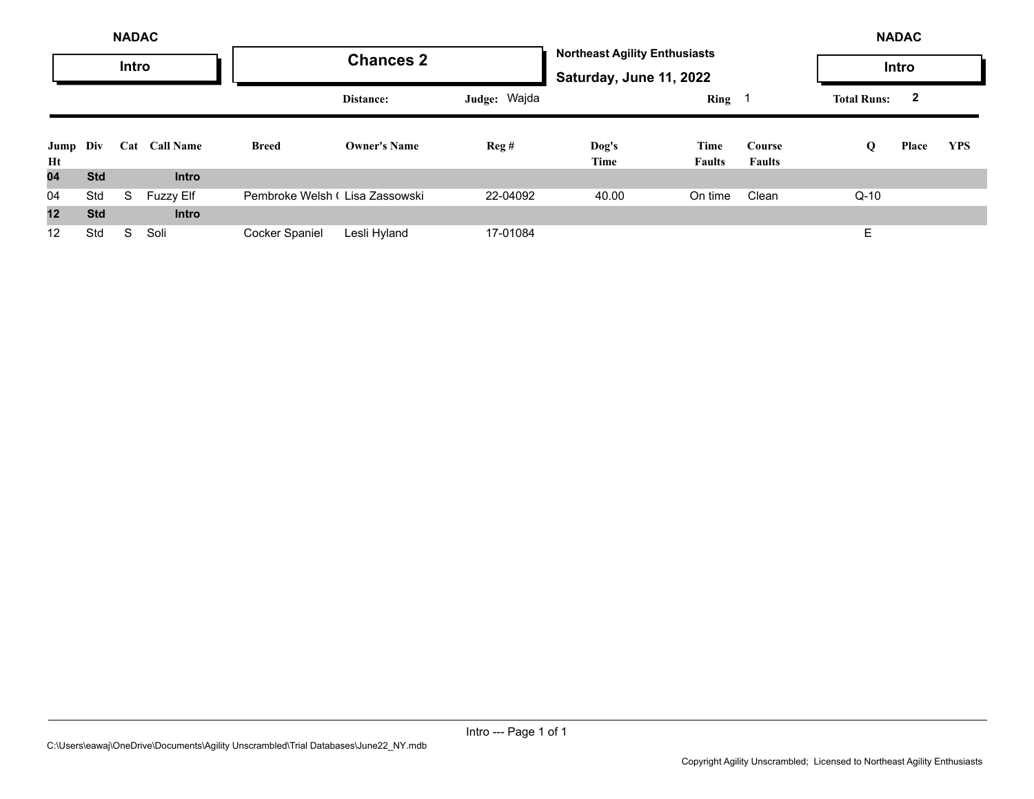NADAC

**Intro**

## Chances 2

**Northeast Agility Enthusiasts**

**Saturday, June 11, 2022**

NADAC

**Intro**

**Distance:** | **Judge:** Wajda | **Ring** 1 | **Total Runs:** 2

| Jump Ht | Div | Cat | Call Name | Breed | Owner's Name | Reg # | Dog's Time | Time Faults | Course Faults | Q | Place | YPS |
|---|---|---|---|---|---|---|---|---|---|---|---|---|
| **04** | **Std** | | **Intro** | | | | | | | | | |
| 04 | Std | S | Fuzzy Elf | Pembroke Welsh ( | Lisa Zassowski | 22-04092 | 40.00 | On time | Clean | Q-10 | | |
| **12** | **Std** | | **Intro** | | | | | | | | | |
| 12 | Std | S | Soli | Cocker Spaniel | Lesli Hyland | 17-01084 | | | | E | | |

C:\Users\eawaj\OneDrive\Documents\Agility Unscrambled\Trial Databases\June22_NY.mdb

Copyright Agility Unscrambled; Licensed to Northeast Agility Enthusiasts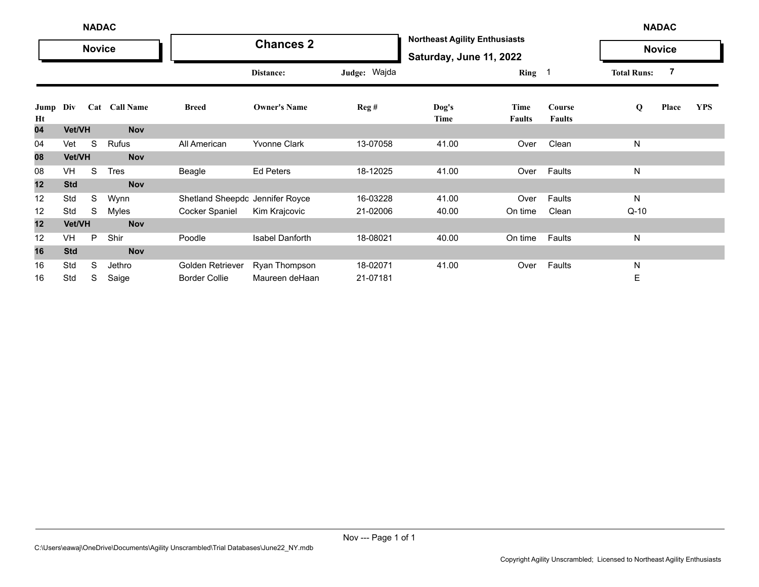**NADAC** — **Novice**

# Chances 2

**Northeast Agility Enthusiasts**
**Saturday, June 11, 2022**

**NADAC** — **Novice**

**Distance:** **Judge:** Wajda **Ring** 1 **Total Runs:** 7

| Jump Ht | Div | Cat | Call Name | Breed | Owner's Name | Reg # | Dog's Time | Time Faults | Course Faults | Q | Place | YPS |
|---|---|---|---|---|---|---|---|---|---|---|---|---|
| **04** | **Vet/VH** | | **Nov** | | | | | | | | | |
| 04 | Vet | S | Rufus | All American | Yvonne Clark | 13-07058 | 41.00 | Over | Clean | N | | |
| **08** | **Vet/VH** | | **Nov** | | | | | | | | | |
| 08 | VH | S | Tres | Beagle | Ed Peters | 18-12025 | 41.00 | Over | Faults | N | | |
| **12** | **Std** | | **Nov** | | | | | | | | | |
| 12 | Std | S | Wynn | Shetland Sheepdo | Jennifer Royce | 16-03228 | 41.00 | Over | Faults | N | | |
| 12 | Std | S | Myles | Cocker Spaniel | Kim Krajcovic | 21-02006 | 40.00 | On time | Clean | Q-10 | | |
| **12** | **Vet/VH** | | **Nov** | | | | | | | | | |
| 12 | VH | P | Shir | Poodle | Isabel Danforth | 18-08021 | 40.00 | On time | Faults | N | | |
| **16** | **Std** | | **Nov** | | | | | | | | | |
| 16 | Std | S | Jethro | Golden Retriever | Ryan Thompson | 18-02071 | 41.00 | Over | Faults | N | | |
| 16 | Std | S | Saige | Border Collie | Maureen deHaan | 21-07181 | | | | E | | |

C:\Users\eawaj\OneDrive\Documents\Agility Unscrambled\Trial Databases\June22_NY.mdb

Copyright Agility Unscrambled; Licensed to Northeast Agility Enthusiasts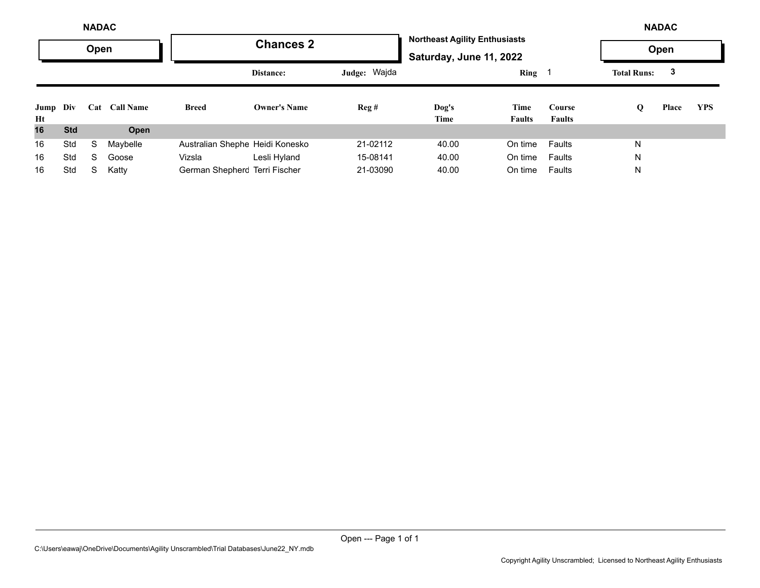NADAC **Open**

# Chances 2

**Northeast Agility Enthusiasts**
**Saturday, June 11, 2022**

NADAC **Open**

Distance: Judge: Wajda Ring 1 Total Runs: 3

| Jump Ht | Div | Cat | Call Name | Breed | Owner's Name | Reg # | Dog's Time | Time Faults | Course Faults | Q | Place | YPS |
|---|---|---|---|---|---|---|---|---|---|---|---|---|
| **16** | **Std** | | **Open** | | | | | | | | | |
| 16 | Std | S | Maybelle | Australian Shephe | Heidi Konesko | 21-02112 | 40.00 | On time | Faults | N | | |
| 16 | Std | S | Goose | Vizsla | Lesli Hyland | 15-08141 | 40.00 | On time | Faults | N | | |
| 16 | Std | S | Katty | German Shepherd | Terri Fischer | 21-03090 | 40.00 | On time | Faults | N | | |

C:\Users\eawaj\OneDrive\Documents\Agility Unscrambled\Trial Databases\June22_NY.mdb

Copyright Agility Unscrambled; Licensed to Northeast Agility Enthusiasts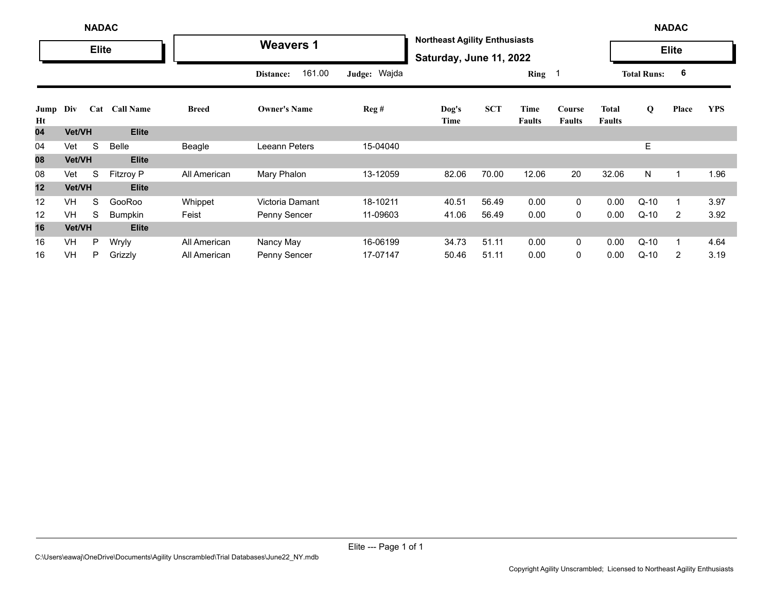**NADAC** — **Elite**

# Weavers 1

**Northeast Agility Enthusiasts**
**Saturday, June 11, 2022**

**Distance:** 161.00 **Judge:** Wajda **Ring** 1 **Total Runs:** 6

| Jump Ht | Div | Cat | Call Name | Breed | Owner's Name | Reg # | Dog's Time | SCT | Time Faults | Course Faults | Total Faults | Q | Place | YPS |
|---|---|---|---|---|---|---|---|---|---|---|---|---|---|---|
| **04** | **Vet/VH** | | **Elite** | | | | | | | | | | | |
| 04 | Vet | S | Belle | Beagle | Leeann Peters | 15-04040 | | | | | | E | | |
| **08** | **Vet/VH** | | **Elite** | | | | | | | | | | | |
| 08 | Vet | S | Fitzroy P | All American | Mary Phalon | 13-12059 | 82.06 | 70.00 | 12.06 | 20 | 32.06 | N | 1 | 1.96 |
| **12** | **Vet/VH** | | **Elite** | | | | | | | | | | | |
| 12 | VH | S | GooRoo | Whippet | Victoria Damant | 18-10211 | 40.51 | 56.49 | 0.00 | 0 | 0.00 | Q-10 | 1 | 3.97 |
| 12 | VH | S | Bumpkin | Feist | Penny Sencer | 11-09603 | 41.06 | 56.49 | 0.00 | 0 | 0.00 | Q-10 | 2 | 3.92 |
| **16** | **Vet/VH** | | **Elite** | | | | | | | | | | | |
| 16 | VH | P | Wryly | All American | Nancy May | 16-06199 | 34.73 | 51.11 | 0.00 | 0 | 0.00 | Q-10 | 1 | 4.64 |
| 16 | VH | P | Grizzly | All American | Penny Sencer | 17-07147 | 50.46 | 51.11 | 0.00 | 0 | 0.00 | Q-10 | 2 | 3.19 |

C:\Users\eawaj\OneDrive\Documents\Agility Unscrambled\Trial Databases\June22_NY.mdb

Copyright Agility Unscrambled; Licensed to Northeast Agility Enthusiasts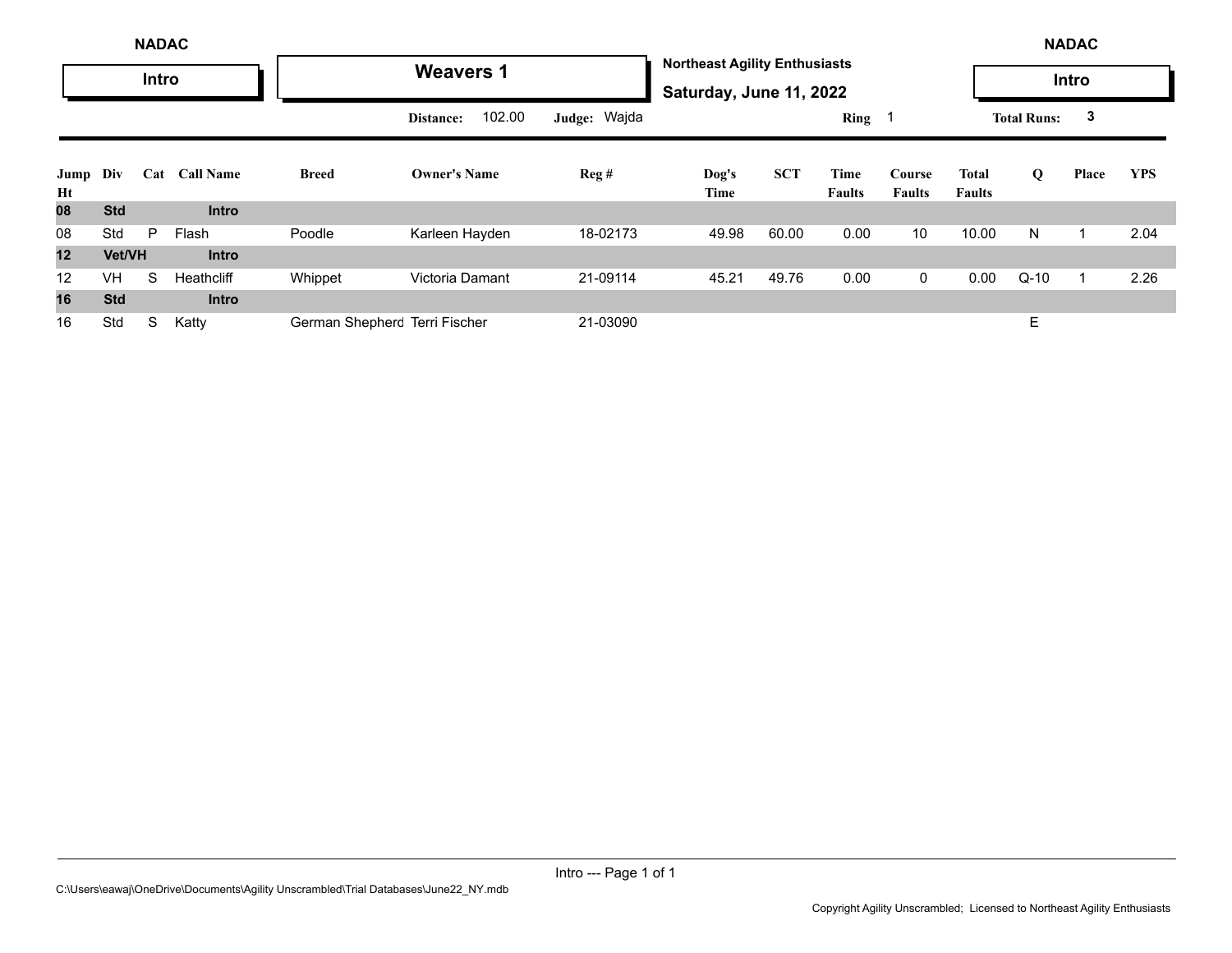NADAC

**Intro**

# Weavers 1

**Northeast Agility Enthusiasts**

**Saturday, June 11, 2022**

NADAC

**Intro**

**Distance:** 102.00 **Judge:** Wajda **Ring** 1 **Total Runs:** 3

| Jump Ht | Div | Cat | Call Name | Breed | Owner's Name | Reg # | Dog's Time | SCT | Time Faults | Course Faults | Total Faults | Q | Place | YPS |
|---|---|---|---|---|---|---|---|---|---|---|---|---|---|---|
| **08** | **Std** | | **Intro** | | | | | | | | | | | |
| 08 | Std | P | Flash | Poodle | Karleen Hayden | 18-02173 | 49.98 | 60.00 | 0.00 | 10 | 10.00 | N | 1 | 2.04 |
| **12** | **Vet/VH** | | **Intro** | | | | | | | | | | | |
| 12 | VH | S | Heathcliff | Whippet | Victoria Damant | 21-09114 | 45.21 | 49.76 | 0.00 | 0 | 0.00 | Q-10 | 1 | 2.26 |
| **16** | **Std** | | **Intro** | | | | | | | | | | | |
| 16 | Std | S | Katty | German Shepherd | Terri Fischer | 21-03090 | | | | | | E | | |

Intro --- Page 1 of 1

C:\Users\eawaj\OneDrive\Documents\Agility Unscrambled\Trial Databases\June22_NY.mdb

Copyright Agility Unscrambled; Licensed to Northeast Agility Enthusiasts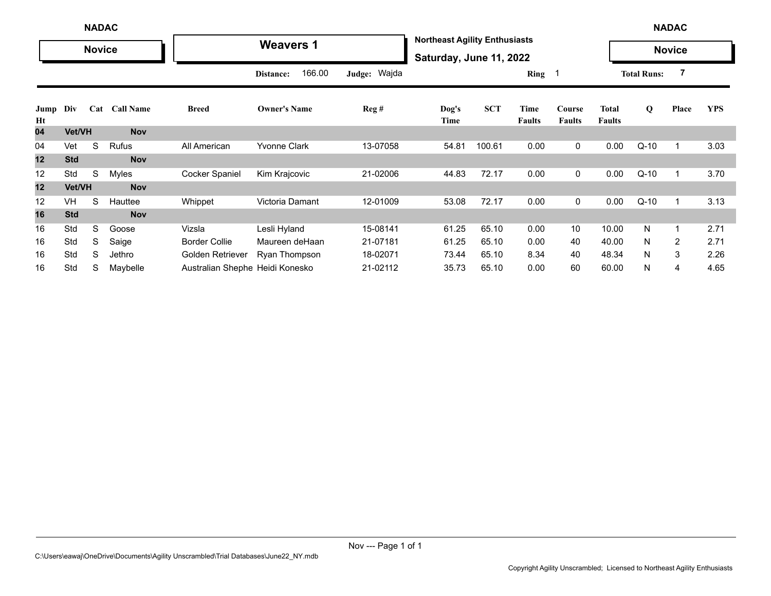NADAC — **Novice**

# Weavers 1

**Northeast Agility Enthusiasts**
**Saturday, June 11, 2022**

NADAC — **Novice**

Distance: 166.00 | Judge: Wajda | Ring 1 | Total Runs: 7

| Jump Ht | Div | Cat | Call Name | Breed | Owner's Name | Reg # | Dog's Time | SCT | Time Faults | Course Faults | Total Faults | Q | Place | YPS |
|---|---|---|---|---|---|---|---|---|---|---|---|---|---|---|
| **04** | **Vet/VH** | | **Nov** | | | | | | | | | | | |
| 04 | Vet | S | Rufus | All American | Yvonne Clark | 13-07058 | 54.81 | 100.61 | 0.00 | 0 | 0.00 | Q-10 | 1 | 3.03 |
| **12** | **Std** | | **Nov** | | | | | | | | | | | |
| 12 | Std | S | Myles | Cocker Spaniel | Kim Krajcovic | 21-02006 | 44.83 | 72.17 | 0.00 | 0 | 0.00 | Q-10 | 1 | 3.70 |
| **12** | **Vet/VH** | | **Nov** | | | | | | | | | | | |
| 12 | VH | S | Hauttee | Whippet | Victoria Damant | 12-01009 | 53.08 | 72.17 | 0.00 | 0 | 0.00 | Q-10 | 1 | 3.13 |
| **16** | **Std** | | **Nov** | | | | | | | | | | | |
| 16 | Std | S | Goose | Vizsla | Lesli Hyland | 15-08141 | 61.25 | 65.10 | 0.00 | 10 | 10.00 | N | 1 | 2.71 |
| 16 | Std | S | Saige | Border Collie | Maureen deHaan | 21-07181 | 61.25 | 65.10 | 0.00 | 40 | 40.00 | N | 2 | 2.71 |
| 16 | Std | S | Jethro | Golden Retriever | Ryan Thompson | 18-02071 | 73.44 | 65.10 | 8.34 | 40 | 48.34 | N | 3 | 2.26 |
| 16 | Std | S | Maybelle | Australian Shephe | Heidi Konesko | 21-02112 | 35.73 | 65.10 | 0.00 | 60 | 60.00 | N | 4 | 4.65 |

C:\Users\eawaj\OneDrive\Documents\Agility Unscrambled\Trial Databases\June22_NY.mdb

Copyright Agility Unscrambled; Licensed to Northeast Agility Enthusiasts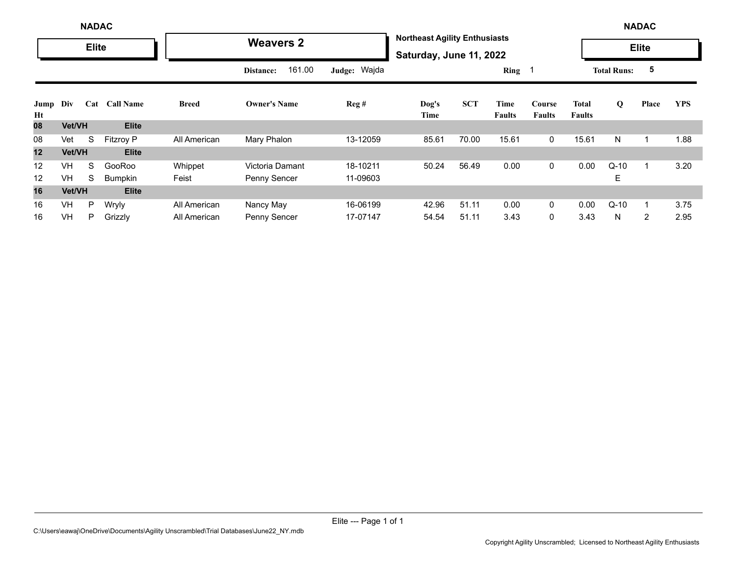NADAC | Elite

# Weavers 2

**Northeast Agility Enthusiasts**
**Saturday, June 11, 2022**

NADAC | Elite

Distance: 161.00 Judge: Wajda Ring 1 Total Runs: 5

| Jump Ht | Div | Cat | Call Name | Breed | Owner's Name | Reg # | Dog's Time | SCT | Time Faults | Course Faults | Total Faults | Q | Place | YPS |
|---|---|---|---|---|---|---|---|---|---|---|---|---|---|---|
| **08** | **Vet/VH** | | **Elite** | | | | | | | | | | | |
| 08 | Vet | S | Fitzroy P | All American | Mary Phalon | 13-12059 | 85.61 | 70.00 | 15.61 | 0 | 15.61 | N | 1 | 1.88 |
| **12** | **Vet/VH** | | **Elite** | | | | | | | | | | | |
| 12 | VH | S | GooRoo | Whippet | Victoria Damant | 18-10211 | 50.24 | 56.49 | 0.00 | 0 | 0.00 | Q-10 | 1 | 3.20 |
| 12 | VH | S | Bumpkin | Feist | Penny Sencer | 11-09603 | | | | | | E | | |
| **16** | **Vet/VH** | | **Elite** | | | | | | | | | | | |
| 16 | VH | P | Wryly | All American | Nancy May | 16-06199 | 42.96 | 51.11 | 0.00 | 0 | 0.00 | Q-10 | 1 | 3.75 |
| 16 | VH | P | Grizzly | All American | Penny Sencer | 17-07147 | 54.54 | 51.11 | 3.43 | 0 | 3.43 | N | 2 | 2.95 |

C:\Users\eawaj\OneDrive\Documents\Agility Unscrambled\Trial Databases\June22_NY.mdb

Copyright Agility Unscrambled; Licensed to Northeast Agility Enthusiasts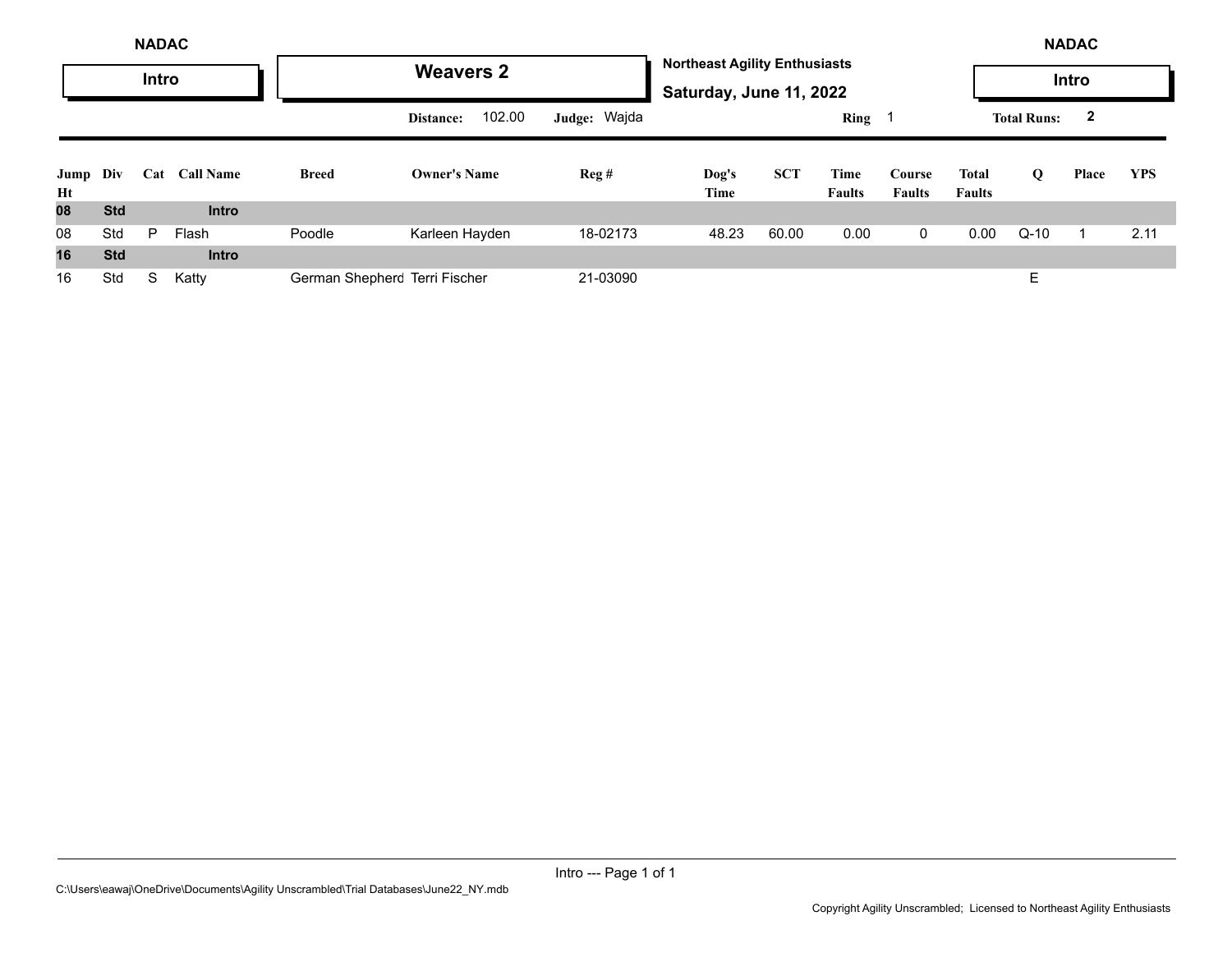NADAC

**Intro**

## Weavers 2

**Northeast Agility Enthusiasts**

**Saturday, June 11, 2022**

NADAC

**Intro**

**Distance:** 102.00 **Judge:** Wajda **Ring** 1 **Total Runs:** 2

| Jump Ht | Div | Cat | Call Name | Breed | Owner's Name | Reg # | Dog's Time | SCT | Time Faults | Course Faults | Total Faults | Q | Place | YPS |
|---|---|---|---|---|---|---|---|---|---|---|---|---|---|---|
| **08** | **Std** | | **Intro** | | | | | | | | | | | |
| 08 | Std | P | Flash | Poodle | Karleen Hayden | 18-02173 | 48.23 | 60.00 | 0.00 | 0 | 0.00 | Q-10 | 1 | 2.11 |
| **16** | **Std** | | **Intro** | | | | | | | | | | | |
| 16 | Std | S | Katty | German Shepherd | Terri Fischer | 21-03090 | | | | | | E | | |

C:\Users\eawaj\OneDrive\Documents\Agility Unscrambled\Trial Databases\June22_NY.mdb

Copyright Agility Unscrambled; Licensed to Northeast Agility Enthusiasts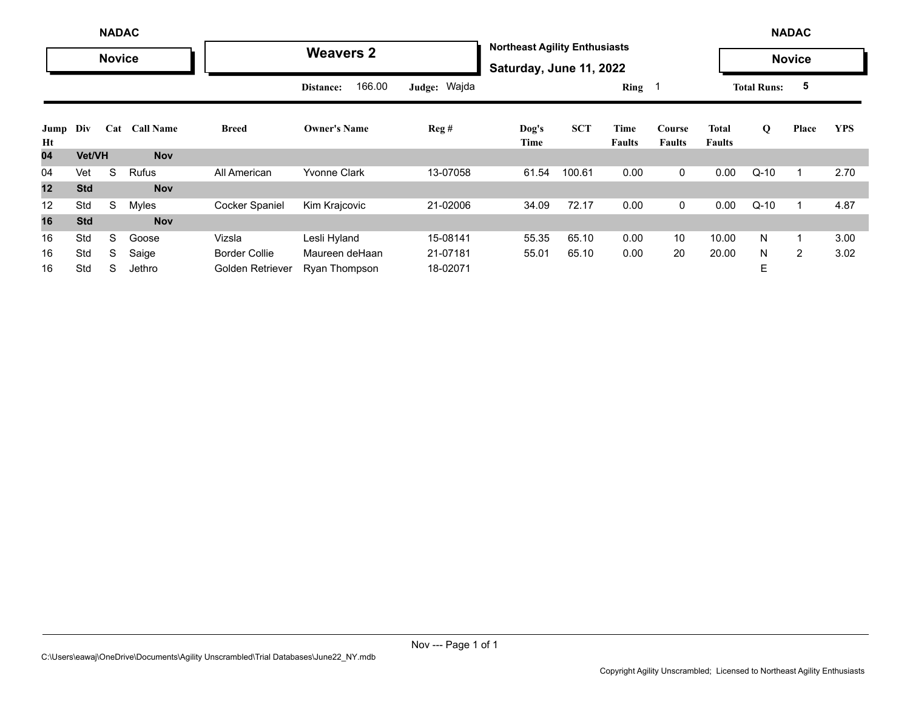NADAC | Novice | **Weavers 2** | Northeast Agility Enthusiasts | NADAC | Novice

**Saturday, June 11, 2022**

Distance: 166.00 | Judge: Wajda | Ring 1 | Total Runs: 5

| Jump Ht | Div | Cat | Call Name | Breed | Owner's Name | Reg # | Dog's Time | SCT | Time Faults | Course Faults | Total Faults | Q | Place | YPS |
|---|---|---|---|---|---|---|---|---|---|---|---|---|---|---|
| **04** | **Vet/VH** | | **Nov** | | | | | | | | | | | |
| 04 | Vet | S | Rufus | All American | Yvonne Clark | 13-07058 | 61.54 | 100.61 | 0.00 | 0 | 0.00 | Q-10 | 1 | 2.70 |
| **12** | **Std** | | **Nov** | | | | | | | | | | | |
| 12 | Std | S | Myles | Cocker Spaniel | Kim Krajcovic | 21-02006 | 34.09 | 72.17 | 0.00 | 0 | 0.00 | Q-10 | 1 | 4.87 |
| **16** | **Std** | | **Nov** | | | | | | | | | | | |
| 16 | Std | S | Goose | Vizsla | Lesli Hyland | 15-08141 | 55.35 | 65.10 | 0.00 | 10 | 10.00 | N | 1 | 3.00 |
| 16 | Std | S | Saige | Border Collie | Maureen deHaan | 21-07181 | 55.01 | 65.10 | 0.00 | 20 | 20.00 | N | 2 | 3.02 |
| 16 | Std | S | Jethro | Golden Retriever | Ryan Thompson | 18-02071 | | | | | | E | | |

C:\Users\eawaj\OneDrive\Documents\Agility Unscrambled\Trial Databases\June22_NY.mdb

Copyright Agility Unscrambled; Licensed to Northeast Agility Enthusiasts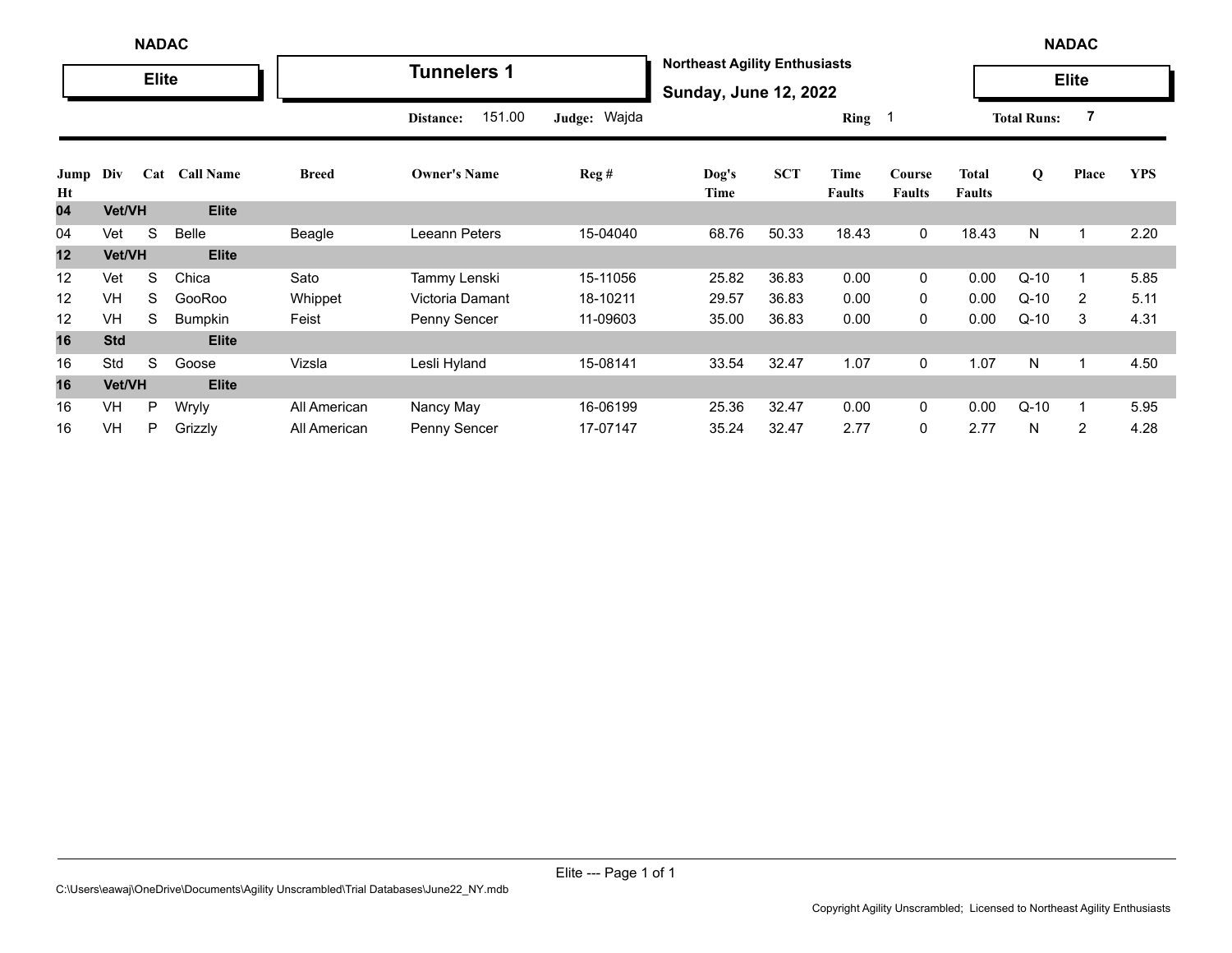NADAC

**Elite**

# Tunnelers 1

**Northeast Agility Enthusiasts**

**Sunday, June 12, 2022**

NADAC

**Elite**

**Distance:** 151.00 **Judge:** Wajda **Ring** 1 **Total Runs:** 7

| Jump Ht | Div | Cat | Call Name | Breed | Owner's Name | Reg # | Dog's Time | SCT | Time Faults | Course Faults | Total Faults | Q | Place | YPS |
|---|---|---|---|---|---|---|---|---|---|---|---|---|---|---|
| **04** | **Vet/VH** | | **Elite** | | | | | | | | | | | |
| 04 | Vet | S | Belle | Beagle | Leeann Peters | 15-04040 | 68.76 | 50.33 | 18.43 | 0 | 18.43 | N | 1 | 2.20 |
| **12** | **Vet/VH** | | **Elite** | | | | | | | | | | | |
| 12 | Vet | S | Chica | Sato | Tammy Lenski | 15-11056 | 25.82 | 36.83 | 0.00 | 0 | 0.00 | Q-10 | 1 | 5.85 |
| 12 | VH | S | GooRoo | Whippet | Victoria Damant | 18-10211 | 29.57 | 36.83 | 0.00 | 0 | 0.00 | Q-10 | 2 | 5.11 |
| 12 | VH | S | Bumpkin | Feist | Penny Sencer | 11-09603 | 35.00 | 36.83 | 0.00 | 0 | 0.00 | Q-10 | 3 | 4.31 |
| **16** | **Std** | | **Elite** | | | | | | | | | | | |
| 16 | Std | S | Goose | Vizsla | Lesli Hyland | 15-08141 | 33.54 | 32.47 | 1.07 | 0 | 1.07 | N | 1 | 4.50 |
| **16** | **Vet/VH** | | **Elite** | | | | | | | | | | | |
| 16 | VH | P | Wryly | All American | Nancy May | 16-06199 | 25.36 | 32.47 | 0.00 | 0 | 0.00 | Q-10 | 1 | 5.95 |
| 16 | VH | P | Grizzly | All American | Penny Sencer | 17-07147 | 35.24 | 32.47 | 2.77 | 0 | 2.77 | N | 2 | 4.28 |

C:\Users\eawaj\OneDrive\Documents\Agility Unscrambled\Trial Databases\June22_NY.mdb

Copyright Agility Unscrambled; Licensed to Northeast Agility Enthusiasts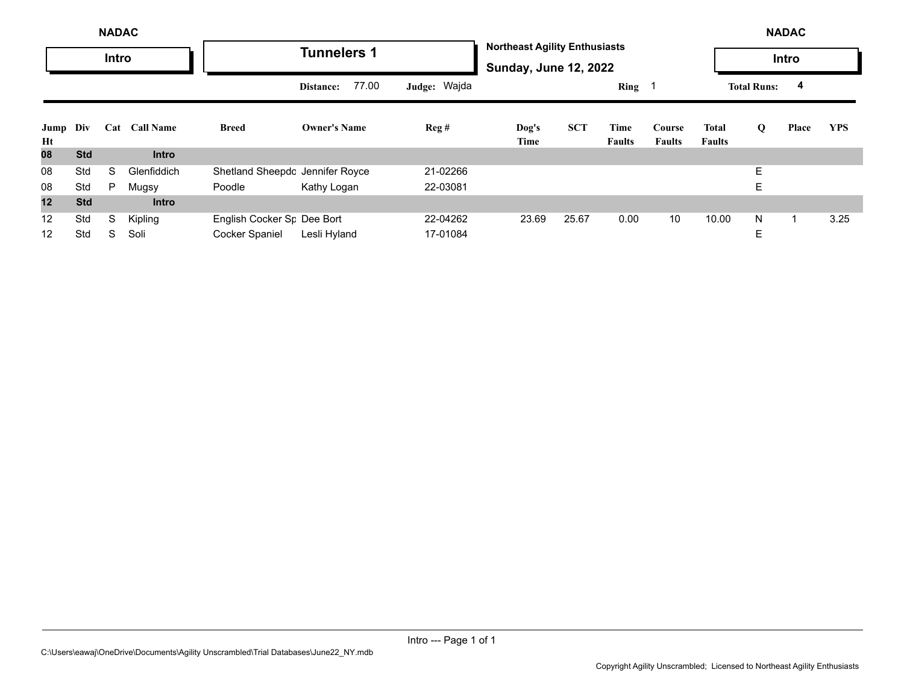NADAC

**Intro**

# Tunnelers 1

**Northeast Agility Enthusiasts**

**Sunday, June 12, 2022**

NADAC

**Intro**

**Distance:** 77.00 **Judge:** Wajda **Ring** 1 **Total Runs:** 4

| Jump Ht | Div | Cat | Call Name | Breed | Owner's Name | Reg # | Dog's Time | SCT | Time Faults | Course Faults | Total Faults | Q | Place | YPS |
|---|---|---|---|---|---|---|---|---|---|---|---|---|---|---|
| **08** | **Std** | | **Intro** | | | | | | | | | | | |
| 08 | Std | S | Glenfiddich | Shetland Sheepdo | Jennifer Royce | 21-02266 | | | | | | E | | |
| 08 | Std | P | Mugsy | Poodle | Kathy Logan | 22-03081 | | | | | | E | | |
| **12** | **Std** | | **Intro** | | | | | | | | | | | |
| 12 | Std | S | Kipling | English Cocker Sp | Dee Bort | 22-04262 | 23.69 | 25.67 | 0.00 | 10 | 10.00 | N | 1 | 3.25 |
| 12 | Std | S | Soli | Cocker Spaniel | Lesli Hyland | 17-01084 | | | | | | E | | |

C:\Users\eawaj\OneDrive\Documents\Agility Unscrambled\Trial Databases\June22_NY.mdb

Copyright Agility Unscrambled; Licensed to Northeast Agility Enthusiasts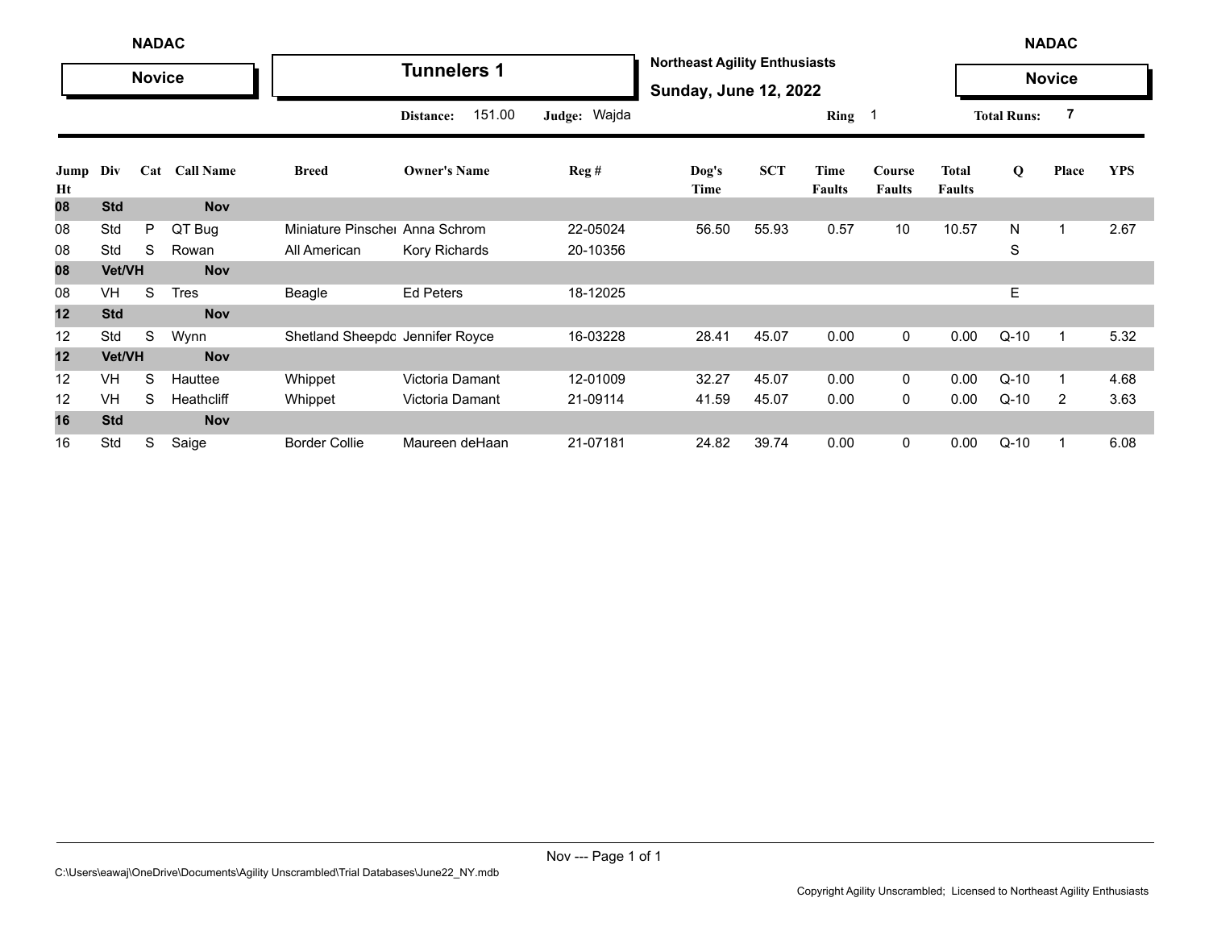NADAC

**Novice**

## Tunnelers 1

**Northeast Agility Enthusiasts**

**Sunday, June 12, 2022**

NADAC

**Novice**

Distance: 151.00 Judge: Wajda Ring 1 Total Runs: 7

| Jump Ht | Div | Cat | Call Name | Breed | Owner's Name | Reg # | Dog's Time | SCT | Time Faults | Course Faults | Total Faults | Q | Place | YPS |
|---|---|---|---|---|---|---|---|---|---|---|---|---|---|---|
| **08** | **Std** | | **Nov** | | | | | | | | | | | |
| 08 | Std | P | QT Bug | Miniature Pinscher | Anna Schrom | 22-05024 | 56.50 | 55.93 | 0.57 | 10 | 10.57 | N | 1 | 2.67 |
| 08 | Std | S | Rowan | All American | Kory Richards | 20-10356 | | | | | | S | | |
| **08** | **Vet/VH** | | **Nov** | | | | | | | | | | | |
| 08 | VH | S | Tres | Beagle | Ed Peters | 18-12025 | | | | | | E | | |
| **12** | **Std** | | **Nov** | | | | | | | | | | | |
| 12 | Std | S | Wynn | Shetland Sheepdo | Jennifer Royce | 16-03228 | 28.41 | 45.07 | 0.00 | 0 | 0.00 | Q-10 | 1 | 5.32 |
| **12** | **Vet/VH** | | **Nov** | | | | | | | | | | | |
| 12 | VH | S | Hauttee | Whippet | Victoria Damant | 12-01009 | 32.27 | 45.07 | 0.00 | 0 | 0.00 | Q-10 | 1 | 4.68 |
| 12 | VH | S | Heathcliff | Whippet | Victoria Damant | 21-09114 | 41.59 | 45.07 | 0.00 | 0 | 0.00 | Q-10 | 2 | 3.63 |
| **16** | **Std** | | **Nov** | | | | | | | | | | | |
| 16 | Std | S | Saige | Border Collie | Maureen deHaan | 21-07181 | 24.82 | 39.74 | 0.00 | 0 | 0.00 | Q-10 | 1 | 6.08 |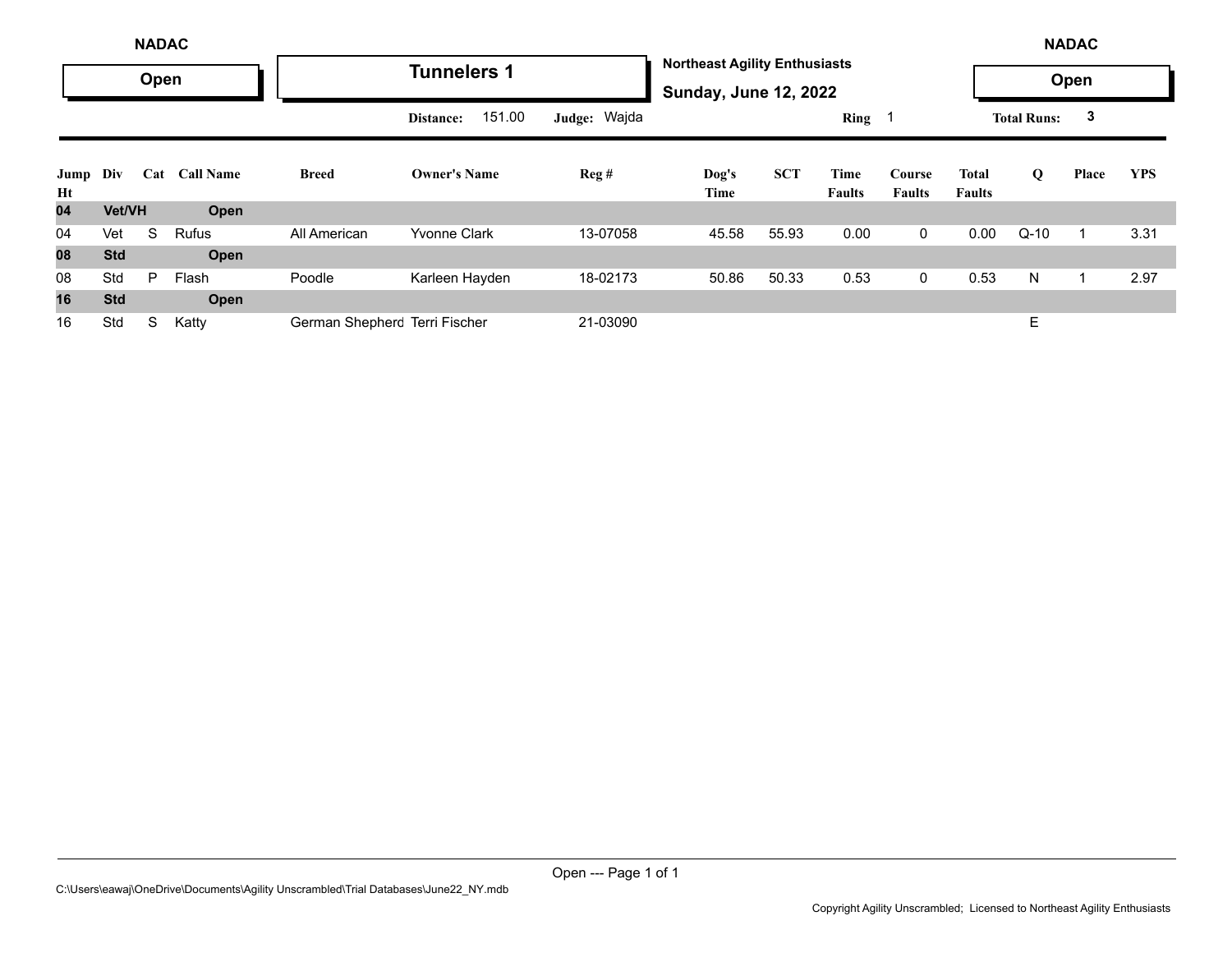NADAC

**Open**

# Tunnelers 1

**Northeast Agility Enthusiasts**

**Sunday, June 12, 2022**

NADAC

**Open**

**Distance:** 151.00 **Judge:** Wajda **Ring** 1 **Total Runs:** 3

| Jump Ht | Div | Cat | Call Name | Breed | Owner's Name | Reg # | Dog's Time | SCT | Time Faults | Course Faults | Total Faults | Q | Place | YPS |
|---|---|---|---|---|---|---|---|---|---|---|---|---|---|---|
| **04** | **Vet/VH** | | **Open** | | | | | | | | | | | |
| 04 | Vet | S | Rufus | All American | Yvonne Clark | 13-07058 | 45.58 | 55.93 | 0.00 | 0 | 0.00 | Q-10 | 1 | 3.31 |
| **08** | **Std** | | **Open** | | | | | | | | | | | |
| 08 | Std | P | Flash | Poodle | Karleen Hayden | 18-02173 | 50.86 | 50.33 | 0.53 | 0 | 0.53 | N | 1 | 2.97 |
| **16** | **Std** | | **Open** | | | | | | | | | | | |
| 16 | Std | S | Katty | German Shepherd | Terri Fischer | 21-03090 | | | | | | E | | |

C:\Users\eawaj\OneDrive\Documents\Agility Unscrambled\Trial Databases\June22_NY.mdb

Copyright Agility Unscrambled; Licensed to Northeast Agility Enthusiasts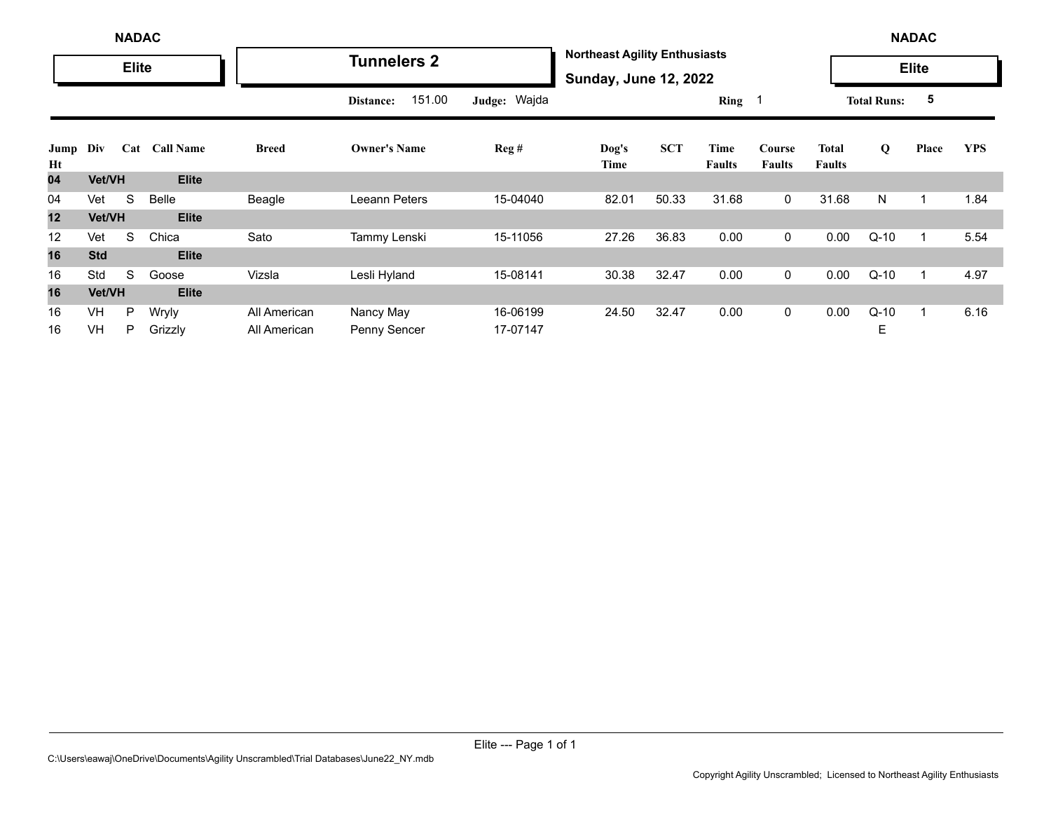NADAC

**Elite**

# Tunnelers 2

**Northeast Agility Enthusiasts**

**Sunday, June 12, 2022**

NADAC

**Elite**

**Distance:** 151.00 **Judge:** Wajda **Ring** 1 **Total Runs:** 5

| Jump Ht | Div | Cat | Call Name | Breed | Owner's Name | Reg # | Dog's Time | SCT | Time Faults | Course Faults | Total Faults | Q | Place | YPS |
|---|---|---|---|---|---|---|---|---|---|---|---|---|---|---|
| **04** | **Vet/VH** | | **Elite** | | | | | | | | | | | |
| 04 | Vet | S | Belle | Beagle | Leeann Peters | 15-04040 | 82.01 | 50.33 | 31.68 | 0 | 31.68 | N | 1 | 1.84 |
| **12** | **Vet/VH** | | **Elite** | | | | | | | | | | | |
| 12 | Vet | S | Chica | Sato | Tammy Lenski | 15-11056 | 27.26 | 36.83 | 0.00 | 0 | 0.00 | Q-10 | 1 | 5.54 |
| **16** | **Std** | | **Elite** | | | | | | | | | | | |
| 16 | Std | S | Goose | Vizsla | Lesli Hyland | 15-08141 | 30.38 | 32.47 | 0.00 | 0 | 0.00 | Q-10 | 1 | 4.97 |
| **16** | **Vet/VH** | | **Elite** | | | | | | | | | | | |
| 16 | VH | P | Wryly | All American | Nancy May | 16-06199 | 24.50 | 32.47 | 0.00 | 0 | 0.00 | Q-10 | 1 | 6.16 |
| 16 | VH | P | Grizzly | All American | Penny Sencer | 17-07147 | | | | | | E | | |

C:\Users\eawaj\OneDrive\Documents\Agility Unscrambled\Trial Databases\June22_NY.mdb

Copyright Agility Unscrambled; Licensed to Northeast Agility Enthusiasts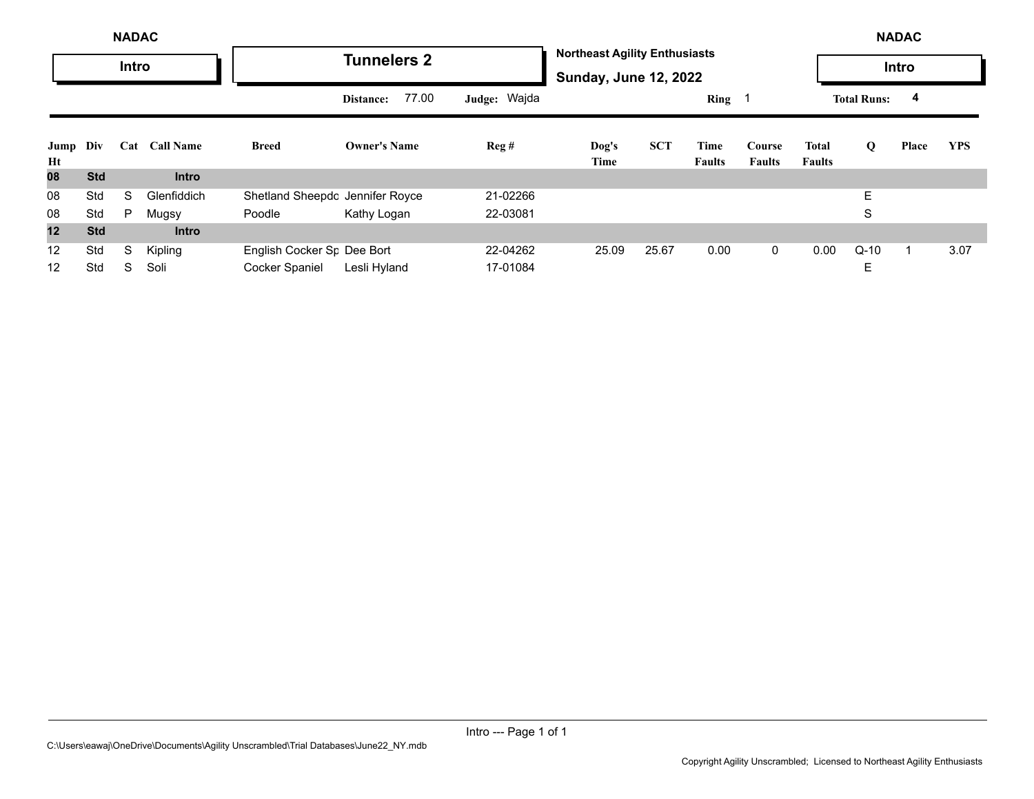NADAC

**Intro**

# Tunnelers 2

**Northeast Agility Enthusiasts**

**Sunday, June 12, 2022**

NADAC

**Intro**

Distance: 77.00 Judge: Wajda Ring 1 Total Runs: 4

| Jump Ht | Div | Cat | Call Name | Breed | Owner's Name | Reg # | Dog's Time | SCT | Time Faults | Course Faults | Total Faults | Q | Place | YPS |
|---|---|---|---|---|---|---|---|---|---|---|---|---|---|---|
| **08** | **Std** | | **Intro** | | | | | | | | | | | |
| 08 | Std | S | Glenfiddich | Shetland Sheepdo | Jennifer Royce | 21-02266 | | | | | | E | | |
| 08 | Std | P | Mugsy | Poodle | Kathy Logan | 22-03081 | | | | | | S | | |
| **12** | **Std** | | **Intro** | | | | | | | | | | | |
| 12 | Std | S | Kipling | English Cocker Sp | Dee Bort | 22-04262 | 25.09 | 25.67 | 0.00 | 0 | 0.00 | Q-10 | 1 | 3.07 |
| 12 | Std | S | Soli | Cocker Spaniel | Lesli Hyland | 17-01084 | | | | | | E | | |

C:\Users\eawaj\OneDrive\Documents\Agility Unscrambled\Trial Databases\June22_NY.mdb

Copyright Agility Unscrambled; Licensed to Northeast Agility Enthusiasts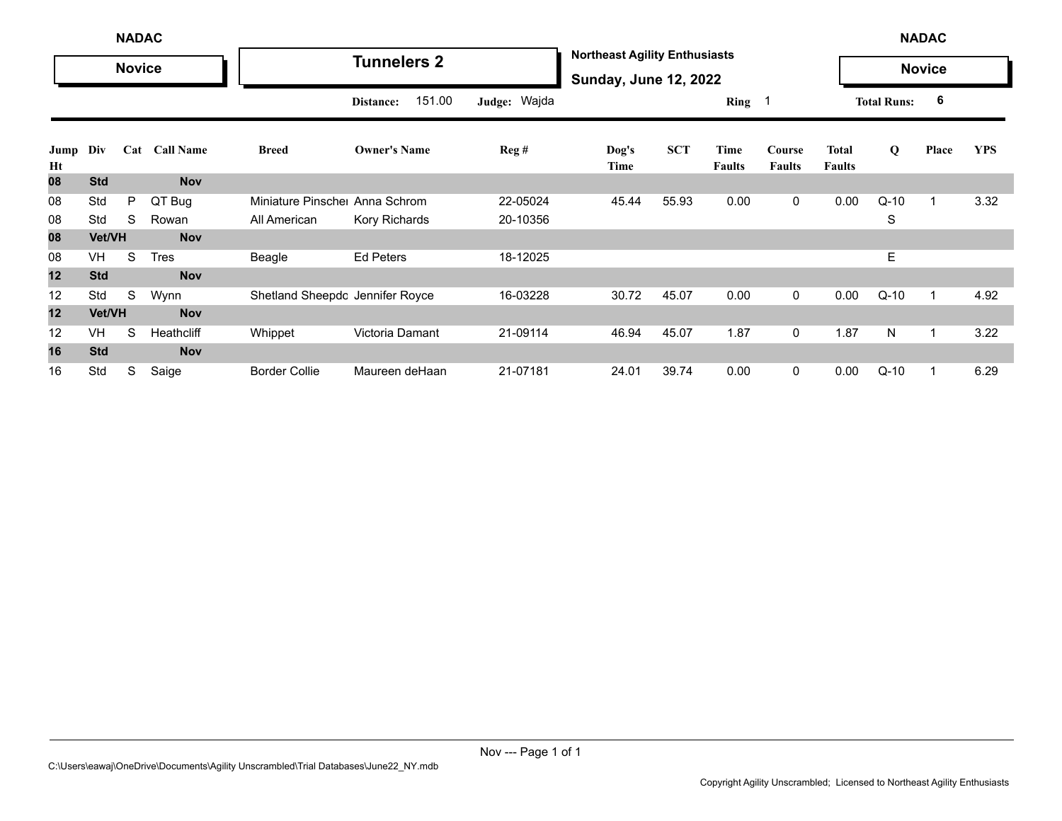NADAC

**Novice**

## Tunnelers 2

**Northeast Agility Enthusiasts**

**Sunday, June 12, 2022**

NADAC

**Novice**

**Distance:** 151.00 **Judge:** Wajda **Ring** 1 **Total Runs:** 6

| Jump Ht | Div | Cat | Call Name | Breed | Owner's Name | Reg # | Dog's Time | SCT | Time Faults | Course Faults | Total Faults | Q | Place | YPS |
|---|---|---|---|---|---|---|---|---|---|---|---|---|---|---|
| **08** | **Std** | | **Nov** | | | | | | | | | | | |
| 08 | Std | P | QT Bug | Miniature Pinscher | Anna Schrom | 22-05024 | 45.44 | 55.93 | 0.00 | 0 | 0.00 | Q-10 | 1 | 3.32 |
| 08 | Std | S | Rowan | All American | Kory Richards | 20-10356 | | | | | | S | | |
| **08** | **Vet/VH** | | **Nov** | | | | | | | | | | | |
| 08 | VH | S | Tres | Beagle | Ed Peters | 18-12025 | | | | | | E | | |
| **12** | **Std** | | **Nov** | | | | | | | | | | | |
| 12 | Std | S | Wynn | Shetland Sheepdo | Jennifer Royce | 16-03228 | 30.72 | 45.07 | 0.00 | 0 | 0.00 | Q-10 | 1 | 4.92 |
| **12** | **Vet/VH** | | **Nov** | | | | | | | | | | | |
| 12 | VH | S | Heathcliff | Whippet | Victoria Damant | 21-09114 | 46.94 | 45.07 | 1.87 | 0 | 1.87 | N | 1 | 3.22 |
| **16** | **Std** | | **Nov** | | | | | | | | | | | |
| 16 | Std | S | Saige | Border Collie | Maureen deHaan | 21-07181 | 24.01 | 39.74 | 0.00 | 0 | 0.00 | Q-10 | 1 | 6.29 |

C:\Users\eawaj\OneDrive\Documents\Agility Unscrambled\Trial Databases\June22_NY.mdb

Copyright Agility Unscrambled; Licensed to Northeast Agility Enthusiasts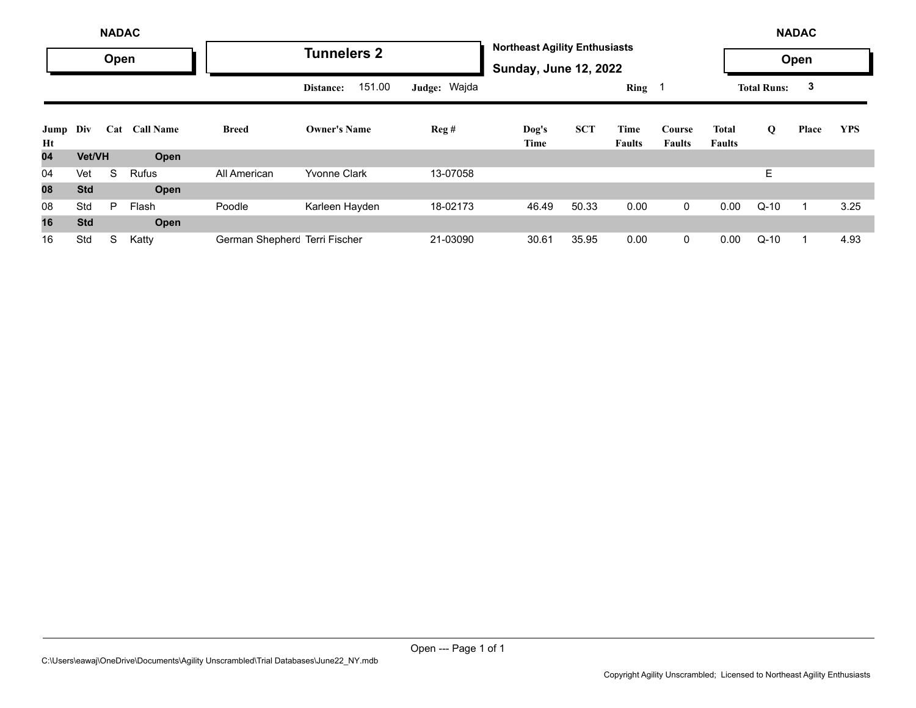NADAC

**Open**

# Tunnelers 2

**Northeast Agility Enthusiasts**

**Sunday, June 12, 2022**

NADAC

**Open**

**Distance:** 151.00 **Judge:** Wajda **Ring** 1 **Total Runs:** 3

| Jump Ht | Div | Cat | Call Name | Breed | Owner's Name | Reg # | Dog's Time | SCT | Time Faults | Course Faults | Total Faults | Q | Place | YPS |
|---|---|---|---|---|---|---|---|---|---|---|---|---|---|---|
| **04** | **Vet/VH** | | **Open** | | | | | | | | | | | |
| 04 | Vet | S | Rufus | All American | Yvonne Clark | 13-07058 | | | | | | E | | |
| **08** | **Std** | | **Open** | | | | | | | | | | | |
| 08 | Std | P | Flash | Poodle | Karleen Hayden | 18-02173 | 46.49 | 50.33 | 0.00 | 0 | 0.00 | Q-10 | 1 | 3.25 |
| **16** | **Std** | | **Open** | | | | | | | | | | | |
| 16 | Std | S | Katty | German Shepherd | Terri Fischer | 21-03090 | 30.61 | 35.95 | 0.00 | 0 | 0.00 | Q-10 | 1 | 4.93 |

Open --- Page 1 of 1

C:\Users\eawaj\OneDrive\Documents\Agility Unscrambled\Trial Databases\June22_NY.mdb

Copyright Agility Unscrambled; Licensed to Northeast Agility Enthusiasts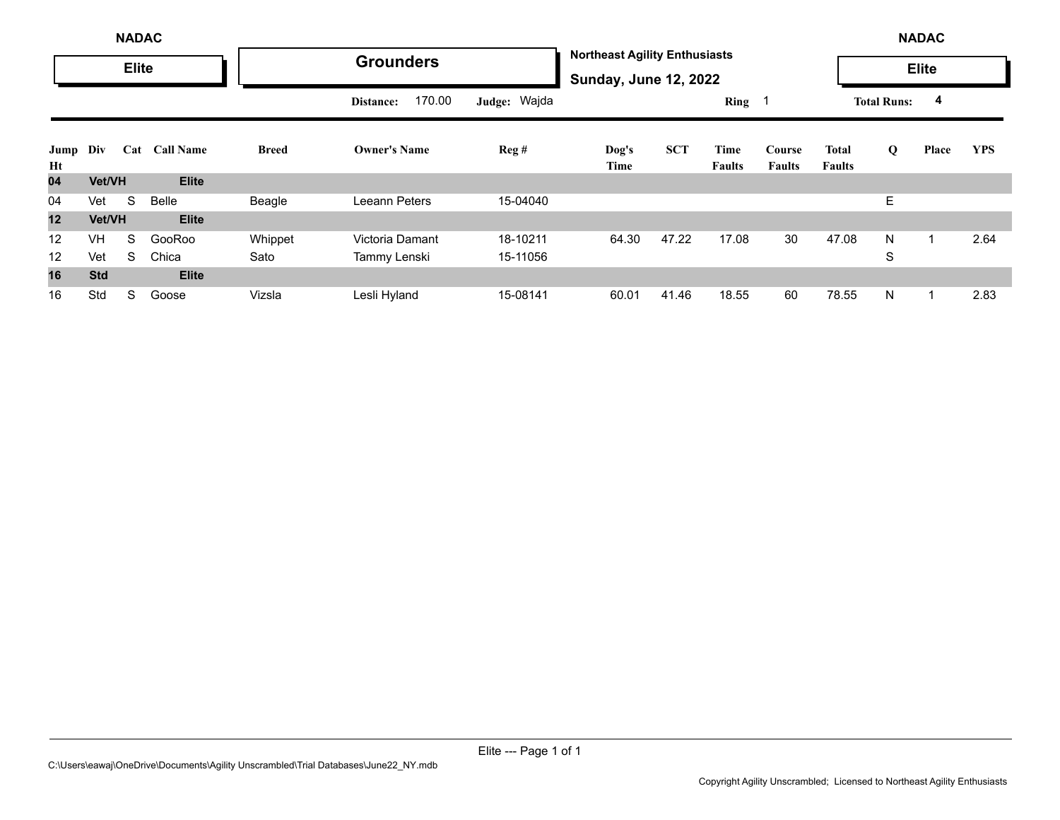NADAC

**Elite**

# Grounders

**Northeast Agility Enthusiasts**

**Sunday, June 12, 2022**

NADAC

**Elite**

**Distance:** 170.00 **Judge:** Wajda **Ring** 1 **Total Runs:** 4

| Jump Ht | Div | Cat | Call Name | Breed | Owner's Name | Reg # | Dog's Time | SCT | Time Faults | Course Faults | Total Faults | Q | Place | YPS |
|---|---|---|---|---|---|---|---|---|---|---|---|---|---|---|
| **04** | **Vet/VH** | | **Elite** | | | | | | | | | | | |
| 04 | Vet | S | Belle | Beagle | Leeann Peters | 15-04040 | | | | | | E | | |
| **12** | **Vet/VH** | | **Elite** | | | | | | | | | | | |
| 12 | VH | S | GooRoo | Whippet | Victoria Damant | 18-10211 | 64.30 | 47.22 | 17.08 | 30 | 47.08 | N | 1 | 2.64 |
| 12 | Vet | S | Chica | Sato | Tammy Lenski | 15-11056 | | | | | | S | | |
| **16** | **Std** | | **Elite** | | | | | | | | | | | |
| 16 | Std | S | Goose | Vizsla | Lesli Hyland | 15-08141 | 60.01 | 41.46 | 18.55 | 60 | 78.55 | N | 1 | 2.83 |

C:\Users\eawaj\OneDrive\Documents\Agility Unscrambled\Trial Databases\June22_NY.mdb

Copyright Agility Unscrambled; Licensed to Northeast Agility Enthusiasts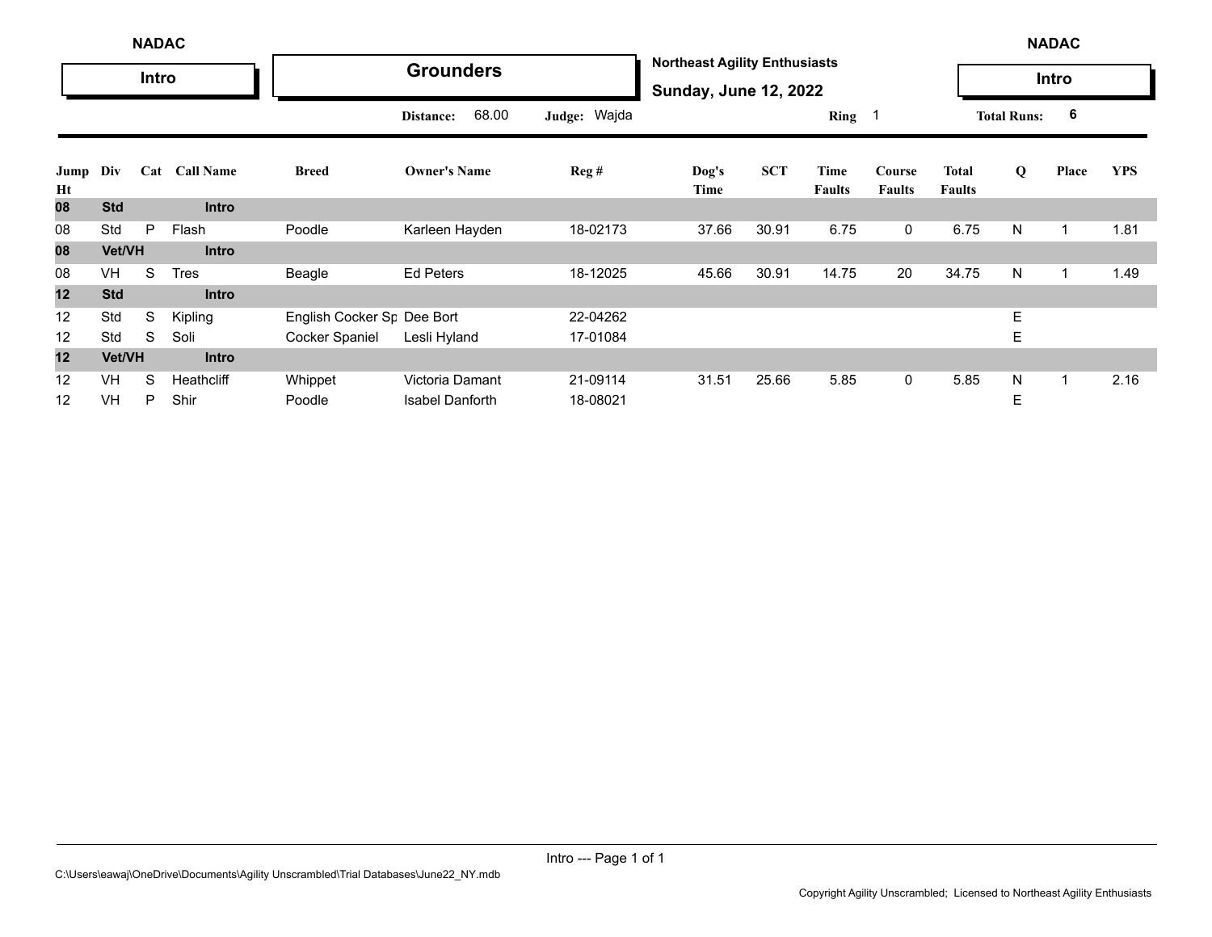NADAC — **Intro**

# Grounders

**Northeast Agility Enthusiasts**
**Sunday, June 12, 2022**

NADAC — **Intro**

**Distance:** 68.00 **Judge:** Wajda **Ring** 1 **Total Runs:** 6

| Jump Ht | Div | Cat | Call Name | Breed | Owner's Name | Reg # | Dog's Time | SCT | Time Faults | Course Faults | Total Faults | Q | Place | YPS |
|---|---|---|---|---|---|---|---|---|---|---|---|---|---|---|
| **08** | **Std** | | **Intro** | | | | | | | | | | | |
| 08 | Std | P | Flash | Poodle | Karleen Hayden | 18-02173 | 37.66 | 30.91 | 6.75 | 0 | 6.75 | N | 1 | 1.81 |
| **08** | **Vet/VH** | | **Intro** | | | | | | | | | | | |
| 08 | VH | S | Tres | Beagle | Ed Peters | 18-12025 | 45.66 | 30.91 | 14.75 | 20 | 34.75 | N | 1 | 1.49 |
| **12** | **Std** | | **Intro** | | | | | | | | | | | |
| 12 | Std | S | Kipling | English Cocker Sp | Dee Bort | 22-04262 | | | | | | E | | |
| 12 | Std | S | Soli | Cocker Spaniel | Lesli Hyland | 17-01084 | | | | | | E | | |
| **12** | **Vet/VH** | | **Intro** | | | | | | | | | | | |
| 12 | VH | S | Heathcliff | Whippet | Victoria Damant | 21-09114 | 31.51 | 25.66 | 5.85 | 0 | 5.85 | N | 1 | 2.16 |
| 12 | VH | P | Shir | Poodle | Isabel Danforth | 18-08021 | | | | | | E | | |

C:\Users\eawaj\OneDrive\Documents\Agility Unscrambled\Trial Databases\June22_NY.mdb

Copyright Agility Unscrambled; Licensed to Northeast Agility Enthusiasts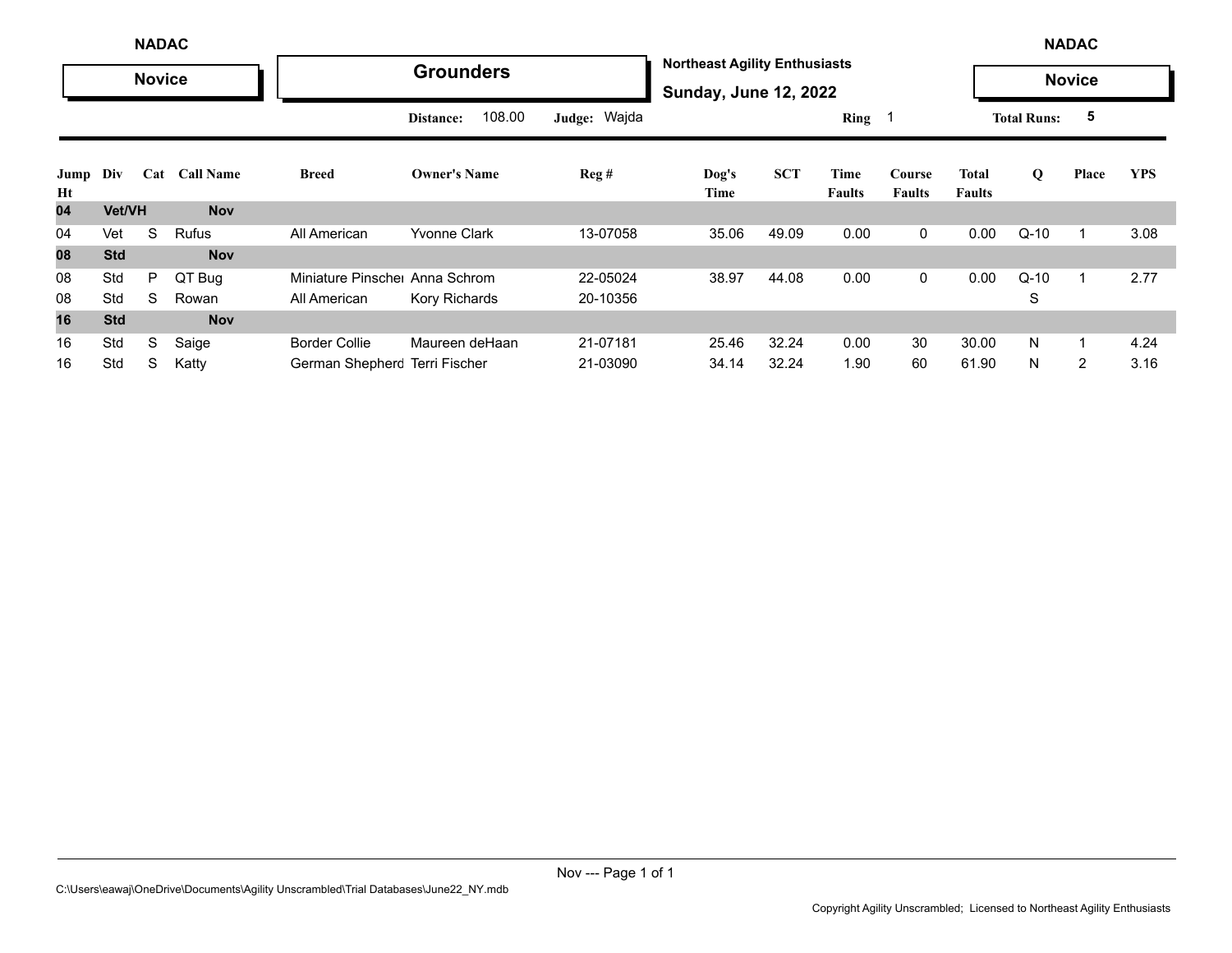NADAC — **Novice**

## Grounders

**Northeast Agility Enthusiasts**
**Sunday, June 12, 2022**

NADAC — **Novice**

Distance: 108.00 | Judge: Wajda | Ring 1 | Total Runs: 5

| Jump Ht | Div | Cat | Call Name | Breed | Owner's Name | Reg # | Dog's Time | SCT | Time Faults | Course Faults | Total Faults | Q | Place | YPS |
|---|---|---|---|---|---|---|---|---|---|---|---|---|---|---|
| **04** | **Vet/VH** | | **Nov** | | | | | | | | | | | |
| 04 | Vet | S | Rufus | All American | Yvonne Clark | 13-07058 | 35.06 | 49.09 | 0.00 | 0 | 0.00 | Q-10 | 1 | 3.08 |
| **08** | **Std** | | **Nov** | | | | | | | | | | | |
| 08 | Std | P | QT Bug | Miniature Pinscher | Anna Schrom | 22-05024 | 38.97 | 44.08 | 0.00 | 0 | 0.00 | Q-10 | 1 | 2.77 |
| 08 | Std | S | Rowan | All American | Kory Richards | 20-10356 | | | | | | S | | |
| **16** | **Std** | | **Nov** | | | | | | | | | | | |
| 16 | Std | S | Saige | Border Collie | Maureen deHaan | 21-07181 | 25.46 | 32.24 | 0.00 | 30 | 30.00 | N | 1 | 4.24 |
| 16 | Std | S | Katty | German Shepherd | Terri Fischer | 21-03090 | 34.14 | 32.24 | 1.90 | 60 | 61.90 | N | 2 | 3.16 |

C:\Users\eawaj\OneDrive\Documents\Agility Unscrambled\Trial Databases\June22_NY.mdb

Copyright Agility Unscrambled; Licensed to Northeast Agility Enthusiasts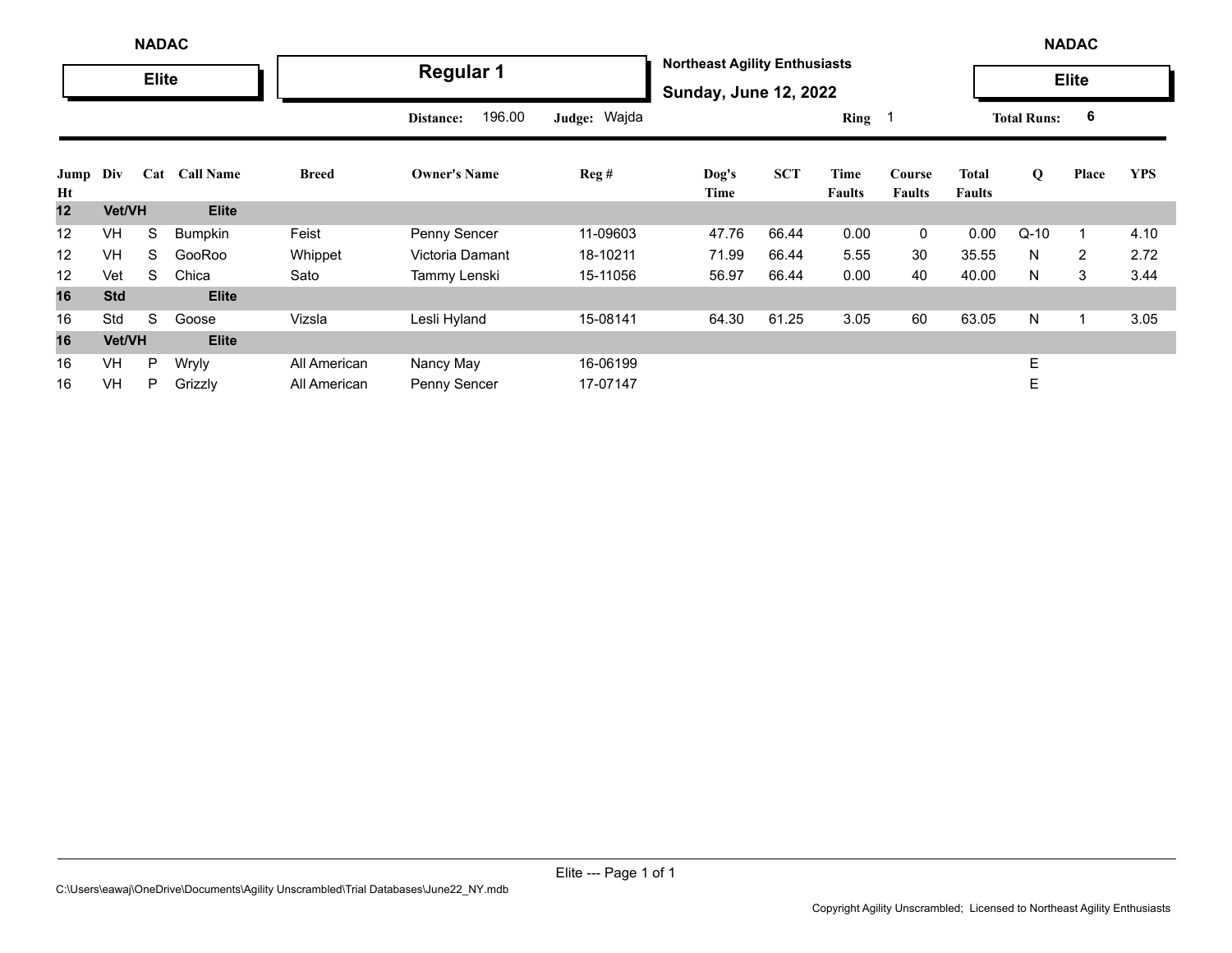NADAC — Elite

## Regular 1

**Northeast Agility Enthusiasts**
**Sunday, June 12, 2022**

Distance: 196.00 | Judge: Wajda | Ring 1 | Total Runs: 6

| Jump Ht | Div | Cat | Call Name | Breed | Owner's Name | Reg # | Dog's Time | SCT | Time Faults | Course Faults | Total Faults | Q | Place | YPS |
|---|---|---|---|---|---|---|---|---|---|---|---|---|---|---|
| **12** | **Vet/VH** | | **Elite** | | | | | | | | | | | |
| 12 | VH | S | Bumpkin | Feist | Penny Sencer | 11-09603 | 47.76 | 66.44 | 0.00 | 0 | 0.00 | Q-10 | 1 | 4.10 |
| 12 | VH | S | GooRoo | Whippet | Victoria Damant | 18-10211 | 71.99 | 66.44 | 5.55 | 30 | 35.55 | N | 2 | 2.72 |
| 12 | Vet | S | Chica | Sato | Tammy Lenski | 15-11056 | 56.97 | 66.44 | 0.00 | 40 | 40.00 | N | 3 | 3.44 |
| **16** | **Std** | | **Elite** | | | | | | | | | | | |
| 16 | Std | S | Goose | Vizsla | Lesli Hyland | 15-08141 | 64.30 | 61.25 | 3.05 | 60 | 63.05 | N | 1 | 3.05 |
| **16** | **Vet/VH** | | **Elite** | | | | | | | | | | | |
| 16 | VH | P | Wryly | All American | Nancy May | 16-06199 | | | | | | E | | |
| 16 | VH | P | Grizzly | All American | Penny Sencer | 17-07147 | | | | | | E | | |

C:\Users\eawaj\OneDrive\Documents\Agility Unscrambled\Trial Databases\June22_NY.mdb

Copyright Agility Unscrambled; Licensed to Northeast Agility Enthusiasts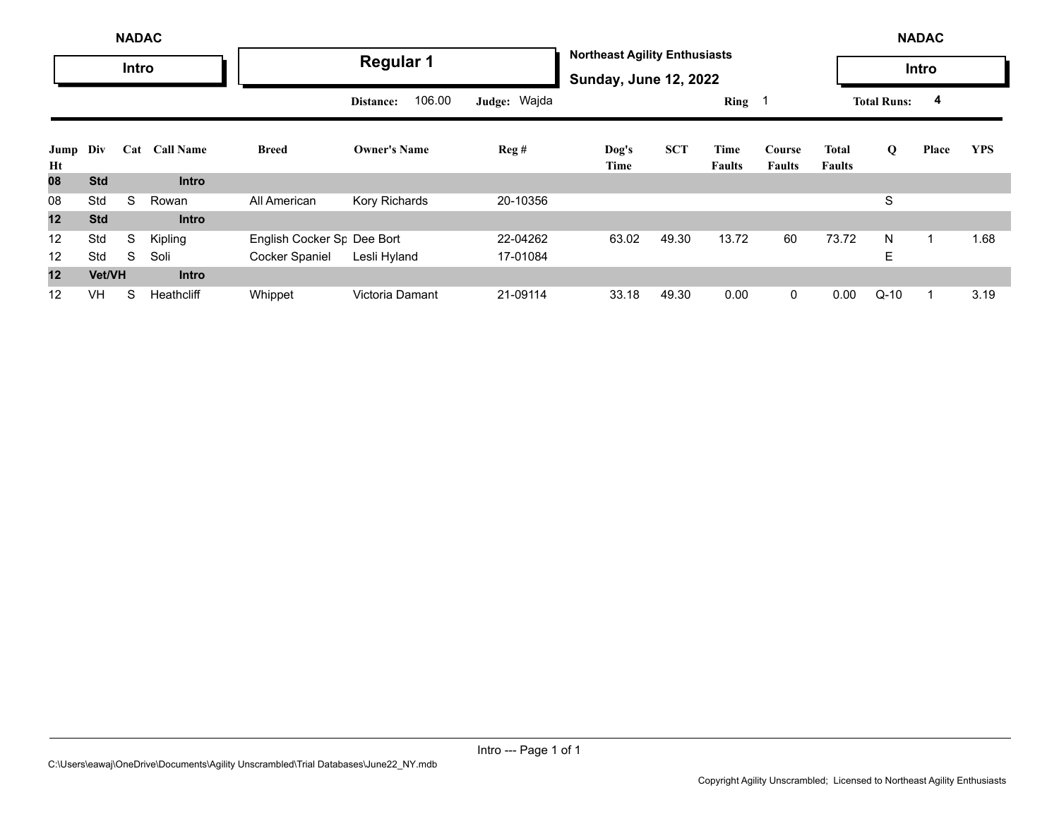NADAC

**Intro**

# Regular 1

**Northeast Agility Enthusiasts**

**Sunday, June 12, 2022**

NADAC

**Intro**

**Distance:** 106.00 **Judge:** Wajda **Ring** 1 **Total Runs:** 4

| Jump Ht | Div | Cat | Call Name | Breed | Owner's Name | Reg # | Dog's Time | SCT | Time Faults | Course Faults | Total Faults | Q | Place | YPS |
|---|---|---|---|---|---|---|---|---|---|---|---|---|---|---|
| **08** | **Std** | | **Intro** | | | | | | | | | | | |
| 08 | Std | S | Rowan | All American | Kory Richards | 20-10356 | | | | | | S | | |
| **12** | **Std** | | **Intro** | | | | | | | | | | | |
| 12 | Std | S | Kipling | English Cocker Sp | Dee Bort | 22-04262 | 63.02 | 49.30 | 13.72 | 60 | 73.72 | N | 1 | 1.68 |
| 12 | Std | S | Soli | Cocker Spaniel | Lesli Hyland | 17-01084 | | | | | | E | | |
| **12** | **Vet/VH** | | **Intro** | | | | | | | | | | | |
| 12 | VH | S | Heathcliff | Whippet | Victoria Damant | 21-09114 | 33.18 | 49.30 | 0.00 | 0 | 0.00 | Q-10 | 1 | 3.19 |

C:\Users\eawaj\OneDrive\Documents\Agility Unscrambled\Trial Databases\June22_NY.mdb

Copyright Agility Unscrambled; Licensed to Northeast Agility Enthusiasts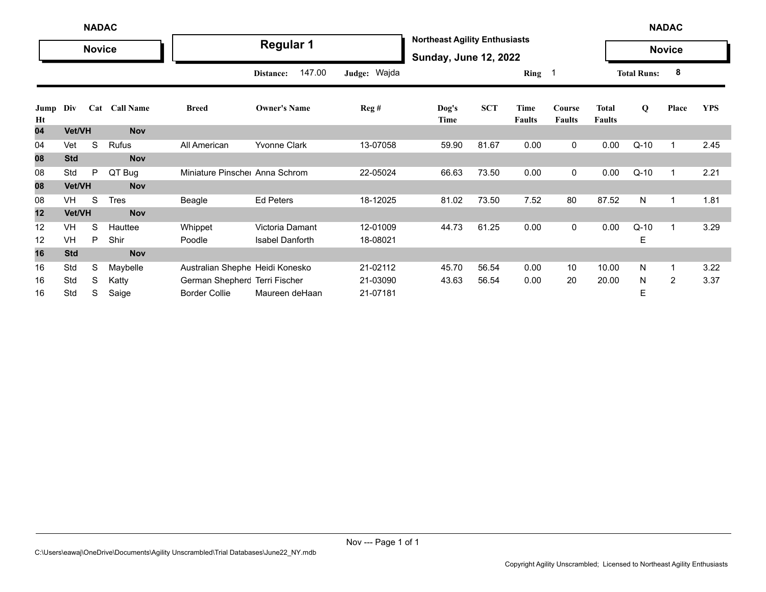**NADAC** — **Novice**

## Regular 1

**Northeast Agility Enthusiasts**
**Sunday, June 12, 2022**

**Distance:** 147.00 **Judge:** Wajda **Ring** 1 **Total Runs:** 8

| Jump Ht | Div | Cat | Call Name | Breed | Owner's Name | Reg # | Dog's Time | SCT | Time Faults | Course Faults | Total Faults | Q | Place | YPS |
|---|---|---|---|---|---|---|---|---|---|---|---|---|---|---|
| **04** | **Vet/VH** | | **Nov** | | | | | | | | | | | |
| 04 | Vet | S | Rufus | All American | Yvonne Clark | 13-07058 | 59.90 | 81.67 | 0.00 | 0 | 0.00 | Q-10 | 1 | 2.45 |
| **08** | **Std** | | **Nov** | | | | | | | | | | | |
| 08 | Std | P | QT Bug | Miniature Pinscher | Anna Schrom | 22-05024 | 66.63 | 73.50 | 0.00 | 0 | 0.00 | Q-10 | 1 | 2.21 |
| **08** | **Vet/VH** | | **Nov** | | | | | | | | | | | |
| 08 | VH | S | Tres | Beagle | Ed Peters | 18-12025 | 81.02 | 73.50 | 7.52 | 80 | 87.52 | N | 1 | 1.81 |
| **12** | **Vet/VH** | | **Nov** | | | | | | | | | | | |
| 12 | VH | S | Hauttee | Whippet | Victoria Damant | 12-01009 | 44.73 | 61.25 | 0.00 | 0 | 0.00 | Q-10 | 1 | 3.29 |
| 12 | VH | P | Shir | Poodle | Isabel Danforth | 18-08021 | | | | | | E | | |
| **16** | **Std** | | **Nov** | | | | | | | | | | | |
| 16 | Std | S | Maybelle | Australian Shephe | Heidi Konesko | 21-02112 | 45.70 | 56.54 | 0.00 | 10 | 10.00 | N | 1 | 3.22 |
| 16 | Std | S | Katty | German Shepherd | Terri Fischer | 21-03090 | 43.63 | 56.54 | 0.00 | 20 | 20.00 | N | 2 | 3.37 |
| 16 | Std | S | Saige | Border Collie | Maureen deHaan | 21-07181 | | | | | | E | | |

C:\Users\eawaj\OneDrive\Documents\Agility Unscrambled\Trial Databases\June22_NY.mdb

Copyright Agility Unscrambled; Licensed to Northeast Agility Enthusiasts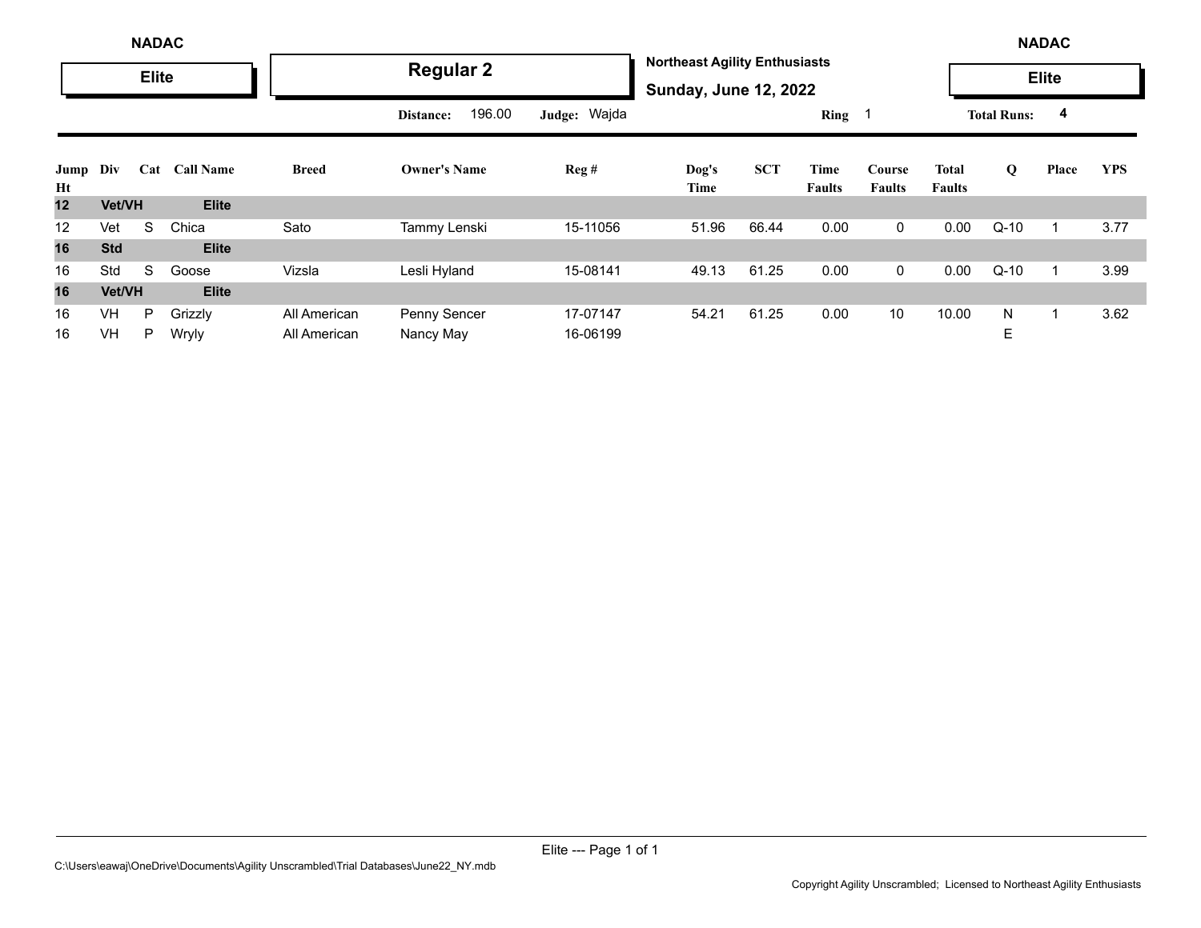NADAC

**Elite**

## Regular 2

**Northeast Agility Enthusiasts**

**Sunday, June 12, 2022**

NADAC

**Elite**

Distance: 196.00 Judge: Wajda Ring 1 Total Runs: 4

| Jump Ht | Div | Cat | Call Name | Breed | Owner's Name | Reg # | Dog's Time | SCT | Time Faults | Course Faults | Total Faults | Q | Place | YPS |
|---|---|---|---|---|---|---|---|---|---|---|---|---|---|---|
| **12** | **Vet/VH** | | **Elite** | | | | | | | | | | | |
| 12 | Vet | S | Chica | Sato | Tammy Lenski | 15-11056 | 51.96 | 66.44 | 0.00 | 0 | 0.00 | Q-10 | 1 | 3.77 |
| **16** | **Std** | | **Elite** | | | | | | | | | | | |
| 16 | Std | S | Goose | Vizsla | Lesli Hyland | 15-08141 | 49.13 | 61.25 | 0.00 | 0 | 0.00 | Q-10 | 1 | 3.99 |
| **16** | **Vet/VH** | | **Elite** | | | | | | | | | | | |
| 16 | VH | P | Grizzly | All American | Penny Sencer | 17-07147 | 54.21 | 61.25 | 0.00 | 10 | 10.00 | N | 1 | 3.62 |
| 16 | VH | P | Wryly | All American | Nancy May | 16-06199 | | | | | | E | | |

C:\Users\eawaj\OneDrive\Documents\Agility Unscrambled\Trial Databases\June22_NY.mdb

Copyright Agility Unscrambled; Licensed to Northeast Agility Enthusiasts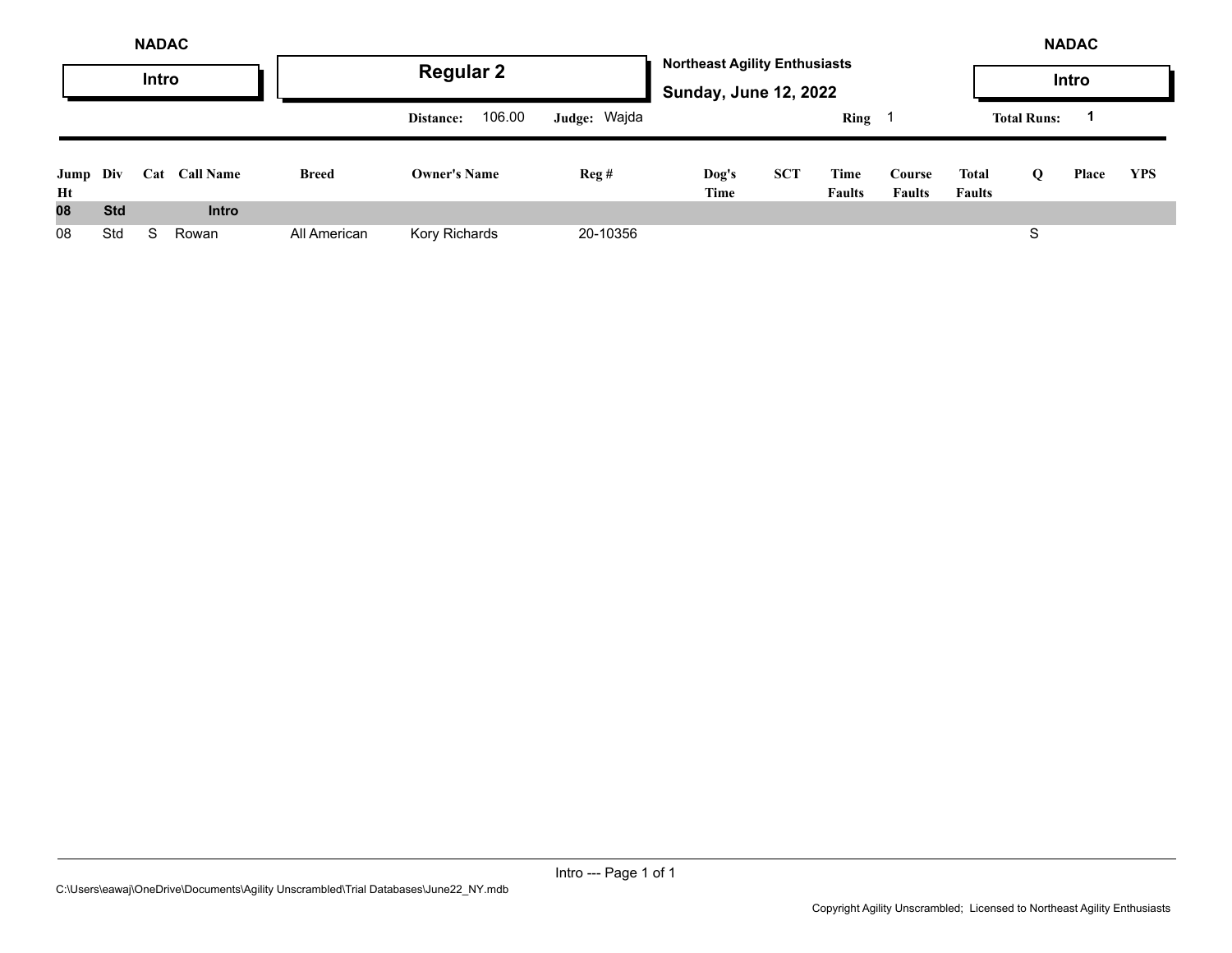NADAC

**Intro**

## Regular 2

**Northeast Agility Enthusiasts**

**Sunday, June 12, 2022**

NADAC

**Intro**

**Distance:** 106.00 **Judge:** Wajda **Ring** 1 **Total Runs:** 1

| Jump Ht | Div | Cat | Call Name | Breed | Owner's Name | Reg # | Dog's Time | SCT | Time Faults | Course Faults | Total Faults | Q | Place | YPS |
|---|---|---|---|---|---|---|---|---|---|---|---|---|---|---|
| **08** | **Std** | | **Intro** | | | | | | | | | | | |
| 08 | Std | S | Rowan | All American | Kory Richards | 20-10356 | | | | | | S | | |

C:\Users\eawaj\OneDrive\Documents\Agility Unscrambled\Trial Databases\June22_NY.mdb

Copyright Agility Unscrambled; Licensed to Northeast Agility Enthusiasts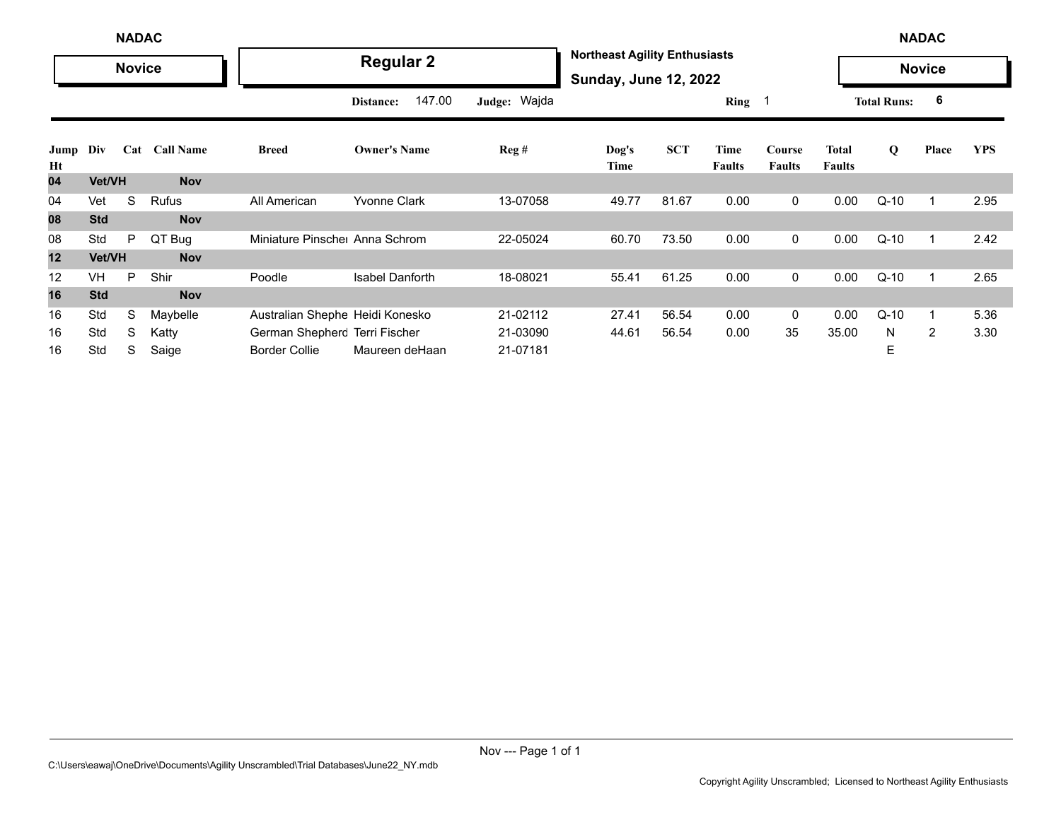NADAC

**Novice**

## Regular 2

**Northeast Agility Enthusiasts**

**Sunday, June 12, 2022**

NADAC

**Novice**

**Distance:** 147.00 **Judge:** Wajda **Ring** 1 **Total Runs:** 6

| Jump Ht | Div | Cat | Call Name | Breed | Owner's Name | Reg # | Dog's Time | SCT | Time Faults | Course Faults | Total Faults | Q | Place | YPS |
|---|---|---|---|---|---|---|---|---|---|---|---|---|---|---|
| **04** | **Vet/VH** | | **Nov** | | | | | | | | | | | |
| 04 | Vet | S | Rufus | All American | Yvonne Clark | 13-07058 | 49.77 | 81.67 | 0.00 | 0 | 0.00 | Q-10 | 1 | 2.95 |
| **08** | **Std** | | **Nov** | | | | | | | | | | | |
| 08 | Std | P | QT Bug | Miniature Pinscher | Anna Schrom | 22-05024 | 60.70 | 73.50 | 0.00 | 0 | 0.00 | Q-10 | 1 | 2.42 |
| **12** | **Vet/VH** | | **Nov** | | | | | | | | | | | |
| 12 | VH | P | Shir | Poodle | Isabel Danforth | 18-08021 | 55.41 | 61.25 | 0.00 | 0 | 0.00 | Q-10 | 1 | 2.65 |
| **16** | **Std** | | **Nov** | | | | | | | | | | | |
| 16 | Std | S | Maybelle | Australian Shephe | Heidi Konesko | 21-02112 | 27.41 | 56.54 | 0.00 | 0 | 0.00 | Q-10 | 1 | 5.36 |
| 16 | Std | S | Katty | German Shepherd | Terri Fischer | 21-03090 | 44.61 | 56.54 | 0.00 | 35 | 35.00 | N | 2 | 3.30 |
| 16 | Std | S | Saige | Border Collie | Maureen deHaan | 21-07181 | | | | | | E | | |

C:\Users\eawaj\OneDrive\Documents\Agility Unscrambled\Trial Databases\June22_NY.mdb

Copyright Agility Unscrambled; Licensed to Northeast Agility Enthusiasts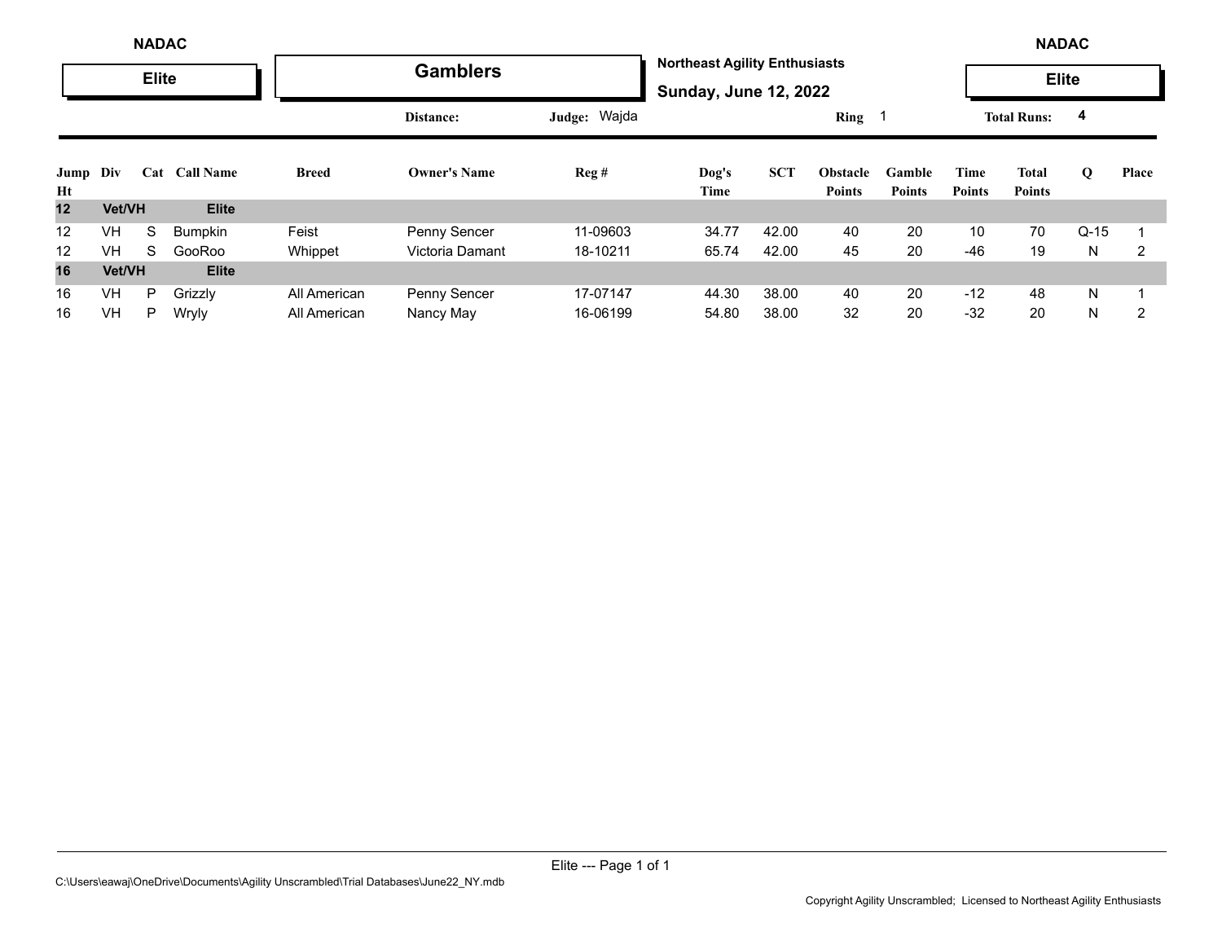NADAC

**Elite**

## Gamblers

**Northeast Agility Enthusiasts**

**Sunday, June 12, 2022**

NADAC

**Elite**

**Distance:** **Judge:** Wajda **Ring** 1 **Total Runs:** 4

| Jump Ht | Div | Cat | Call Name | Breed | Owner's Name | Reg # | Dog's Time | SCT | Obstacle Points | Gamble Points | Time Points | Total Points | Q | Place |
|---|---|---|---|---|---|---|---|---|---|---|---|---|---|---|
| **12** | **Vet/VH** | | **Elite** | | | | | | | | | | | |
| 12 | VH | S | Bumpkin | Feist | Penny Sencer | 11-09603 | 34.77 | 42.00 | 40 | 20 | 10 | 70 | Q-15 | 1 |
| 12 | VH | S | GooRoo | Whippet | Victoria Damant | 18-10211 | 65.74 | 42.00 | 45 | 20 | -46 | 19 | N | 2 |
| **16** | **Vet/VH** | | **Elite** | | | | | | | | | | | |
| 16 | VH | P | Grizzly | All American | Penny Sencer | 17-07147 | 44.30 | 38.00 | 40 | 20 | -12 | 48 | N | 1 |
| 16 | VH | P | Wryly | All American | Nancy May | 16-06199 | 54.80 | 38.00 | 32 | 20 | -32 | 20 | N | 2 |

C:\Users\eawaj\OneDrive\Documents\Agility Unscrambled\Trial Databases\June22_NY.mdb

Copyright Agility Unscrambled; Licensed to Northeast Agility Enthusiasts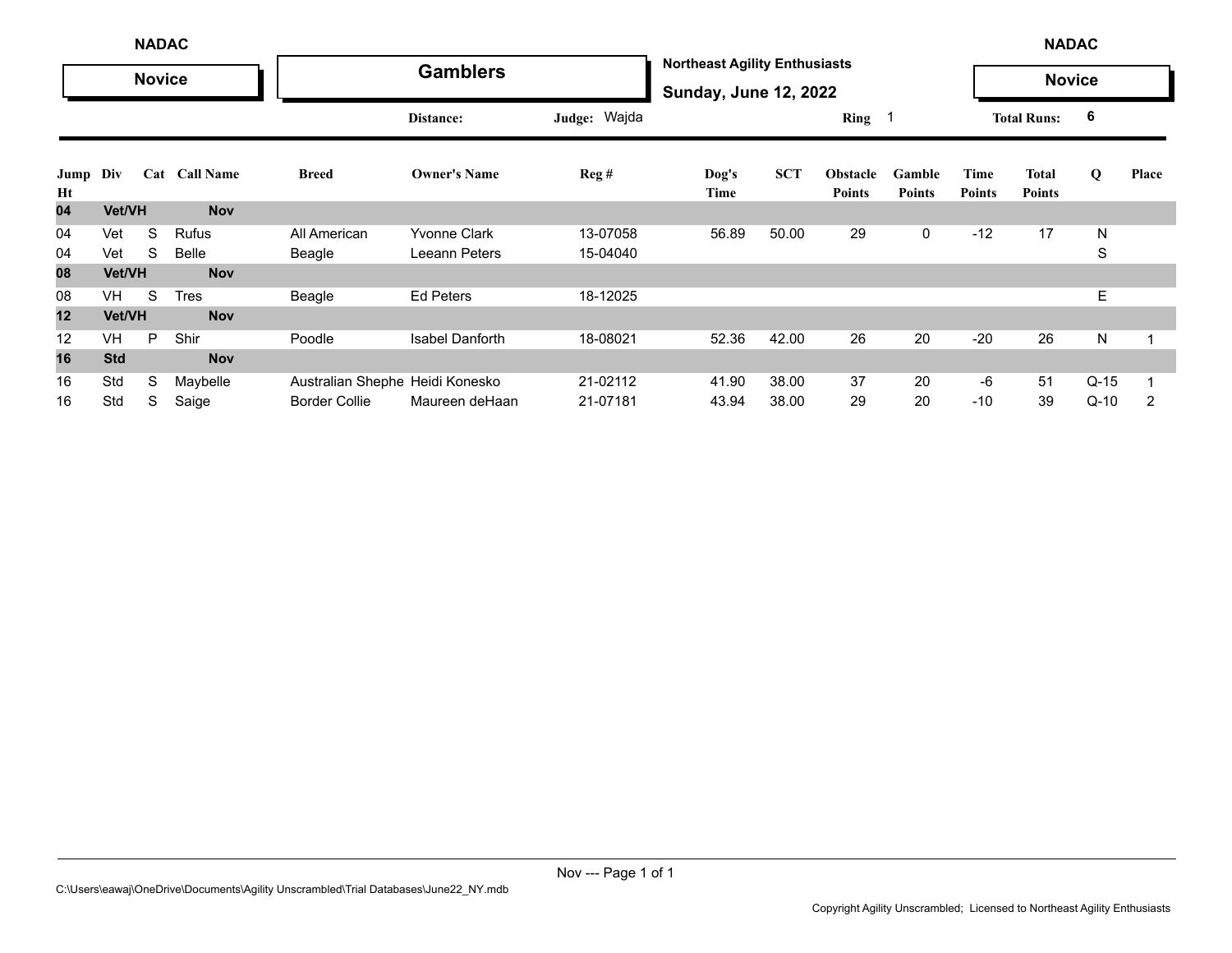NADAC

**Novice**

## Gamblers

**Northeast Agility Enthusiasts**

**Sunday, June 12, 2022**

NADAC

**Novice**

Distance: Judge: Wajda Ring 1 Total Runs: 6

| Jump Ht | Div | Cat | Call Name | Breed | Owner's Name | Reg # | Dog's Time | SCT | Obstacle Points | Gamble Points | Time Points | Total Points | Q | Place |
|---|---|---|---|---|---|---|---|---|---|---|---|---|---|---|
| **04** | **Vet/VH** | | **Nov** | | | | | | | | | | | |
| 04 | Vet | S | Rufus | All American | Yvonne Clark | 13-07058 | 56.89 | 50.00 | 29 | 0 | -12 | 17 | N | |
| 04 | Vet | S | Belle | Beagle | Leeann Peters | 15-04040 | | | | | | | S | |
| **08** | **Vet/VH** | | **Nov** | | | | | | | | | | | |
| 08 | VH | S | Tres | Beagle | Ed Peters | 18-12025 | | | | | | | E | |
| **12** | **Vet/VH** | | **Nov** | | | | | | | | | | | |
| 12 | VH | P | Shir | Poodle | Isabel Danforth | 18-08021 | 52.36 | 42.00 | 26 | 20 | -20 | 26 | N | 1 |
| **16** | **Std** | | **Nov** | | | | | | | | | | | |
| 16 | Std | S | Maybelle | Australian Shephe | Heidi Konesko | 21-02112 | 41.90 | 38.00 | 37 | 20 | -6 | 51 | Q-15 | 1 |
| 16 | Std | S | Saige | Border Collie | Maureen deHaan | 21-07181 | 43.94 | 38.00 | 29 | 20 | -10 | 39 | Q-10 | 2 |

C:\Users\eawaj\OneDrive\Documents\Agility Unscrambled\Trial Databases\June22_NY.mdb

Copyright Agility Unscrambled; Licensed to Northeast Agility Enthusiasts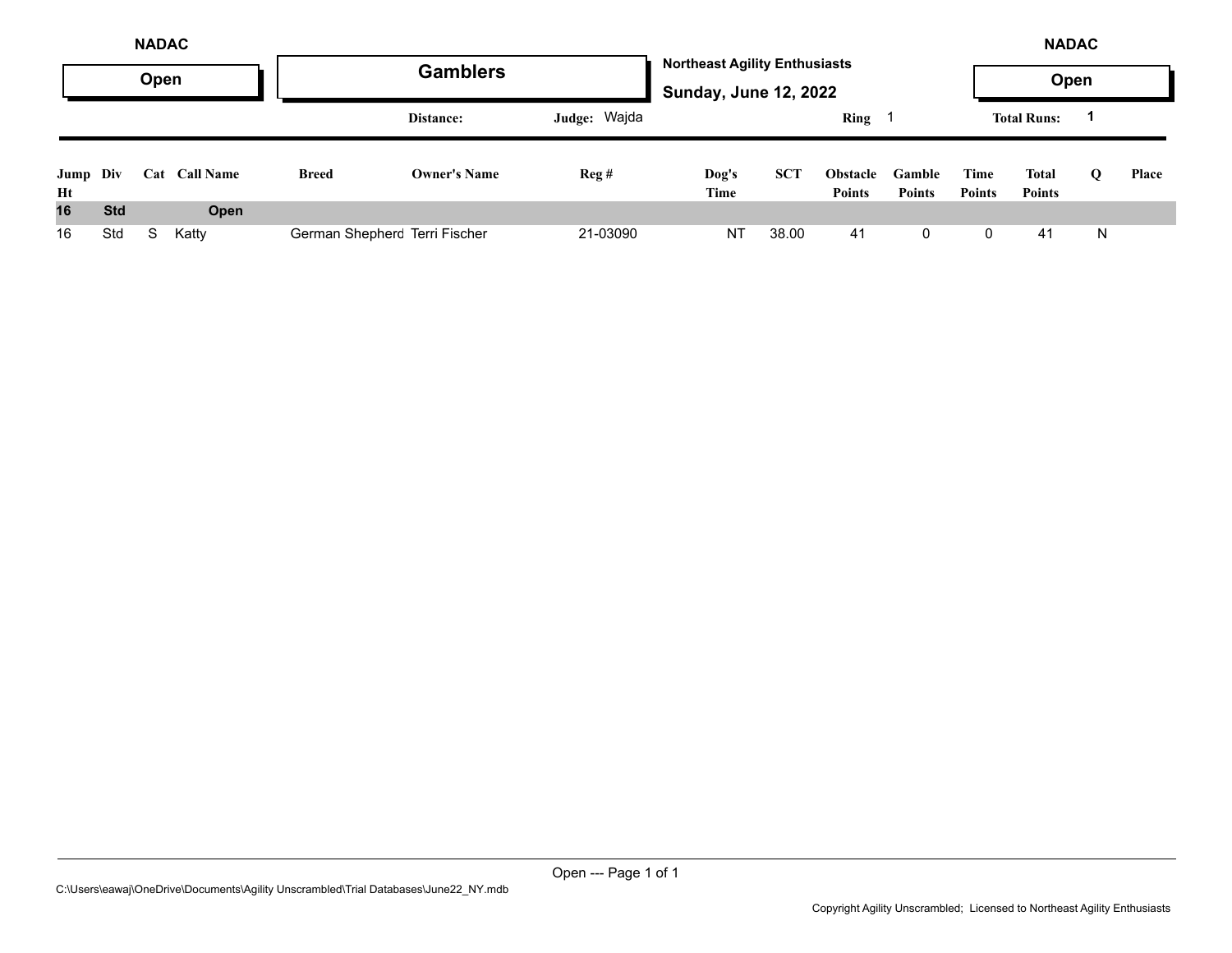NADAC

**Open**

## Gamblers

**Northeast Agility Enthusiasts**

**Sunday, June 12, 2022**

NADAC

**Open**

Distance: | Judge: Wajda | Ring 1 | Total Runs: 1

| Jump Ht | Div | Cat | Call Name | Breed | Owner's Name | Reg # | Dog's Time | SCT | Obstacle Points | Gamble Points | Time Points | Total Points | Q | Place |
|---|---|---|---|---|---|---|---|---|---|---|---|---|---|---|
| **16** | **Std** | | **Open** | | | | | | | | | | | |
| 16 | Std | S | Katty | German Shepherd | Terri Fischer | 21-03090 | NT | 38.00 | 41 | 0 | 0 | 41 | N | |

C:\Users\eawaj\OneDrive\Documents\Agility Unscrambled\Trial Databases\June22_NY.mdb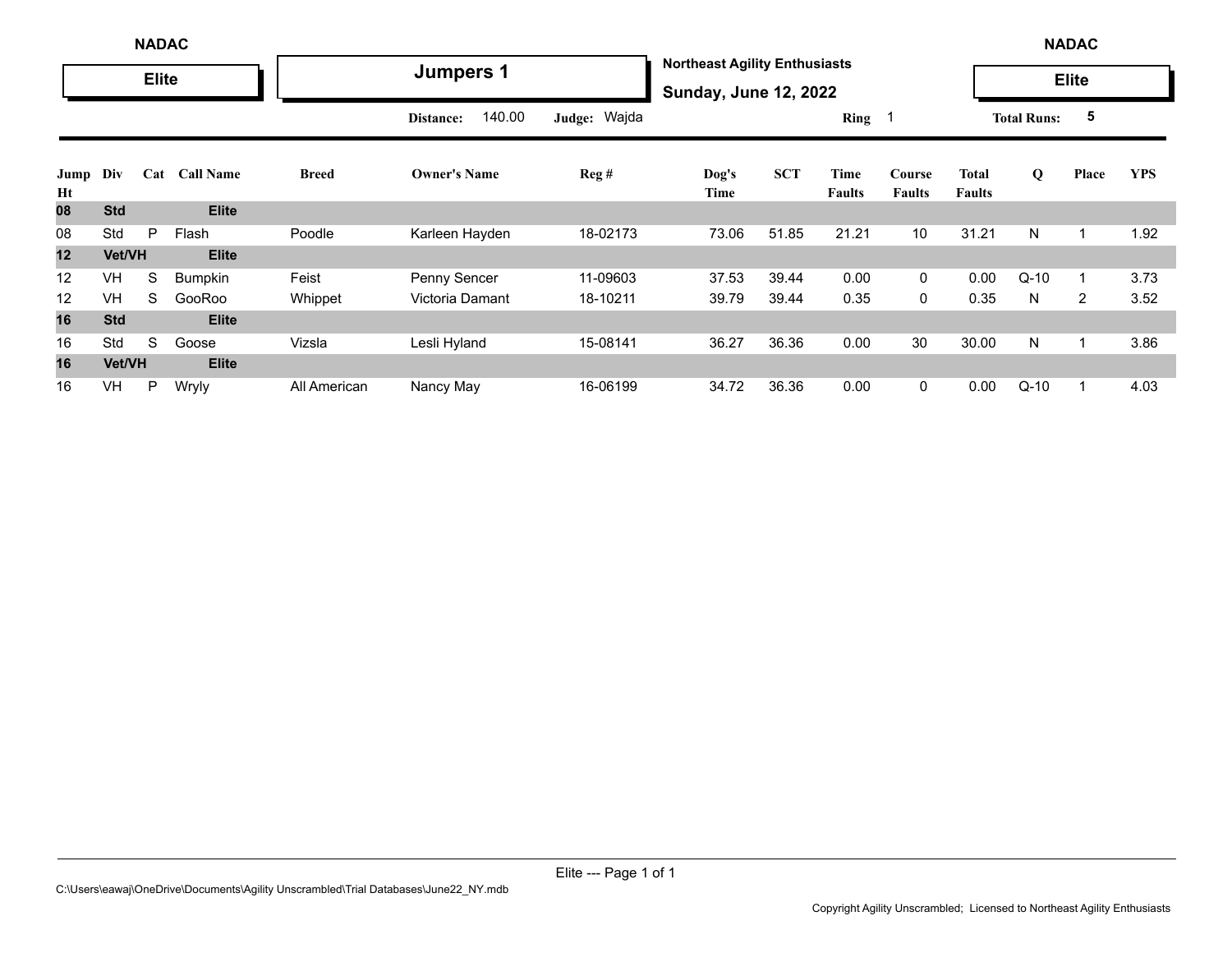NADAC

**Elite**

# Jumpers 1

**Northeast Agility Enthusiasts**

**Sunday, June 12, 2022**

NADAC

**Elite**

**Distance:** 140.00 **Judge:** Wajda **Ring** 1 **Total Runs:** 5

| Jump Ht | Div | Cat | Call Name | Breed | Owner's Name | Reg # | Dog's Time | SCT | Time Faults | Course Faults | Total Faults | Q | Place | YPS |
|---|---|---|---|---|---|---|---|---|---|---|---|---|---|---|
| **08** | **Std** | | **Elite** | | | | | | | | | | | |
| 08 | Std | P | Flash | Poodle | Karleen Hayden | 18-02173 | 73.06 | 51.85 | 21.21 | 10 | 31.21 | N | 1 | 1.92 |
| **12** | **Vet/VH** | | **Elite** | | | | | | | | | | | |
| 12 | VH | S | Bumpkin | Feist | Penny Sencer | 11-09603 | 37.53 | 39.44 | 0.00 | 0 | 0.00 | Q-10 | 1 | 3.73 |
| 12 | VH | S | GooRoo | Whippet | Victoria Damant | 18-10211 | 39.79 | 39.44 | 0.35 | 0 | 0.35 | N | 2 | 3.52 |
| **16** | **Std** | | **Elite** | | | | | | | | | | | |
| 16 | Std | S | Goose | Vizsla | Lesli Hyland | 15-08141 | 36.27 | 36.36 | 0.00 | 30 | 30.00 | N | 1 | 3.86 |
| **16** | **Vet/VH** | | **Elite** | | | | | | | | | | | |
| 16 | VH | P | Wryly | All American | Nancy May | 16-06199 | 34.72 | 36.36 | 0.00 | 0 | 0.00 | Q-10 | 1 | 4.03 |

C:\Users\eawaj\OneDrive\Documents\Agility Unscrambled\Trial Databases\June22_NY.mdb

Copyright Agility Unscrambled; Licensed to Northeast Agility Enthusiasts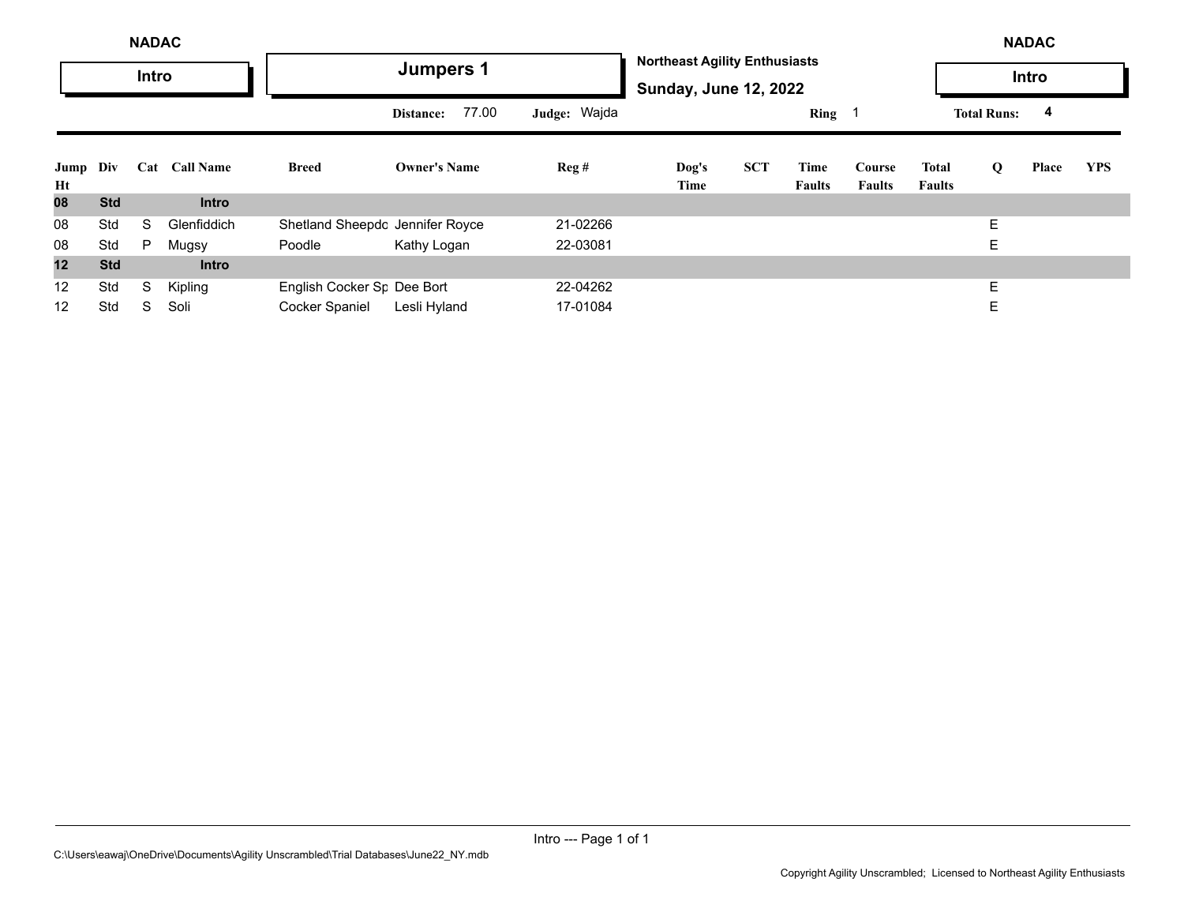NADAC

**Intro**

# Jumpers 1

**Northeast Agility Enthusiasts**

**Sunday, June 12, 2022**

NADAC

**Intro**

**Distance:** 77.00 **Judge:** Wajda **Ring** 1 **Total Runs:** 4

| Jump Ht | Div | Cat | Call Name | Breed | Owner's Name | Reg # | Dog's Time | SCT | Time Faults | Course Faults | Total Faults | Q | Place | YPS |
|---|---|---|---|---|---|---|---|---|---|---|---|---|---|---|
| **08** | **Std** | | **Intro** | | | | | | | | | | | |
| 08 | Std | S | Glenfiddich | Shetland Sheepdo | Jennifer Royce | 21-02266 | | | | | | E | | |
| 08 | Std | P | Mugsy | Poodle | Kathy Logan | 22-03081 | | | | | | E | | |
| **12** | **Std** | | **Intro** | | | | | | | | | | | |
| 12 | Std | S | Kipling | English Cocker Sp | Dee Bort | 22-04262 | | | | | | E | | |
| 12 | Std | S | Soli | Cocker Spaniel | Lesli Hyland | 17-01084 | | | | | | E | | |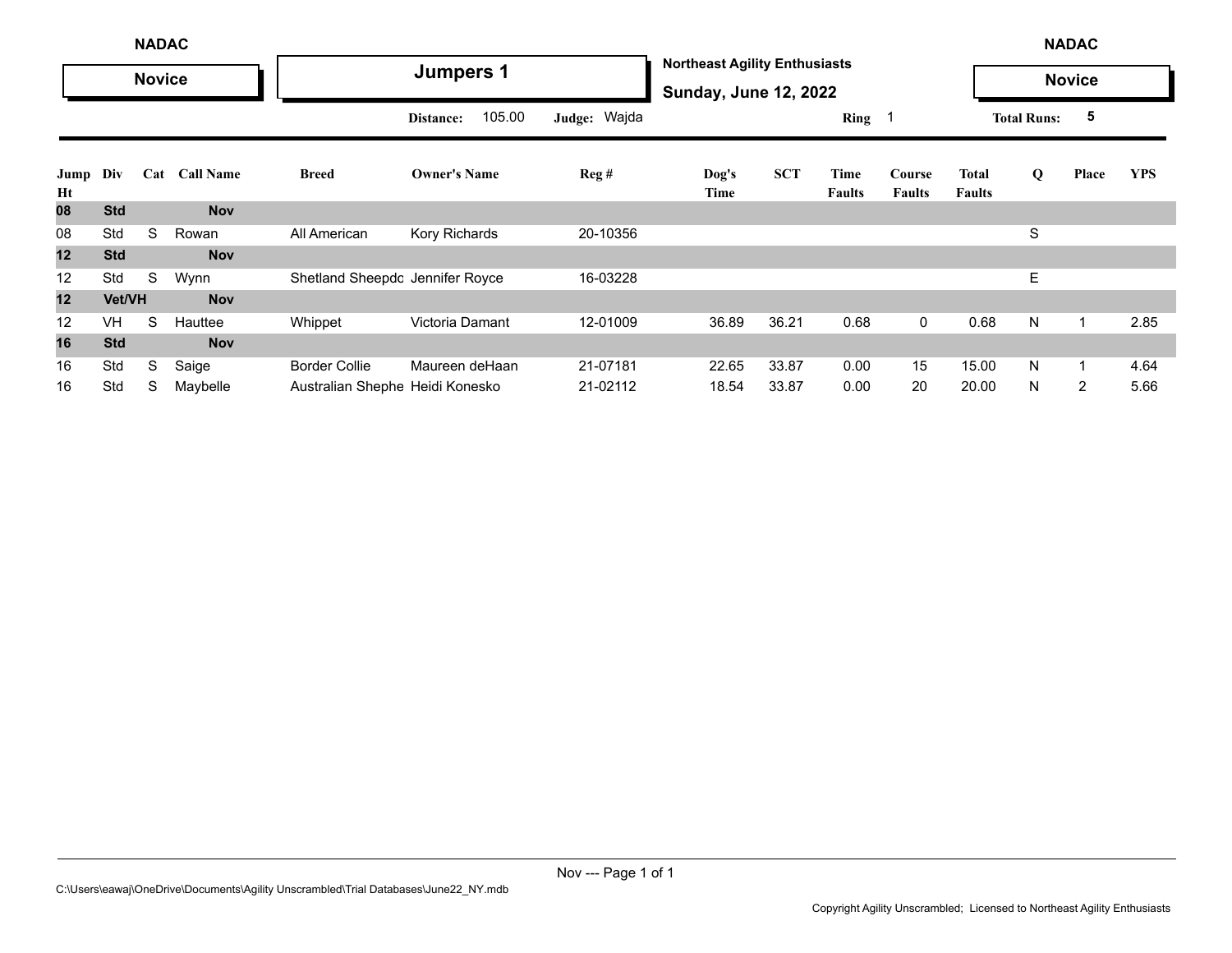NADAC — Novice

# Jumpers 1

**Northeast Agility Enthusiasts**
**Sunday, June 12, 2022**

NADAC — Novice

**Distance:** 105.00 **Judge:** Wajda **Ring** 1 **Total Runs:** 5

| Jump Ht | Div | Cat | Call Name | Breed | Owner's Name | Reg # | Dog's Time | SCT | Time Faults | Course Faults | Total Faults | Q | Place | YPS |
|---|---|---|---|---|---|---|---|---|---|---|---|---|---|---|
| **08** | **Std** | | **Nov** | | | | | | | | | | | |
| 08 | Std | S | Rowan | All American | Kory Richards | 20-10356 | | | | | | S | | |
| **12** | **Std** | | **Nov** | | | | | | | | | | | |
| 12 | Std | S | Wynn | Shetland Sheepdo | Jennifer Royce | 16-03228 | | | | | | E | | |
| **12** | **Vet/VH** | | **Nov** | | | | | | | | | | | |
| 12 | VH | S | Hauttee | Whippet | Victoria Damant | 12-01009 | 36.89 | 36.21 | 0.68 | 0 | 0.68 | N | 1 | 2.85 |
| **16** | **Std** | | **Nov** | | | | | | | | | | | |
| 16 | Std | S | Saige | Border Collie | Maureen deHaan | 21-07181 | 22.65 | 33.87 | 0.00 | 15 | 15.00 | N | 1 | 4.64 |
| 16 | Std | S | Maybelle | Australian Shephe | Heidi Konesko | 21-02112 | 18.54 | 33.87 | 0.00 | 20 | 20.00 | N | 2 | 5.66 |

C:\Users\eawaj\OneDrive\Documents\Agility Unscrambled\Trial Databases\June22_NY.mdb

Copyright Agility Unscrambled; Licensed to Northeast Agility Enthusiasts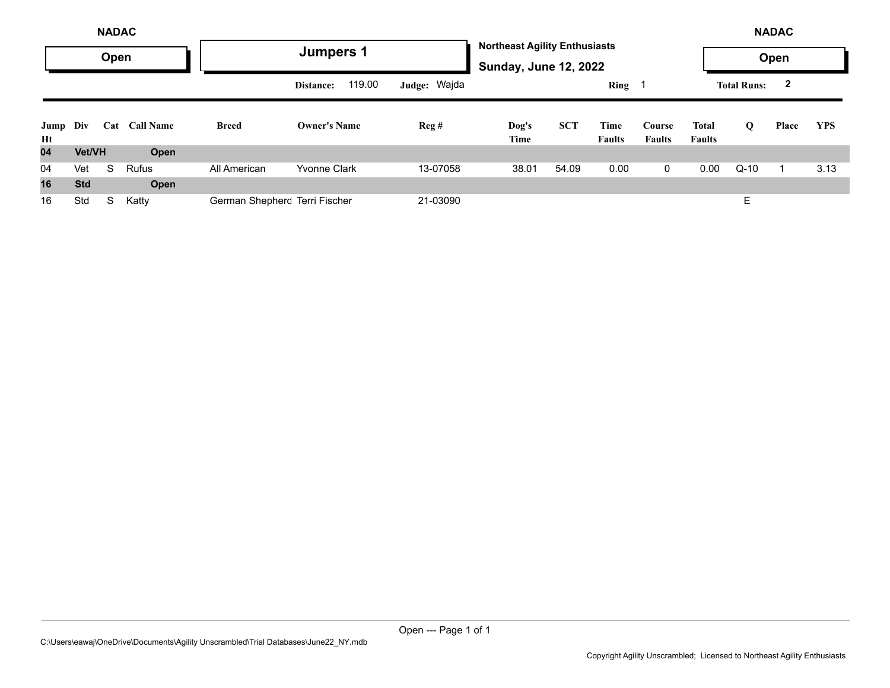**NADAC** — **Open**

# Jumpers 1

**Northeast Agility Enthusiasts**
**Sunday, June 12, 2022**

**NADAC** — **Open**

**Distance:** 119.00 **Judge:** Wajda **Ring** 1 **Total Runs:** 2

| Jump Ht | Div | Cat | Call Name | Breed | Owner's Name | Reg # | Dog's Time | SCT | Time Faults | Course Faults | Total Faults | Q | Place | YPS |
|---|---|---|---|---|---|---|---|---|---|---|---|---|---|---|
| **04** | **Vet/VH** | | **Open** | | | | | | | | | | | |
| 04 | Vet | S | Rufus | All American | Yvonne Clark | 13-07058 | 38.01 | 54.09 | 0.00 | 0 | 0.00 | Q-10 | 1 | 3.13 |
| **16** | **Std** | | **Open** | | | | | | | | | | | |
| 16 | Std | S | Katty | German Shepherd | Terri Fischer | 21-03090 | | | | | | E | | |

C:\Users\eawaj\OneDrive\Documents\Agility Unscrambled\Trial Databases\June22_NY.mdb

Copyright Agility Unscrambled; Licensed to Northeast Agility Enthusiasts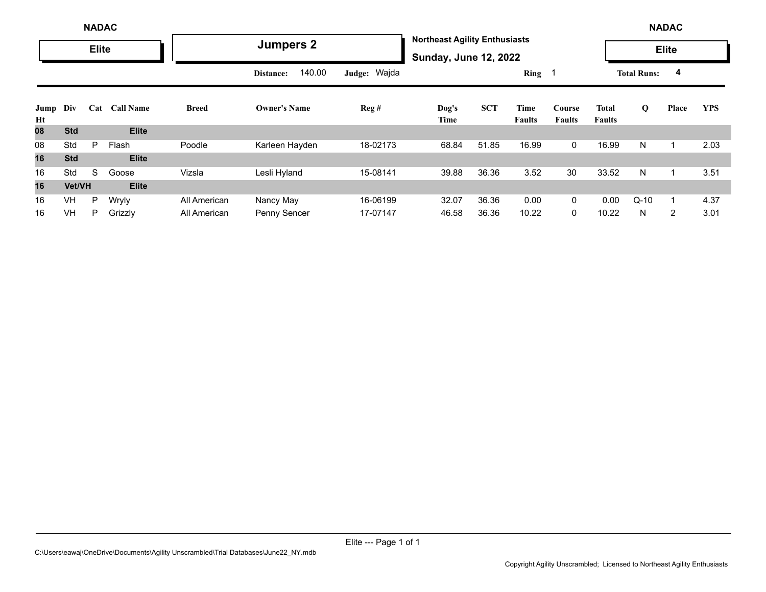NADAC

**Elite**

# Jumpers 2

**Northeast Agility Enthusiasts**

**Sunday, June 12, 2022**

NADAC

**Elite**

**Distance:** 140.00 **Judge:** Wajda **Ring** 1 **Total Runs:** 4

| Jump Ht | Div | Cat | Call Name | Breed | Owner's Name | Reg # | Dog's Time | SCT | Time Faults | Course Faults | Total Faults | Q | Place | YPS |
|---|---|---|---|---|---|---|---|---|---|---|---|---|---|---|
| **08** | **Std** | | **Elite** | | | | | | | | | | | |
| 08 | Std | P | Flash | Poodle | Karleen Hayden | 18-02173 | 68.84 | 51.85 | 16.99 | 0 | 16.99 | N | 1 | 2.03 |
| **16** | **Std** | | **Elite** | | | | | | | | | | | |
| 16 | Std | S | Goose | Vizsla | Lesli Hyland | 15-08141 | 39.88 | 36.36 | 3.52 | 30 | 33.52 | N | 1 | 3.51 |
| **16** | **Vet/VH** | | **Elite** | | | | | | | | | | | |
| 16 | VH | P | Wryly | All American | Nancy May | 16-06199 | 32.07 | 36.36 | 0.00 | 0 | 0.00 | Q-10 | 1 | 4.37 |
| 16 | VH | P | Grizzly | All American | Penny Sencer | 17-07147 | 46.58 | 36.36 | 10.22 | 0 | 10.22 | N | 2 | 3.01 |

C:\Users\eawaj\OneDrive\Documents\Agility Unscrambled\Trial Databases\June22_NY.mdb

Copyright Agility Unscrambled; Licensed to Northeast Agility Enthusiasts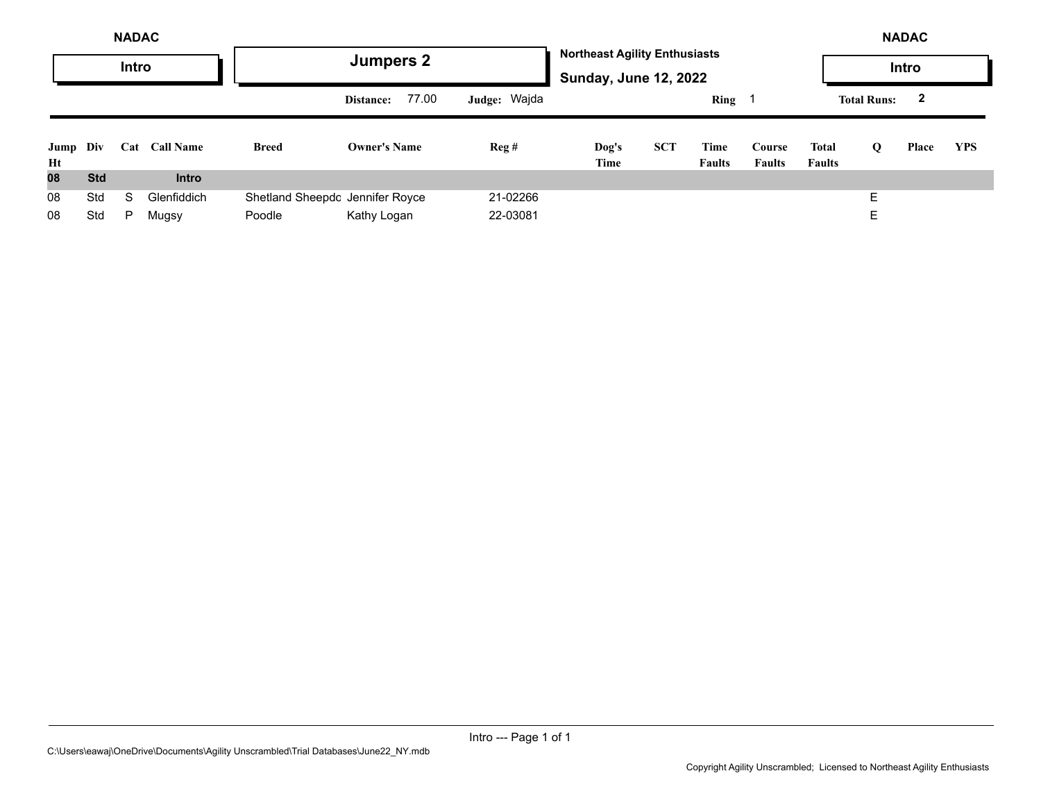NADAC

**Intro**

# Jumpers 2

**Northeast Agility Enthusiasts**

**Sunday, June 12, 2022**

NADAC

**Intro**

**Distance:** 77.00 **Judge:** Wajda **Ring** 1 **Total Runs:** 2

| Jump Ht | Div | Cat | Call Name | Breed | Owner's Name | Reg # | Dog's Time | SCT | Time Faults | Course Faults | Total Faults | Q | Place | YPS |
|---|---|---|---|---|---|---|---|---|---|---|---|---|---|---|
| **08** | **Std** | | **Intro** | | | | | | | | | | | |
| 08 | Std | S | Glenfiddich | Shetland Sheepdo | Jennifer Royce | 21-02266 | | | | | | E | | |
| 08 | Std | P | Mugsy | Poodle | Kathy Logan | 22-03081 | | | | | | E | | |

Intro --- Page 1 of 1

C:\Users\eawaj\OneDrive\Documents\Agility Unscrambled\Trial Databases\June22_NY.mdb

Copyright Agility Unscrambled; Licensed to Northeast Agility Enthusiasts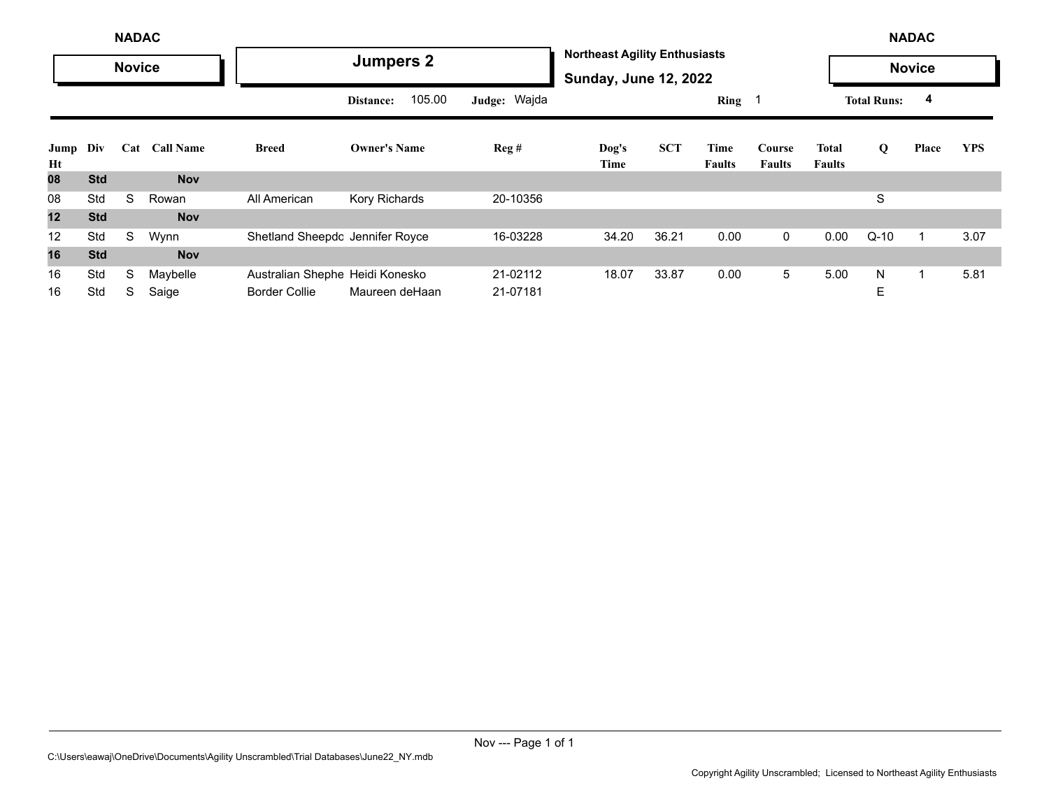NADAC

**Novice**

## Jumpers 2

**Northeast Agility Enthusiasts**

**Sunday, June 12, 2022**

NADAC

**Novice**

**Distance:** 105.00 **Judge:** Wajda **Ring** 1 **Total Runs:** 4

| Jump Ht | Div | Cat | Call Name | Breed | Owner's Name | Reg # | Dog's Time | SCT | Time Faults | Course Faults | Total Faults | Q | Place | YPS |
|---|---|---|---|---|---|---|---|---|---|---|---|---|---|---|
| **08** | **Std** | | **Nov** | | | | | | | | | | | |
| 08 | Std | S | Rowan | All American | Kory Richards | 20-10356 | | | | | | S | | |
| **12** | **Std** | | **Nov** | | | | | | | | | | | |
| 12 | Std | S | Wynn | Shetland Sheepdc | Jennifer Royce | 16-03228 | 34.20 | 36.21 | 0.00 | 0 | 0.00 | Q-10 | 1 | 3.07 |
| **16** | **Std** | | **Nov** | | | | | | | | | | | |
| 16 | Std | S | Maybelle | Australian Shephe | Heidi Konesko | 21-02112 | 18.07 | 33.87 | 0.00 | 5 | 5.00 | N | 1 | 5.81 |
| 16 | Std | S | Saige | Border Collie | Maureen deHaan | 21-07181 | | | | | | E | | |

C:\Users\eawaj\OneDrive\Documents\Agility Unscrambled\Trial Databases\June22_NY.mdb

Copyright Agility Unscrambled; Licensed to Northeast Agility Enthusiasts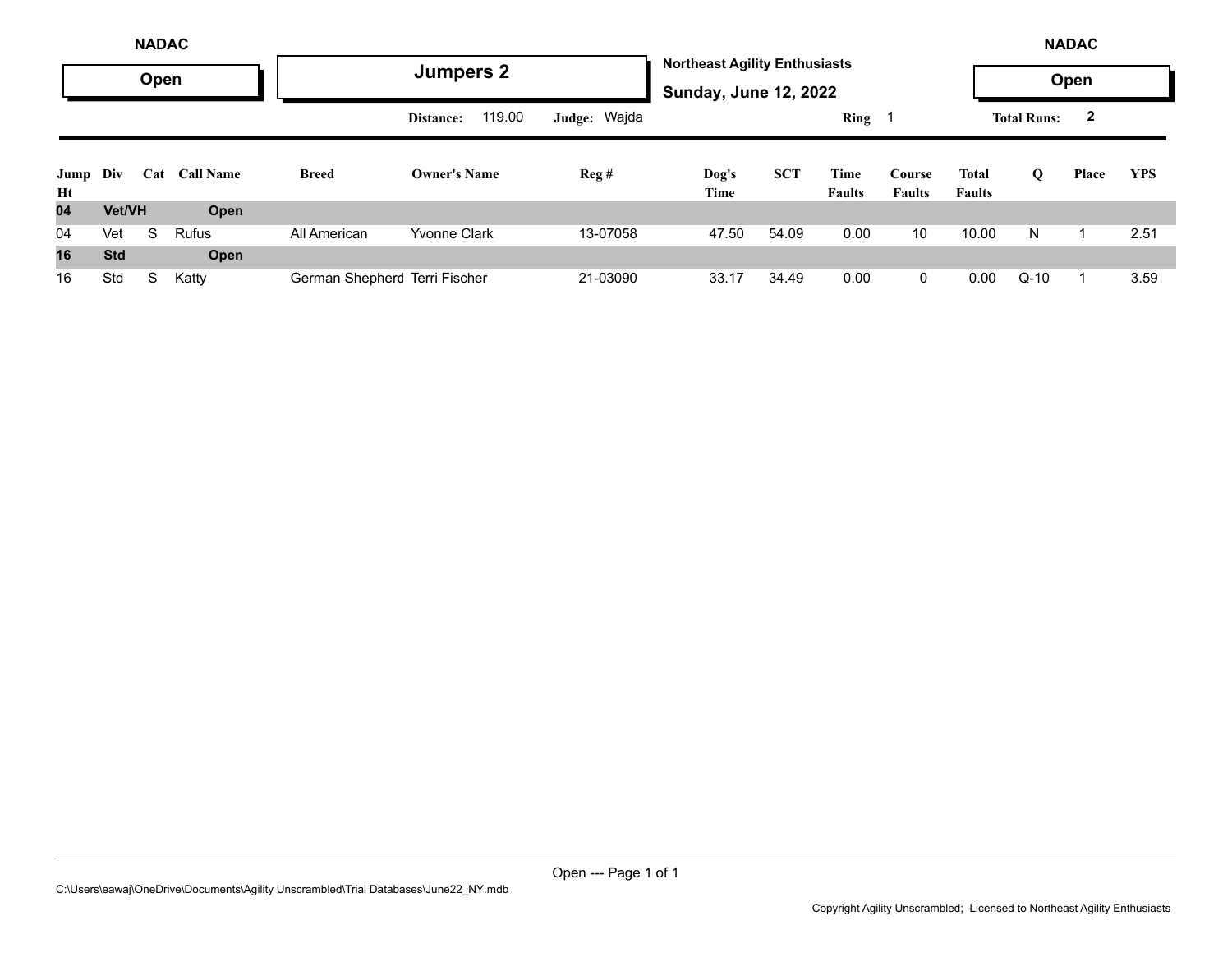NADAC

**Open**

# Jumpers 2

**Northeast Agility Enthusiasts**

**Sunday, June 12, 2022**

NADAC

**Open**

**Distance:** 119.00 **Judge:** Wajda **Ring** 1 **Total Runs:** 2

| Jump Ht | Div | Cat | Call Name | Breed | Owner's Name | Reg # | Dog's Time | SCT | Time Faults | Course Faults | Total Faults | Q | Place | YPS |
|---|---|---|---|---|---|---|---|---|---|---|---|---|---|---|
| **04** | **Vet/VH** | | **Open** | | | | | | | | | | | |
| 04 | Vet | S | Rufus | All American | Yvonne Clark | 13-07058 | 47.50 | 54.09 | 0.00 | 10 | 10.00 | N | 1 | 2.51 |
| **16** | **Std** | | **Open** | | | | | | | | | | | |
| 16 | Std | S | Katty | German Shepherd | Terri Fischer | 21-03090 | 33.17 | 34.49 | 0.00 | 0 | 0.00 | Q-10 | 1 | 3.59 |

Open --- Page 1 of 1

C:\Users\eawaj\OneDrive\Documents\Agility Unscrambled\Trial Databases\June22_NY.mdb

Copyright Agility Unscrambled; Licensed to Northeast Agility Enthusiasts